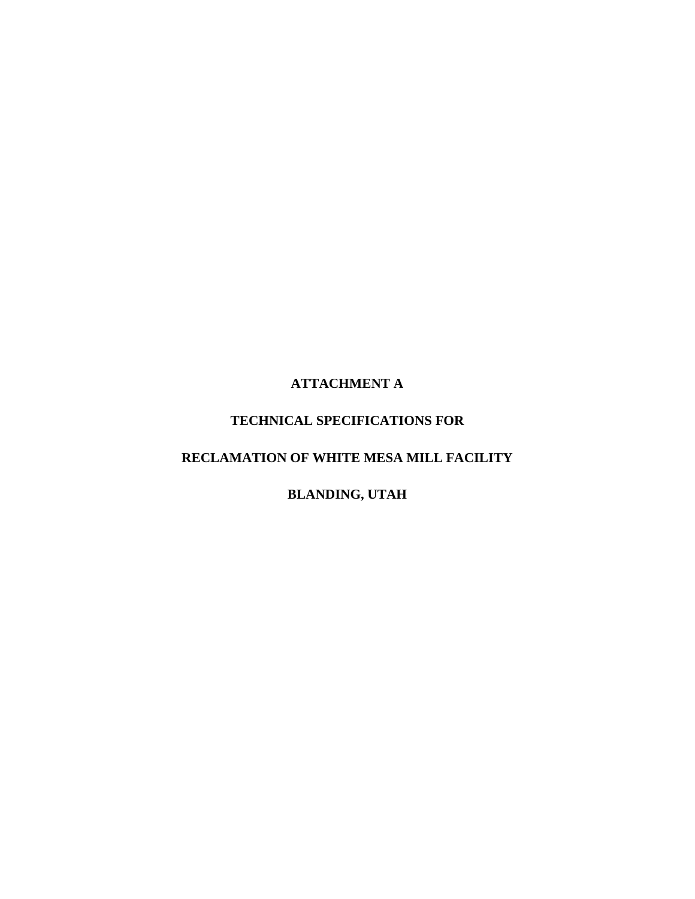# ATTACHMENT A

# TECHNICAL SPECIFICATIONS FOR

# RECLAMATION OF WHITE MESA MILL FACILITY

# BLANDING, UTAH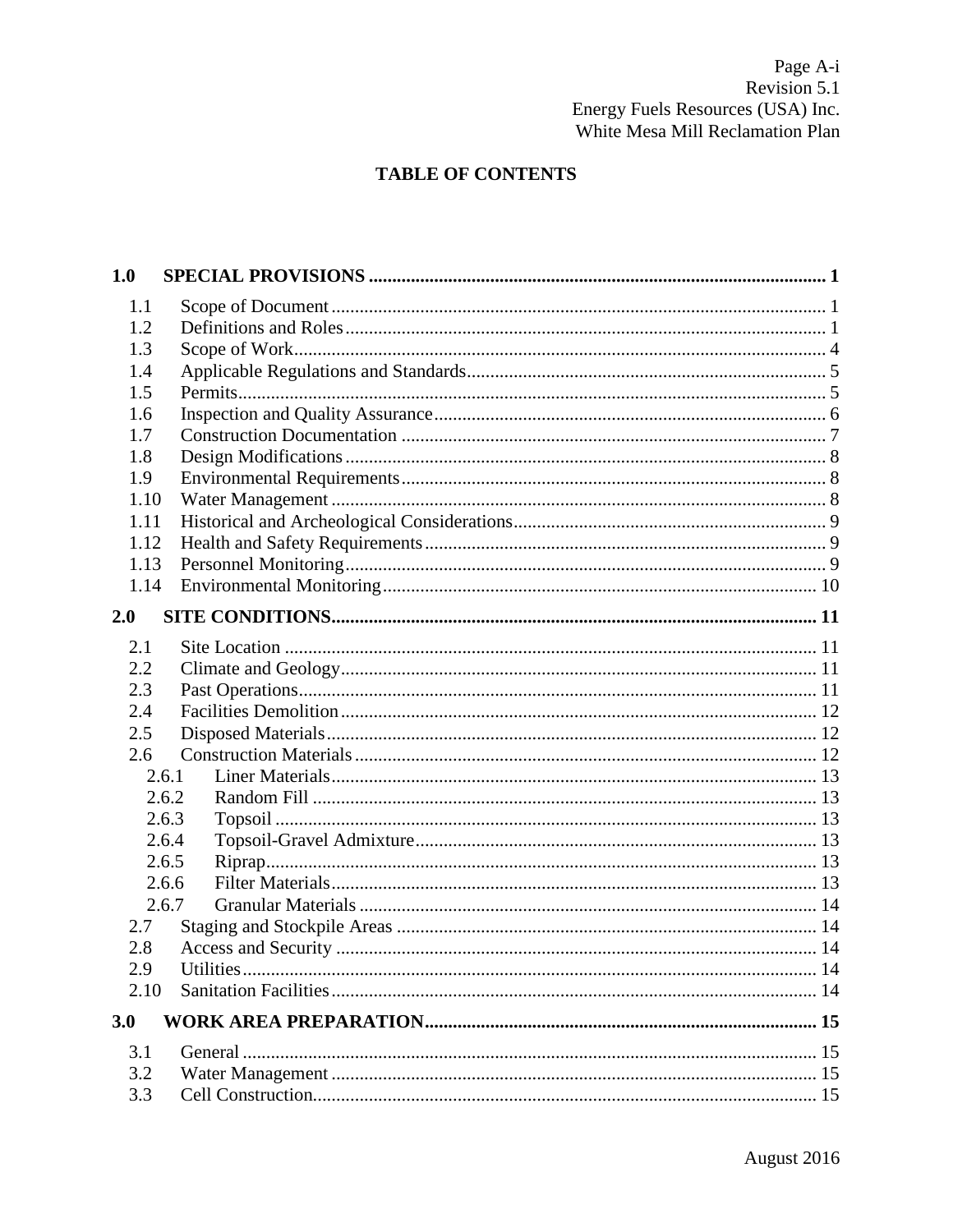# TABLE OF CONTENTS

**1.0 SPECIAL PROVISIONS** ........ 1

- 1.1 Scope of Document ........ 1
- 1.2 Definitions and Roles ........ 1
- 1.3 Scope of Work ........ 4
- 1.4 Applicable Regulations and Standards ........ 5
- 1.5 Permits ........ 5
- 1.6 Inspection and Quality Assurance ........ 6
- 1.7 Construction Documentation ........ 7
- 1.8 Design Modifications ........ 8
- 1.9 Environmental Requirements ........ 8
- 1.10 Water Management ........ 8
- 1.11 Historical and Archeological Considerations ........ 9
- 1.12 Health and Safety Requirements ........ 9
- 1.13 Personnel Monitoring ........ 9
- 1.14 Environmental Monitoring ........ 10

**2.0 SITE CONDITIONS** ........ 11

- 2.1 Site Location ........ 11
- 2.2 Climate and Geology ........ 11
- 2.3 Past Operations ........ 11
- 2.4 Facilities Demolition ........ 12
- 2.5 Disposed Materials ........ 12
- 2.6 Construction Materials ........ 12
  - 2.6.1 Liner Materials ........ 13
  - 2.6.2 Random Fill ........ 13
  - 2.6.3 Topsoil ........ 13
  - 2.6.4 Topsoil-Gravel Admixture ........ 13
  - 2.6.5 Riprap ........ 13
  - 2.6.6 Filter Materials ........ 13
  - 2.6.7 Granular Materials ........ 14
- 2.7 Staging and Stockpile Areas ........ 14
- 2.8 Access and Security ........ 14
- 2.9 Utilities ........ 14
- 2.10 Sanitation Facilities ........ 14

**3.0 WORK AREA PREPARATION** ........ 15

- 3.1 General ........ 15
- 3.2 Water Management ........ 15
- 3.3 Cell Construction ........ 15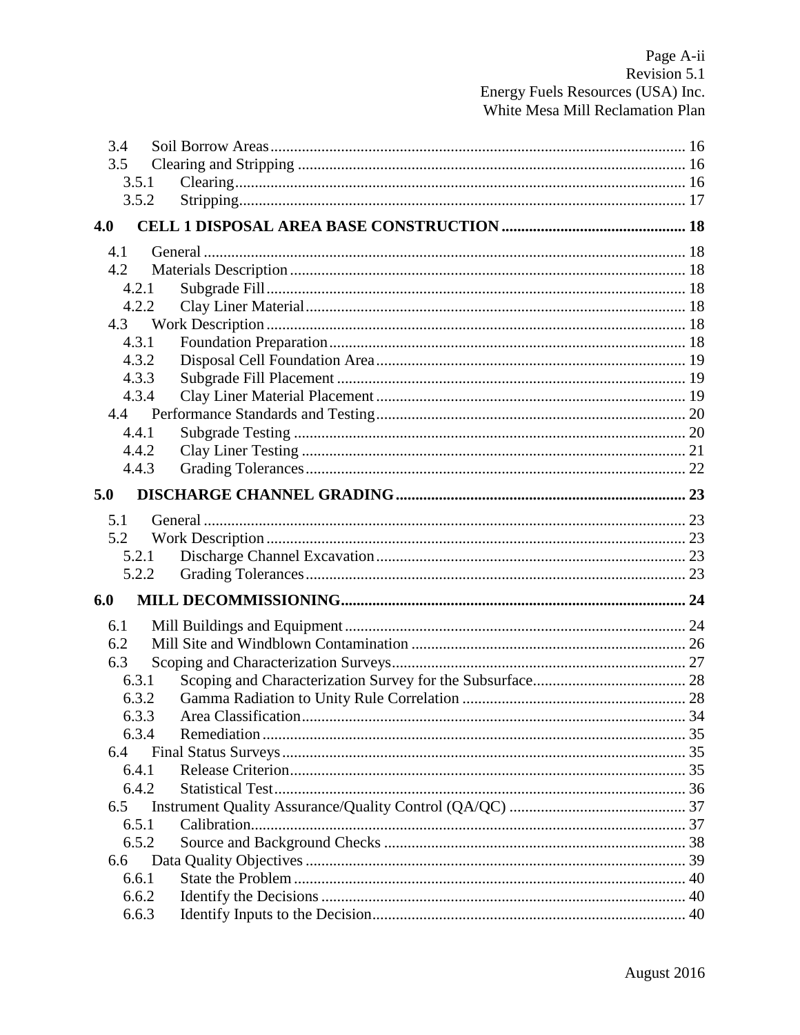3.4 Soil Borrow Areas ........ 16
3.5 Clearing and Stripping ........ 16
3.5.1 Clearing ........ 16
3.5.2 Stripping ........ 17

**4.0 CELL 1 DISPOSAL AREA BASE CONSTRUCTION ........ 18**

4.1 General ........ 18
4.2 Materials Description ........ 18
4.2.1 Subgrade Fill ........ 18
4.2.2 Clay Liner Material ........ 18
4.3 Work Description ........ 18
4.3.1 Foundation Preparation ........ 18
4.3.2 Disposal Cell Foundation Area ........ 19
4.3.3 Subgrade Fill Placement ........ 19
4.3.4 Clay Liner Material Placement ........ 19
4.4 Performance Standards and Testing ........ 20
4.4.1 Subgrade Testing ........ 20
4.4.2 Clay Liner Testing ........ 21
4.4.3 Grading Tolerances ........ 22

**5.0 DISCHARGE CHANNEL GRADING ........ 23**

5.1 General ........ 23
5.2 Work Description ........ 23
5.2.1 Discharge Channel Excavation ........ 23
5.2.2 Grading Tolerances ........ 23

**6.0 MILL DECOMMISSIONING ........ 24**

6.1 Mill Buildings and Equipment ........ 24
6.2 Mill Site and Windblown Contamination ........ 26
6.3 Scoping and Characterization Surveys ........ 27
6.3.1 Scoping and Characterization Survey for the Subsurface ........ 28
6.3.2 Gamma Radiation to Unity Rule Correlation ........ 28
6.3.3 Area Classification ........ 34
6.3.4 Remediation ........ 35
6.4 Final Status Surveys ........ 35
6.4.1 Release Criterion ........ 35
6.4.2 Statistical Test ........ 36
6.5 Instrument Quality Assurance/Quality Control (QA/QC) ........ 37
6.5.1 Calibration ........ 37
6.5.2 Source and Background Checks ........ 38
6.6 Data Quality Objectives ........ 39
6.6.1 State the Problem ........ 40
6.6.2 Identify the Decisions ........ 40
6.6.3 Identify Inputs to the Decision ........ 40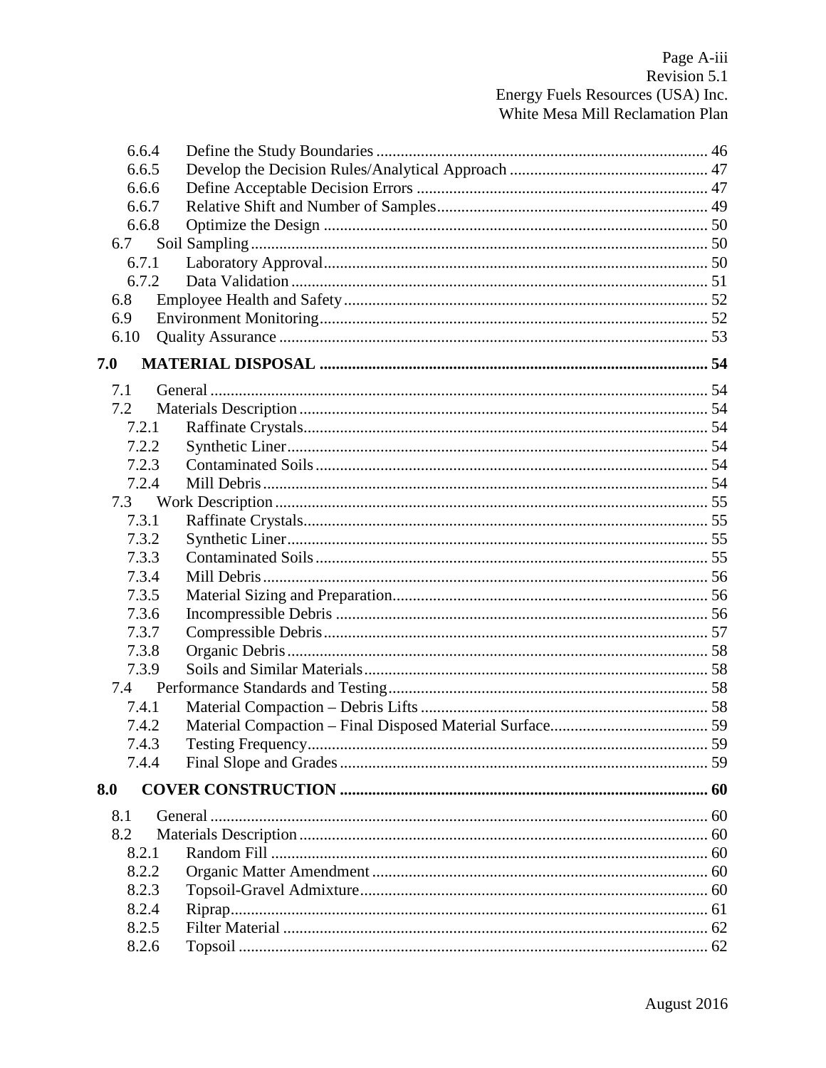6.6.4 Define the Study Boundaries ................................................................................ 46
6.6.5 Develop the Decision Rules/Analytical Approach ................................................ 47
6.6.6 Define Acceptable Decision Errors ....................................................................... 47
6.6.7 Relative Shift and Number of Samples.................................................................. 49
6.6.8 Optimize the Design .............................................................................................. 50
6.7 Soil Sampling ................................................................................................................ 50
6.7.1 Laboratory Approval.............................................................................................. 50
6.7.2 Data Validation ...................................................................................................... 51
6.8 Employee Health and Safety ......................................................................................... 52
6.9 Environment Monitoring ............................................................................................... 52
6.10 Quality Assurance ......................................................................................................... 53

**7.0 MATERIAL DISPOSAL ............................................................................................... 54**

7.1 General .......................................................................................................................... 54
7.2 Materials Description .................................................................................................... 54
7.2.1 Raffinate Crystals................................................................................................... 54
7.2.2 Synthetic Liner ....................................................................................................... 54
7.2.3 Contaminated Soils ................................................................................................ 54
7.2.4 Mill Debris ............................................................................................................. 54
7.3 Work Description .......................................................................................................... 55
7.3.1 Raffinate Crystals................................................................................................... 55
7.3.2 Synthetic Liner ....................................................................................................... 55
7.3.3 Contaminated Soils ................................................................................................ 55
7.3.4 Mill Debris ............................................................................................................. 56
7.3.5 Material Sizing and Preparation............................................................................. 56
7.3.6 Incompressible Debris ........................................................................................... 56
7.3.7 Compressible Debris .............................................................................................. 57
7.3.8 Organic Debris ....................................................................................................... 58
7.3.9 Soils and Similar Materials .................................................................................... 58
7.4 Performance Standards and Testing .............................................................................. 58
7.4.1 Material Compaction – Debris Lifts ...................................................................... 58
7.4.2 Material Compaction – Final Disposed Material Surface ...................................... 59
7.4.3 Testing Frequency .................................................................................................. 59
7.4.4 Final Slope and Grades .......................................................................................... 59

**8.0 COVER CONSTRUCTION .......................................................................................... 60**

8.1 General .......................................................................................................................... 60
8.2 Materials Description .................................................................................................... 60
8.2.1 Random Fill ........................................................................................................... 60
8.2.2 Organic Matter Amendment .................................................................................. 60
8.2.3 Topsoil-Gravel Admixture ..................................................................................... 60
8.2.4 Riprap ..................................................................................................................... 61
8.2.5 Filter Material ........................................................................................................ 62
8.2.6 Topsoil ................................................................................................................... 62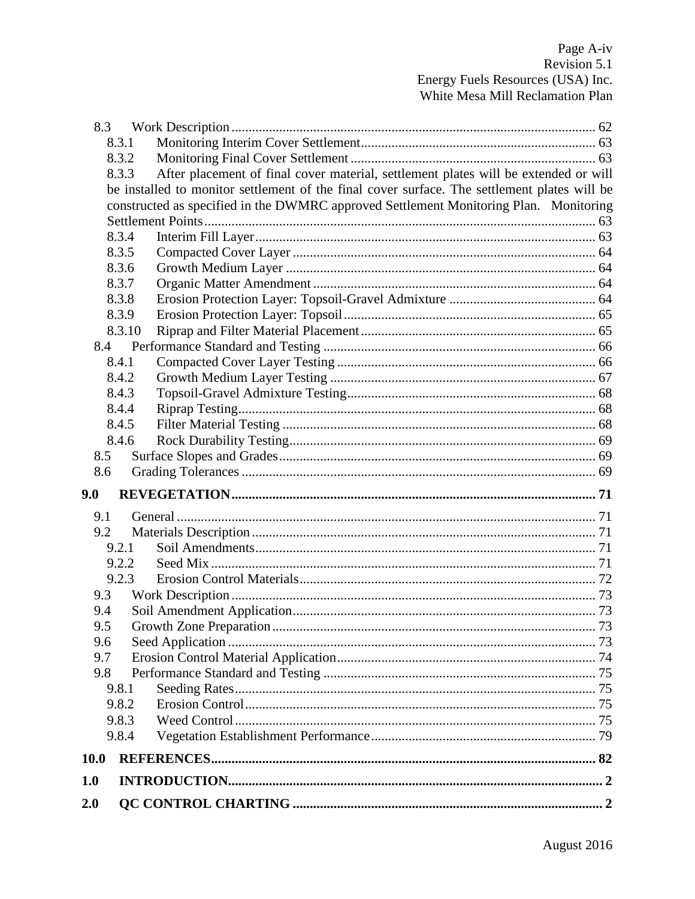8.3 Work Description .......... 62
  8.3.1 Monitoring Interim Cover Settlement .......... 63
  8.3.2 Monitoring Final Cover Settlement .......... 63
  8.3.3 After placement of final cover material, settlement plates will be extended or will be installed to monitor settlement of the final cover surface. The settlement plates will be constructed as specified in the DWMRC approved Settlement Monitoring Plan. Monitoring Settlement Points .......... 63
  8.3.4 Interim Fill Layer .......... 63
  8.3.5 Compacted Cover Layer .......... 64
  8.3.6 Growth Medium Layer .......... 64
  8.3.7 Organic Matter Amendment .......... 64
  8.3.8 Erosion Protection Layer: Topsoil-Gravel Admixture .......... 64
  8.3.9 Erosion Protection Layer: Topsoil .......... 65
  8.3.10 Riprap and Filter Material Placement .......... 65
8.4 Performance Standard and Testing .......... 66
  8.4.1 Compacted Cover Layer Testing .......... 66
  8.4.2 Growth Medium Layer Testing .......... 67
  8.4.3 Topsoil-Gravel Admixture Testing .......... 68
  8.4.4 Riprap Testing .......... 68
  8.4.5 Filter Material Testing .......... 68
  8.4.6 Rock Durability Testing .......... 69
8.5 Surface Slopes and Grades .......... 69
8.6 Grading Tolerances .......... 69

**9.0 REVEGETATION .......... 71**

9.1 General .......... 71
9.2 Materials Description .......... 71
  9.2.1 Soil Amendments .......... 71
  9.2.2 Seed Mix .......... 71
  9.2.3 Erosion Control Materials .......... 72
9.3 Work Description .......... 73
9.4 Soil Amendment Application .......... 73
9.5 Growth Zone Preparation .......... 73
9.6 Seed Application .......... 73
9.7 Erosion Control Material Application .......... 74
9.8 Performance Standard and Testing .......... 75
  9.8.1 Seeding Rates .......... 75
  9.8.2 Erosion Control .......... 75
  9.8.3 Weed Control .......... 75
  9.8.4 Vegetation Establishment Performance .......... 79

**10.0 REFERENCES .......... 82**

**1.0 INTRODUCTION .......... 2**

**2.0 QC CONTROL CHARTING .......... 2**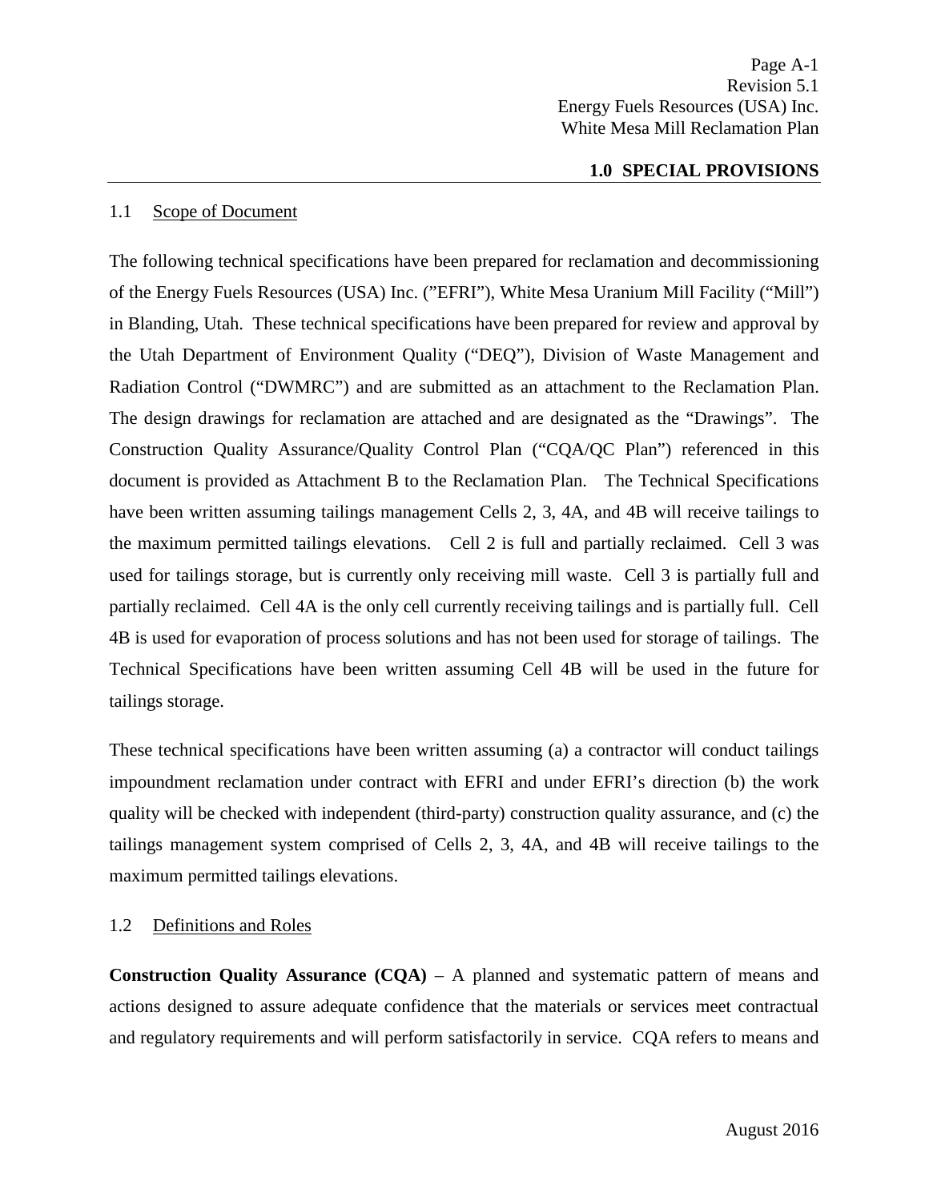## 1.0 SPECIAL PROVISIONS

### 1.1 Scope of Document

The following technical specifications have been prepared for reclamation and decommissioning of the Energy Fuels Resources (USA) Inc. (”EFRI”), White Mesa Uranium Mill Facility (“Mill”) in Blanding, Utah. These technical specifications have been prepared for review and approval by the Utah Department of Environment Quality (“DEQ”), Division of Waste Management and Radiation Control (“DWMRC”) and are submitted as an attachment to the Reclamation Plan. The design drawings for reclamation are attached and are designated as the “Drawings”. The Construction Quality Assurance/Quality Control Plan (“CQA/QC Plan”) referenced in this document is provided as Attachment B to the Reclamation Plan. The Technical Specifications have been written assuming tailings management Cells 2, 3, 4A, and 4B will receive tailings to the maximum permitted tailings elevations. Cell 2 is full and partially reclaimed. Cell 3 was used for tailings storage, but is currently only receiving mill waste. Cell 3 is partially full and partially reclaimed. Cell 4A is the only cell currently receiving tailings and is partially full. Cell 4B is used for evaporation of process solutions and has not been used for storage of tailings. The Technical Specifications have been written assuming Cell 4B will be used in the future for tailings storage.

These technical specifications have been written assuming (a) a contractor will conduct tailings impoundment reclamation under contract with EFRI and under EFRI’s direction (b) the work quality will be checked with independent (third-party) construction quality assurance, and (c) the tailings management system comprised of Cells 2, 3, 4A, and 4B will receive tailings to the maximum permitted tailings elevations.

### 1.2 Definitions and Roles

**Construction Quality Assurance (CQA)** – A planned and systematic pattern of means and actions designed to assure adequate confidence that the materials or services meet contractual and regulatory requirements and will perform satisfactorily in service. CQA refers to means and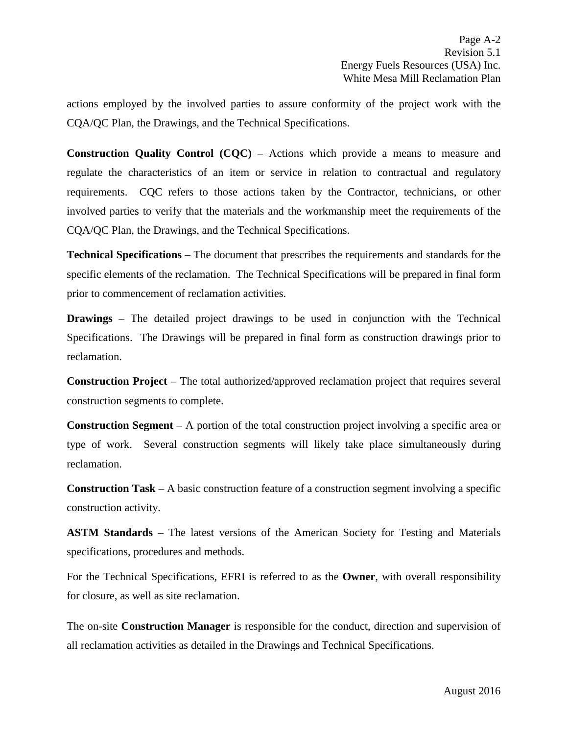actions employed by the involved parties to assure conformity of the project work with the CQA/QC Plan, the Drawings, and the Technical Specifications.

**Construction Quality Control (CQC)** – Actions which provide a means to measure and regulate the characteristics of an item or service in relation to contractual and regulatory requirements. CQC refers to those actions taken by the Contractor, technicians, or other involved parties to verify that the materials and the workmanship meet the requirements of the CQA/QC Plan, the Drawings, and the Technical Specifications.

**Technical Specifications** – The document that prescribes the requirements and standards for the specific elements of the reclamation. The Technical Specifications will be prepared in final form prior to commencement of reclamation activities.

**Drawings** – The detailed project drawings to be used in conjunction with the Technical Specifications. The Drawings will be prepared in final form as construction drawings prior to reclamation.

**Construction Project** – The total authorized/approved reclamation project that requires several construction segments to complete.

**Construction Segment** – A portion of the total construction project involving a specific area or type of work. Several construction segments will likely take place simultaneously during reclamation.

**Construction Task** – A basic construction feature of a construction segment involving a specific construction activity.

**ASTM Standards** – The latest versions of the American Society for Testing and Materials specifications, procedures and methods.

For the Technical Specifications, EFRI is referred to as the **Owner**, with overall responsibility for closure, as well as site reclamation.

The on-site **Construction Manager** is responsible for the conduct, direction and supervision of all reclamation activities as detailed in the Drawings and Technical Specifications.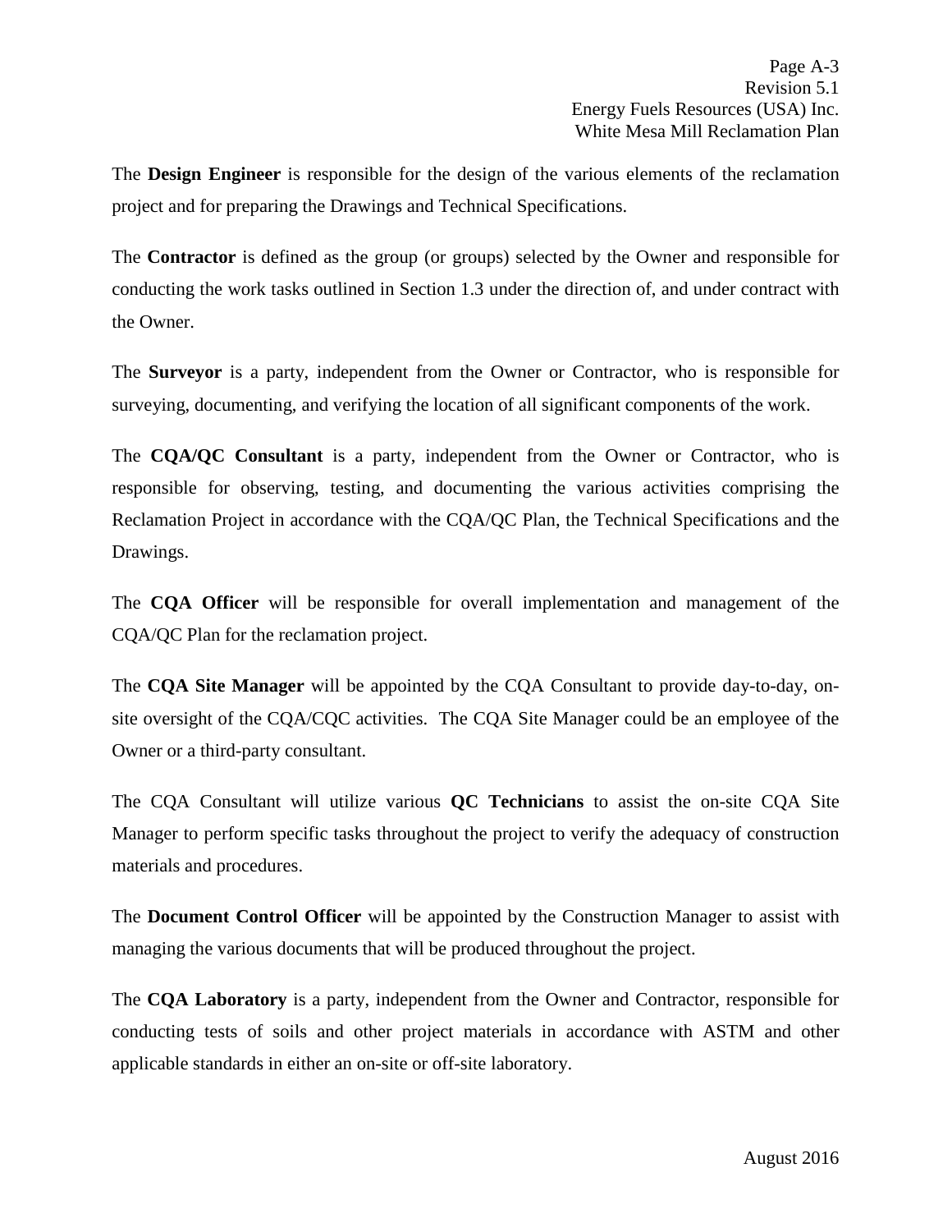The **Design Engineer** is responsible for the design of the various elements of the reclamation project and for preparing the Drawings and Technical Specifications.

The **Contractor** is defined as the group (or groups) selected by the Owner and responsible for conducting the work tasks outlined in Section 1.3 under the direction of, and under contract with the Owner.

The **Surveyor** is a party, independent from the Owner or Contractor, who is responsible for surveying, documenting, and verifying the location of all significant components of the work.

The **CQA/QC Consultant** is a party, independent from the Owner or Contractor, who is responsible for observing, testing, and documenting the various activities comprising the Reclamation Project in accordance with the CQA/QC Plan, the Technical Specifications and the Drawings.

The **CQA Officer** will be responsible for overall implementation and management of the CQA/QC Plan for the reclamation project.

The **CQA Site Manager** will be appointed by the CQA Consultant to provide day-to-day, on-site oversight of the CQA/CQC activities. The CQA Site Manager could be an employee of the Owner or a third-party consultant.

The CQA Consultant will utilize various **QC Technicians** to assist the on-site CQA Site Manager to perform specific tasks throughout the project to verify the adequacy of construction materials and procedures.

The **Document Control Officer** will be appointed by the Construction Manager to assist with managing the various documents that will be produced throughout the project.

The **CQA Laboratory** is a party, independent from the Owner and Contractor, responsible for conducting tests of soils and other project materials in accordance with ASTM and other applicable standards in either an on-site or off-site laboratory.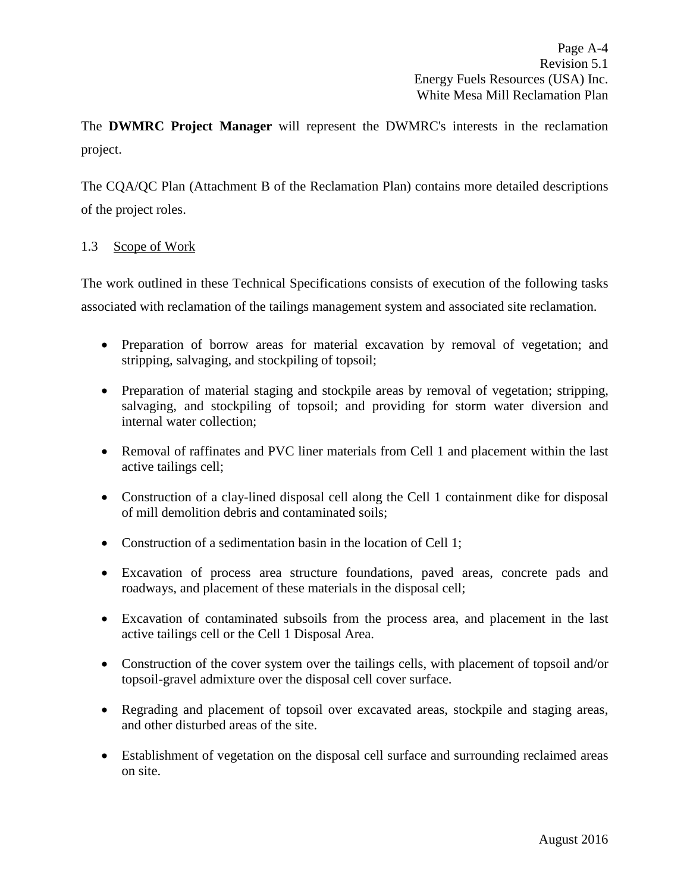The **DWMRC Project Manager** will represent the DWMRC's interests in the reclamation project.

The CQA/QC Plan (Attachment B of the Reclamation Plan) contains more detailed descriptions of the project roles.

### 1.3 Scope of Work

The work outlined in these Technical Specifications consists of execution of the following tasks associated with reclamation of the tailings management system and associated site reclamation.

- Preparation of borrow areas for material excavation by removal of vegetation; and stripping, salvaging, and stockpiling of topsoil;
- Preparation of material staging and stockpile areas by removal of vegetation; stripping, salvaging, and stockpiling of topsoil; and providing for storm water diversion and internal water collection;
- Removal of raffinates and PVC liner materials from Cell 1 and placement within the last active tailings cell;
- Construction of a clay-lined disposal cell along the Cell 1 containment dike for disposal of mill demolition debris and contaminated soils;
- Construction of a sedimentation basin in the location of Cell 1;
- Excavation of process area structure foundations, paved areas, concrete pads and roadways, and placement of these materials in the disposal cell;
- Excavation of contaminated subsoils from the process area, and placement in the last active tailings cell or the Cell 1 Disposal Area.
- Construction of the cover system over the tailings cells, with placement of topsoil and/or topsoil-gravel admixture over the disposal cell cover surface.
- Regrading and placement of topsoil over excavated areas, stockpile and staging areas, and other disturbed areas of the site.
- Establishment of vegetation on the disposal cell surface and surrounding reclaimed areas on site.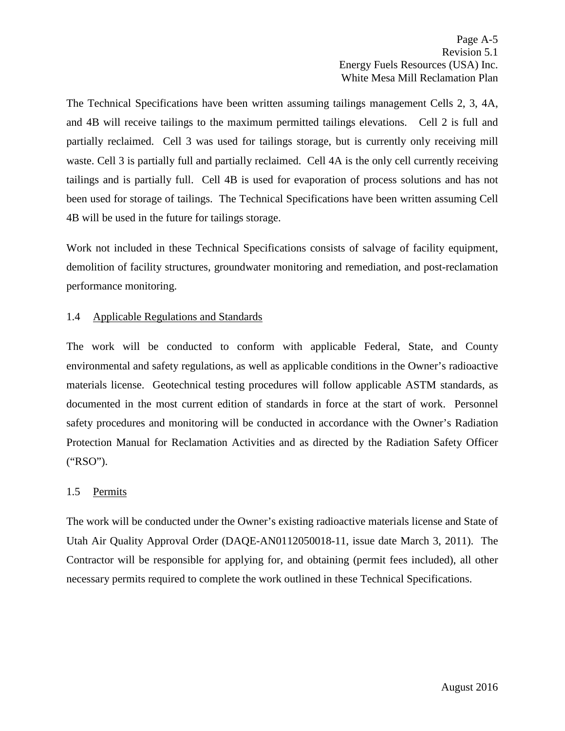The Technical Specifications have been written assuming tailings management Cells 2, 3, 4A, and 4B will receive tailings to the maximum permitted tailings elevations. Cell 2 is full and partially reclaimed. Cell 3 was used for tailings storage, but is currently only receiving mill waste. Cell 3 is partially full and partially reclaimed. Cell 4A is the only cell currently receiving tailings and is partially full. Cell 4B is used for evaporation of process solutions and has not been used for storage of tailings. The Technical Specifications have been written assuming Cell 4B will be used in the future for tailings storage.

Work not included in these Technical Specifications consists of salvage of facility equipment, demolition of facility structures, groundwater monitoring and remediation, and post-reclamation performance monitoring.

### 1.4 Applicable Regulations and Standards

The work will be conducted to conform with applicable Federal, State, and County environmental and safety regulations, as well as applicable conditions in the Owner's radioactive materials license. Geotechnical testing procedures will follow applicable ASTM standards, as documented in the most current edition of standards in force at the start of work. Personnel safety procedures and monitoring will be conducted in accordance with the Owner's Radiation Protection Manual for Reclamation Activities and as directed by the Radiation Safety Officer ("RSO").

### 1.5 Permits

The work will be conducted under the Owner's existing radioactive materials license and State of Utah Air Quality Approval Order (DAQE-AN0112050018-11, issue date March 3, 2011). The Contractor will be responsible for applying for, and obtaining (permit fees included), all other necessary permits required to complete the work outlined in these Technical Specifications.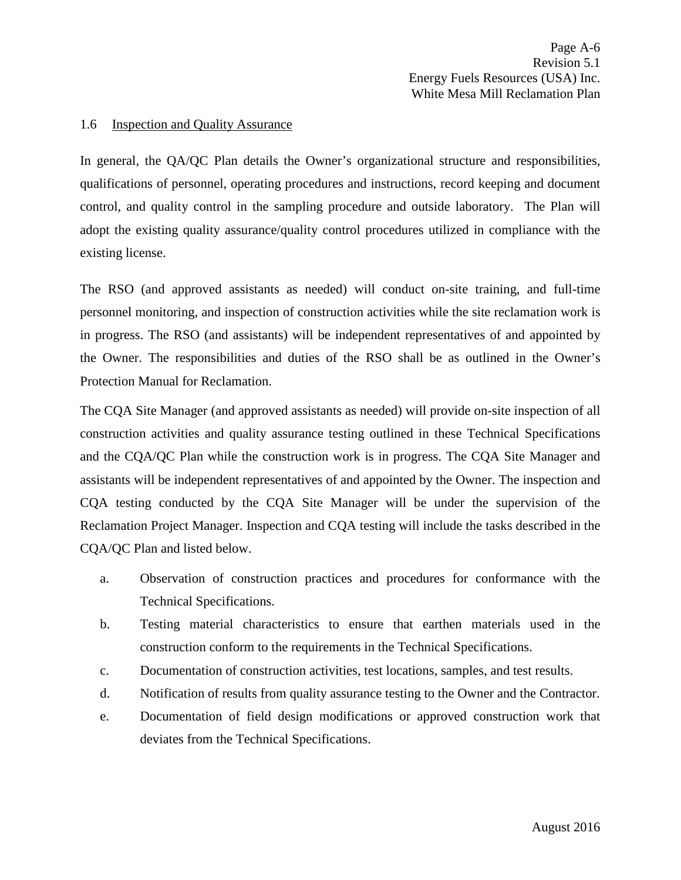## 1.6 Inspection and Quality Assurance

In general, the QA/QC Plan details the Owner's organizational structure and responsibilities, qualifications of personnel, operating procedures and instructions, record keeping and document control, and quality control in the sampling procedure and outside laboratory. The Plan will adopt the existing quality assurance/quality control procedures utilized in compliance with the existing license.

The RSO (and approved assistants as needed) will conduct on-site training, and full-time personnel monitoring, and inspection of construction activities while the site reclamation work is in progress. The RSO (and assistants) will be independent representatives of and appointed by the Owner. The responsibilities and duties of the RSO shall be as outlined in the Owner's Protection Manual for Reclamation.

The CQA Site Manager (and approved assistants as needed) will provide on-site inspection of all construction activities and quality assurance testing outlined in these Technical Specifications and the CQA/QC Plan while the construction work is in progress. The CQA Site Manager and assistants will be independent representatives of and appointed by the Owner. The inspection and CQA testing conducted by the CQA Site Manager will be under the supervision of the Reclamation Project Manager. Inspection and CQA testing will include the tasks described in the CQA/QC Plan and listed below.

a. Observation of construction practices and procedures for conformance with the Technical Specifications.
b. Testing material characteristics to ensure that earthen materials used in the construction conform to the requirements in the Technical Specifications.
c. Documentation of construction activities, test locations, samples, and test results.
d. Notification of results from quality assurance testing to the Owner and the Contractor.
e. Documentation of field design modifications or approved construction work that deviates from the Technical Specifications.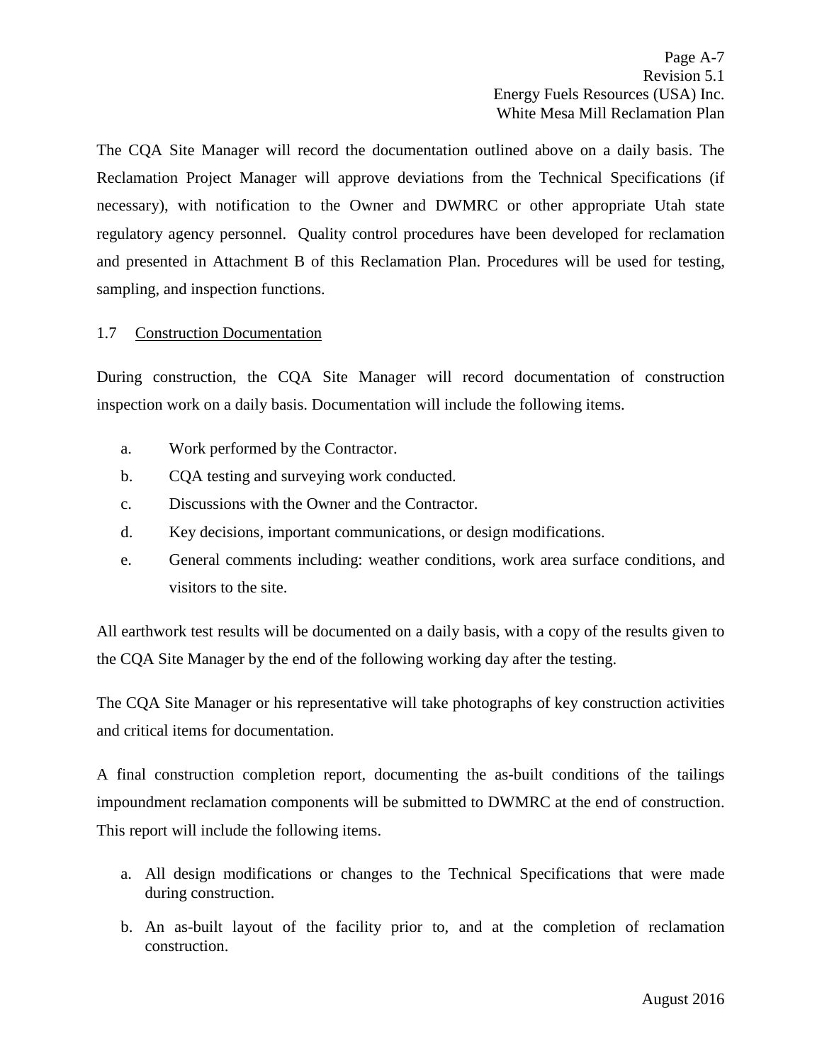The CQA Site Manager will record the documentation outlined above on a daily basis. The Reclamation Project Manager will approve deviations from the Technical Specifications (if necessary), with notification to the Owner and DWMRC or other appropriate Utah state regulatory agency personnel. Quality control procedures have been developed for reclamation and presented in Attachment B of this Reclamation Plan. Procedures will be used for testing, sampling, and inspection functions.

## 1.7 Construction Documentation

During construction, the CQA Site Manager will record documentation of construction inspection work on a daily basis. Documentation will include the following items.

a. Work performed by the Contractor.
b. CQA testing and surveying work conducted.
c. Discussions with the Owner and the Contractor.
d. Key decisions, important communications, or design modifications.
e. General comments including: weather conditions, work area surface conditions, and visitors to the site.

All earthwork test results will be documented on a daily basis, with a copy of the results given to the CQA Site Manager by the end of the following working day after the testing.

The CQA Site Manager or his representative will take photographs of key construction activities and critical items for documentation.

A final construction completion report, documenting the as-built conditions of the tailings impoundment reclamation components will be submitted to DWMRC at the end of construction. This report will include the following items.

a. All design modifications or changes to the Technical Specifications that were made during construction.
b. An as-built layout of the facility prior to, and at the completion of reclamation construction.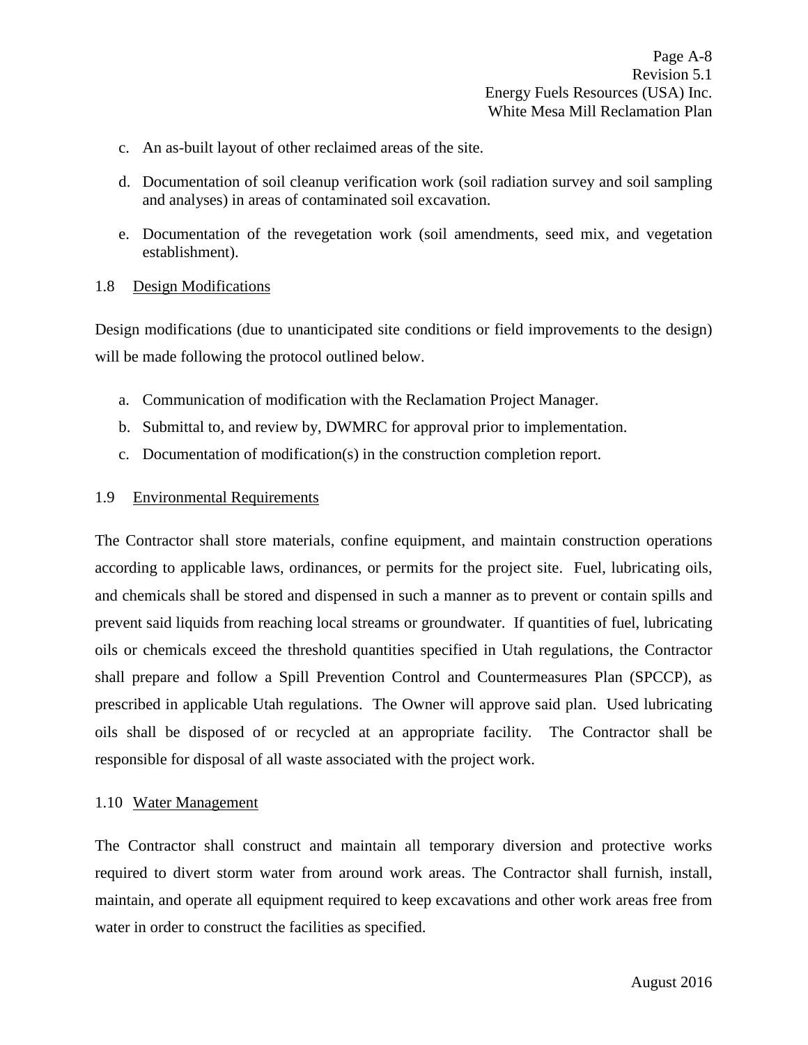c. An as-built layout of other reclaimed areas of the site.

d. Documentation of soil cleanup verification work (soil radiation survey and soil sampling and analyses) in areas of contaminated soil excavation.

e. Documentation of the revegetation work (soil amendments, seed mix, and vegetation establishment).

### 1.8 Design Modifications

Design modifications (due to unanticipated site conditions or field improvements to the design) will be made following the protocol outlined below.

a. Communication of modification with the Reclamation Project Manager.

b. Submittal to, and review by, DWMRC for approval prior to implementation.

c. Documentation of modification(s) in the construction completion report.

### 1.9 Environmental Requirements

The Contractor shall store materials, confine equipment, and maintain construction operations according to applicable laws, ordinances, or permits for the project site. Fuel, lubricating oils, and chemicals shall be stored and dispensed in such a manner as to prevent or contain spills and prevent said liquids from reaching local streams or groundwater. If quantities of fuel, lubricating oils or chemicals exceed the threshold quantities specified in Utah regulations, the Contractor shall prepare and follow a Spill Prevention Control and Countermeasures Plan (SPCCP), as prescribed in applicable Utah regulations. The Owner will approve said plan. Used lubricating oils shall be disposed of or recycled at an appropriate facility. The Contractor shall be responsible for disposal of all waste associated with the project work.

### 1.10 Water Management

The Contractor shall construct and maintain all temporary diversion and protective works required to divert storm water from around work areas. The Contractor shall furnish, install, maintain, and operate all equipment required to keep excavations and other work areas free from water in order to construct the facilities as specified.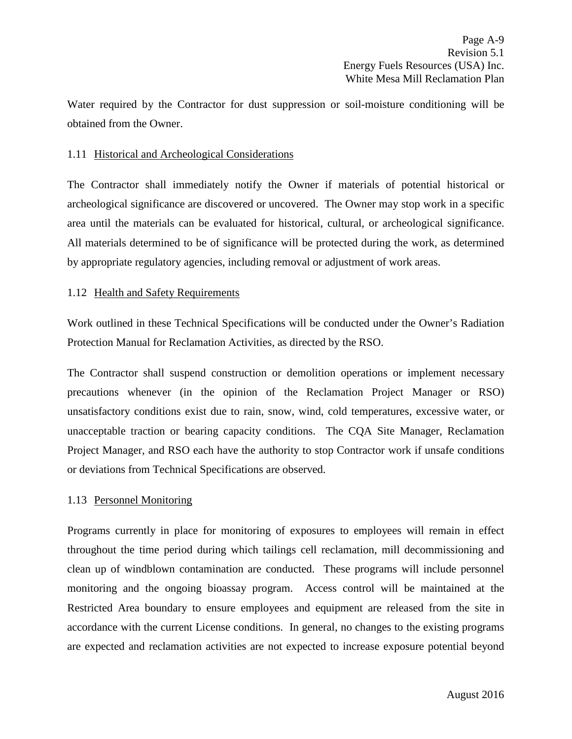Water required by the Contractor for dust suppression or soil-moisture conditioning will be obtained from the Owner.

### 1.11 Historical and Archeological Considerations

The Contractor shall immediately notify the Owner if materials of potential historical or archeological significance are discovered or uncovered. The Owner may stop work in a specific area until the materials can be evaluated for historical, cultural, or archeological significance. All materials determined to be of significance will be protected during the work, as determined by appropriate regulatory agencies, including removal or adjustment of work areas.

### 1.12 Health and Safety Requirements

Work outlined in these Technical Specifications will be conducted under the Owner's Radiation Protection Manual for Reclamation Activities, as directed by the RSO.

The Contractor shall suspend construction or demolition operations or implement necessary precautions whenever (in the opinion of the Reclamation Project Manager or RSO) unsatisfactory conditions exist due to rain, snow, wind, cold temperatures, excessive water, or unacceptable traction or bearing capacity conditions. The CQA Site Manager, Reclamation Project Manager, and RSO each have the authority to stop Contractor work if unsafe conditions or deviations from Technical Specifications are observed.

### 1.13 Personnel Monitoring

Programs currently in place for monitoring of exposures to employees will remain in effect throughout the time period during which tailings cell reclamation, mill decommissioning and clean up of windblown contamination are conducted. These programs will include personnel monitoring and the ongoing bioassay program. Access control will be maintained at the Restricted Area boundary to ensure employees and equipment are released from the site in accordance with the current License conditions. In general, no changes to the existing programs are expected and reclamation activities are not expected to increase exposure potential beyond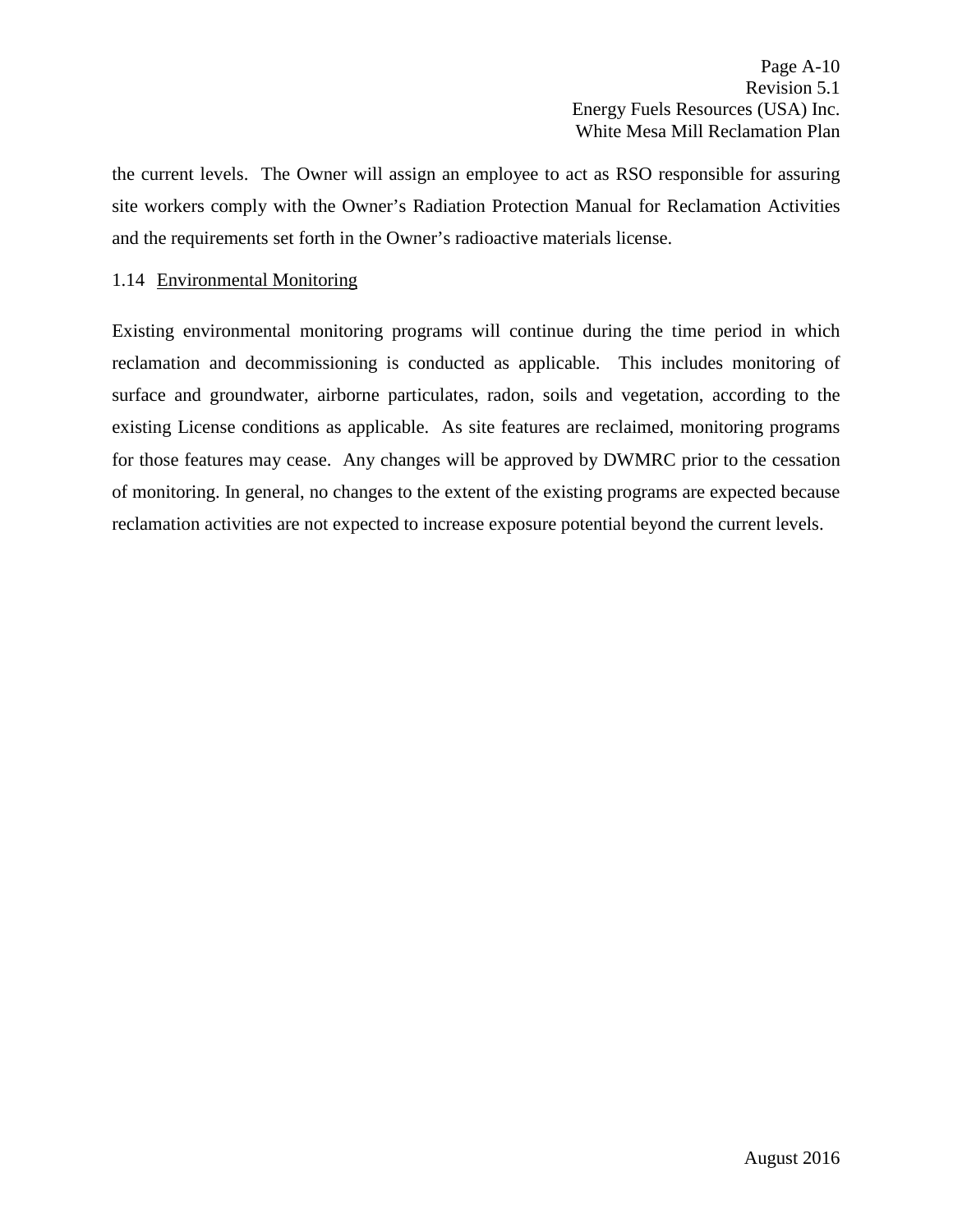the current levels. The Owner will assign an employee to act as RSO responsible for assuring site workers comply with the Owner's Radiation Protection Manual for Reclamation Activities and the requirements set forth in the Owner's radioactive materials license.

### 1.14 Environmental Monitoring

Existing environmental monitoring programs will continue during the time period in which reclamation and decommissioning is conducted as applicable. This includes monitoring of surface and groundwater, airborne particulates, radon, soils and vegetation, according to the existing License conditions as applicable. As site features are reclaimed, monitoring programs for those features may cease. Any changes will be approved by DWMRC prior to the cessation of monitoring. In general, no changes to the extent of the existing programs are expected because reclamation activities are not expected to increase exposure potential beyond the current levels.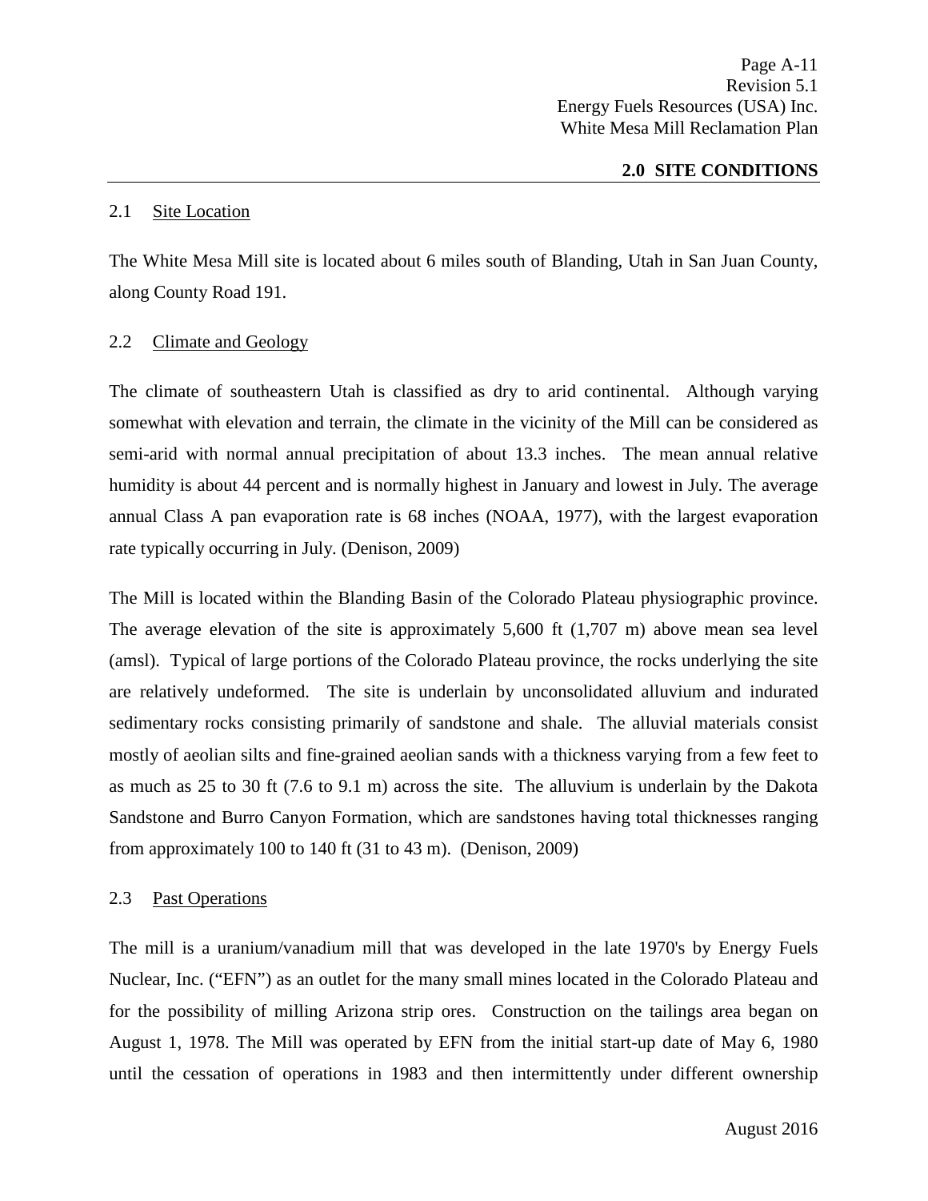## 2.0 SITE CONDITIONS

### 2.1 Site Location

The White Mesa Mill site is located about 6 miles south of Blanding, Utah in San Juan County, along County Road 191.

### 2.2 Climate and Geology

The climate of southeastern Utah is classified as dry to arid continental. Although varying somewhat with elevation and terrain, the climate in the vicinity of the Mill can be considered as semi-arid with normal annual precipitation of about 13.3 inches. The mean annual relative humidity is about 44 percent and is normally highest in January and lowest in July. The average annual Class A pan evaporation rate is 68 inches (NOAA, 1977), with the largest evaporation rate typically occurring in July. (Denison, 2009)

The Mill is located within the Blanding Basin of the Colorado Plateau physiographic province. The average elevation of the site is approximately 5,600 ft (1,707 m) above mean sea level (amsl). Typical of large portions of the Colorado Plateau province, the rocks underlying the site are relatively undeformed. The site is underlain by unconsolidated alluvium and indurated sedimentary rocks consisting primarily of sandstone and shale. The alluvial materials consist mostly of aeolian silts and fine-grained aeolian sands with a thickness varying from a few feet to as much as 25 to 30 ft (7.6 to 9.1 m) across the site. The alluvium is underlain by the Dakota Sandstone and Burro Canyon Formation, which are sandstones having total thicknesses ranging from approximately 100 to 140 ft (31 to 43 m). (Denison, 2009)

### 2.3 Past Operations

The mill is a uranium/vanadium mill that was developed in the late 1970's by Energy Fuels Nuclear, Inc. ("EFN") as an outlet for the many small mines located in the Colorado Plateau and for the possibility of milling Arizona strip ores. Construction on the tailings area began on August 1, 1978. The Mill was operated by EFN from the initial start-up date of May 6, 1980 until the cessation of operations in 1983 and then intermittently under different ownership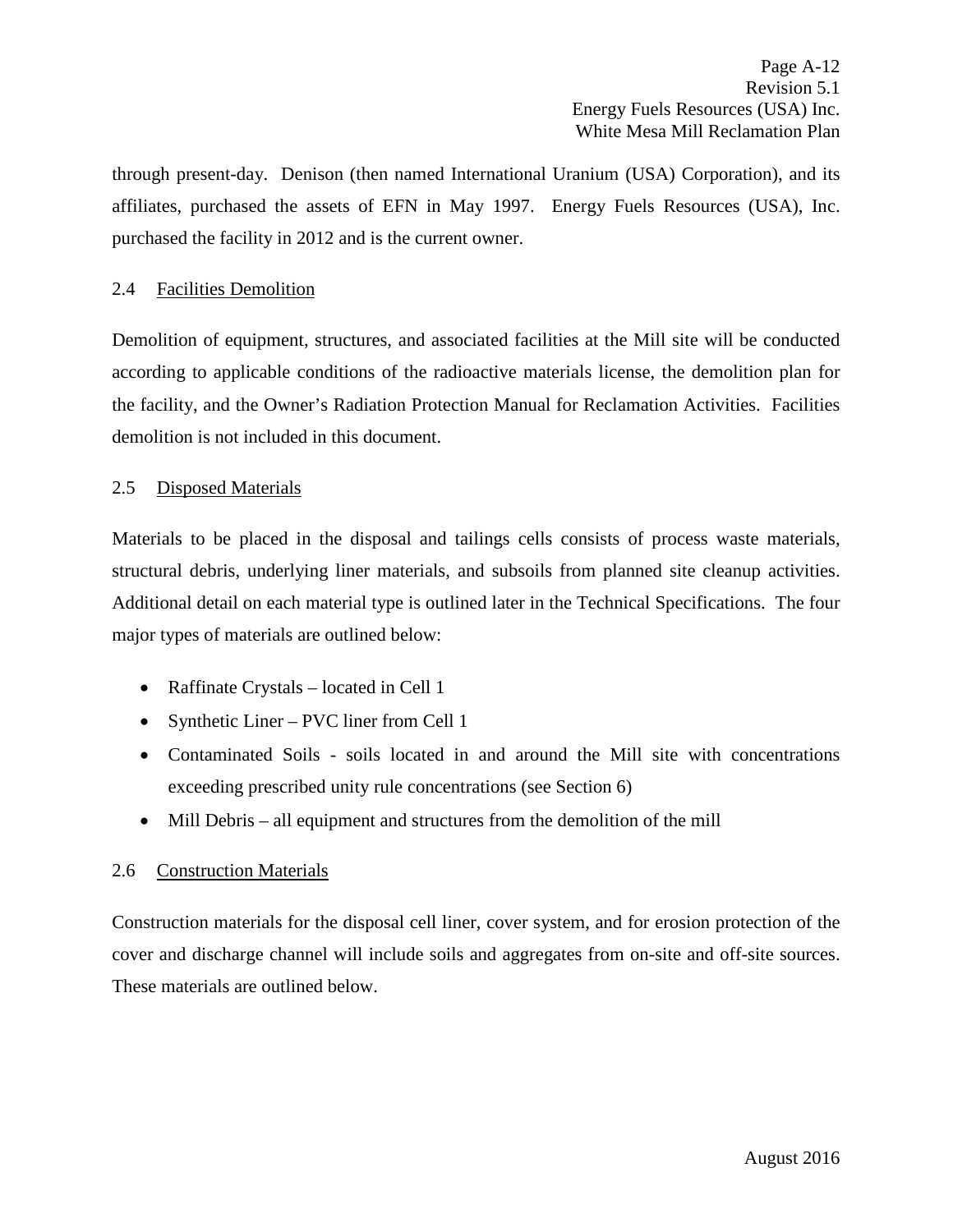through present-day. Denison (then named International Uranium (USA) Corporation), and its affiliates, purchased the assets of EFN in May 1997. Energy Fuels Resources (USA), Inc. purchased the facility in 2012 and is the current owner.

## 2.4 Facilities Demolition

Demolition of equipment, structures, and associated facilities at the Mill site will be conducted according to applicable conditions of the radioactive materials license, the demolition plan for the facility, and the Owner's Radiation Protection Manual for Reclamation Activities. Facilities demolition is not included in this document.

## 2.5 Disposed Materials

Materials to be placed in the disposal and tailings cells consists of process waste materials, structural debris, underlying liner materials, and subsoils from planned site cleanup activities. Additional detail on each material type is outlined later in the Technical Specifications. The four major types of materials are outlined below:

- Raffinate Crystals – located in Cell 1
- Synthetic Liner – PVC liner from Cell 1
- Contaminated Soils - soils located in and around the Mill site with concentrations exceeding prescribed unity rule concentrations (see Section 6)
- Mill Debris – all equipment and structures from the demolition of the mill

## 2.6 Construction Materials

Construction materials for the disposal cell liner, cover system, and for erosion protection of the cover and discharge channel will include soils and aggregates from on-site and off-site sources. These materials are outlined below.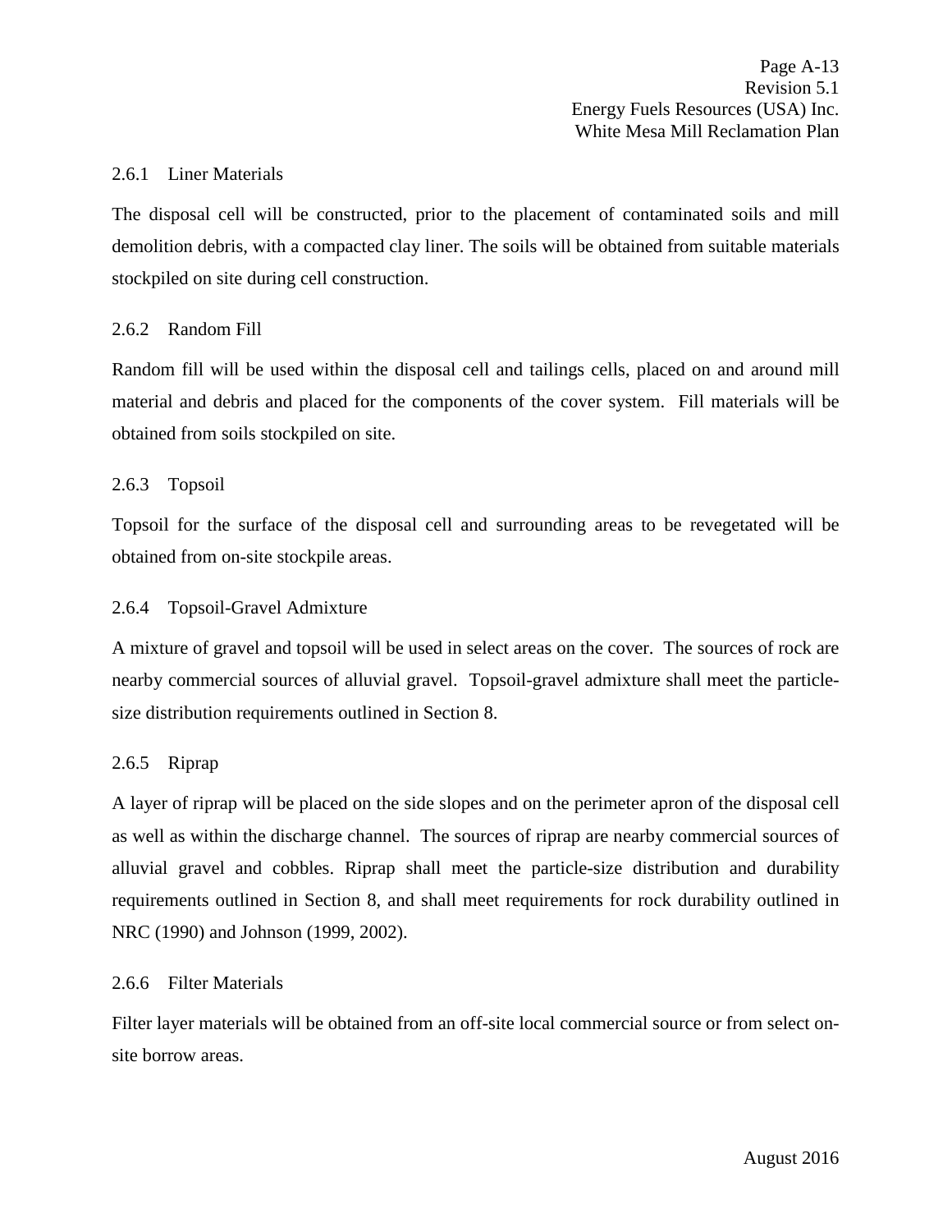### 2.6.1 Liner Materials

The disposal cell will be constructed, prior to the placement of contaminated soils and mill demolition debris, with a compacted clay liner. The soils will be obtained from suitable materials stockpiled on site during cell construction.

### 2.6.2 Random Fill

Random fill will be used within the disposal cell and tailings cells, placed on and around mill material and debris and placed for the components of the cover system. Fill materials will be obtained from soils stockpiled on site.

### 2.6.3 Topsoil

Topsoil for the surface of the disposal cell and surrounding areas to be revegetated will be obtained from on-site stockpile areas.

### 2.6.4 Topsoil-Gravel Admixture

A mixture of gravel and topsoil will be used in select areas on the cover. The sources of rock are nearby commercial sources of alluvial gravel. Topsoil-gravel admixture shall meet the particle-size distribution requirements outlined in Section 8.

### 2.6.5 Riprap

A layer of riprap will be placed on the side slopes and on the perimeter apron of the disposal cell as well as within the discharge channel. The sources of riprap are nearby commercial sources of alluvial gravel and cobbles. Riprap shall meet the particle-size distribution and durability requirements outlined in Section 8, and shall meet requirements for rock durability outlined in NRC (1990) and Johnson (1999, 2002).

### 2.6.6 Filter Materials

Filter layer materials will be obtained from an off-site local commercial source or from select on-site borrow areas.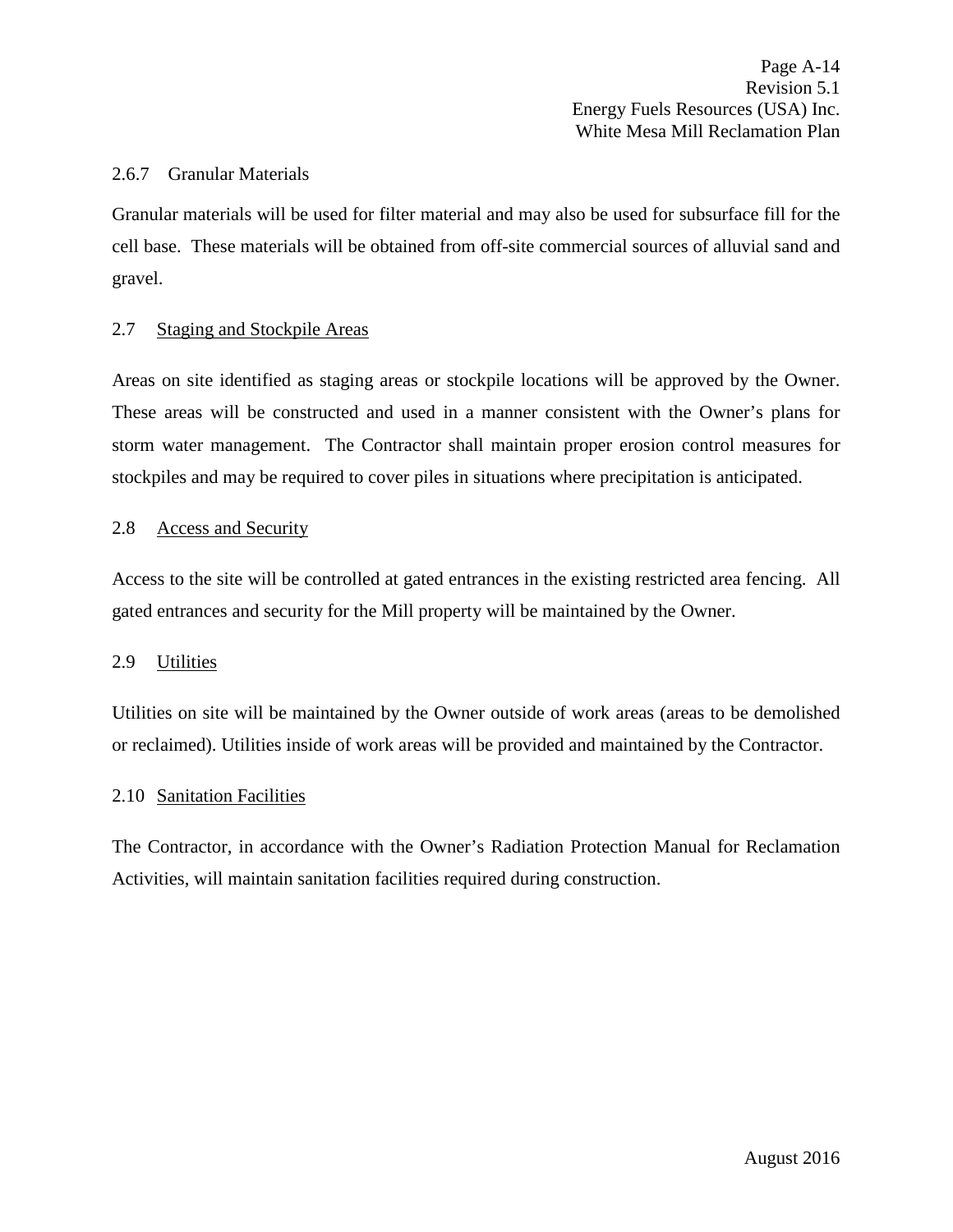#### 2.6.7 Granular Materials

Granular materials will be used for filter material and may also be used for subsurface fill for the cell base. These materials will be obtained from off-site commercial sources of alluvial sand and gravel.

### 2.7 Staging and Stockpile Areas

Areas on site identified as staging areas or stockpile locations will be approved by the Owner. These areas will be constructed and used in a manner consistent with the Owner's plans for storm water management. The Contractor shall maintain proper erosion control measures for stockpiles and may be required to cover piles in situations where precipitation is anticipated.

### 2.8 Access and Security

Access to the site will be controlled at gated entrances in the existing restricted area fencing. All gated entrances and security for the Mill property will be maintained by the Owner.

### 2.9 Utilities

Utilities on site will be maintained by the Owner outside of work areas (areas to be demolished or reclaimed). Utilities inside of work areas will be provided and maintained by the Contractor.

### 2.10 Sanitation Facilities

The Contractor, in accordance with the Owner's Radiation Protection Manual for Reclamation Activities, will maintain sanitation facilities required during construction.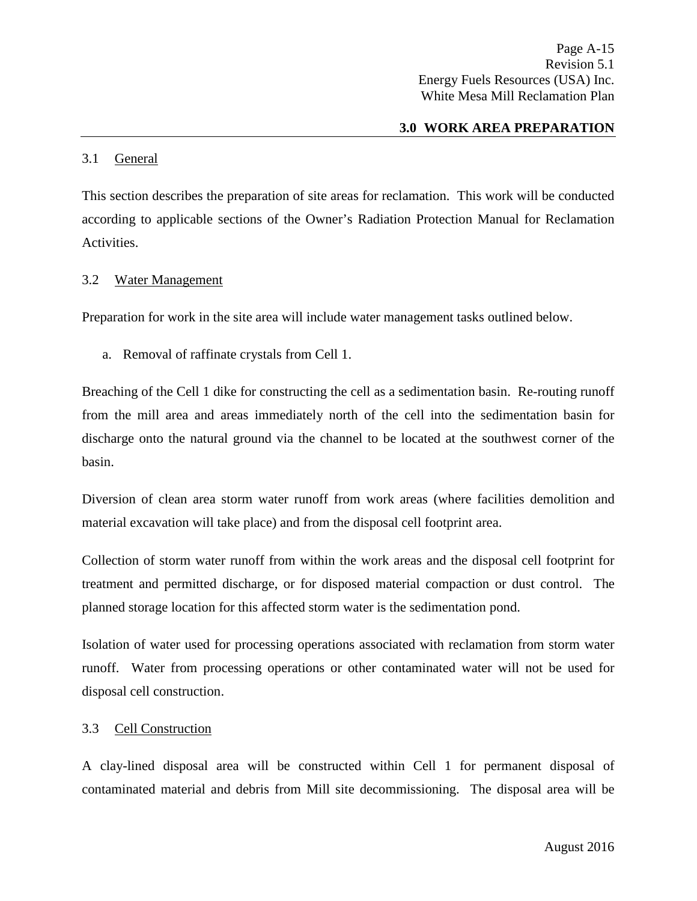## 3.0 WORK AREA PREPARATION

### 3.1 General

This section describes the preparation of site areas for reclamation. This work will be conducted according to applicable sections of the Owner's Radiation Protection Manual for Reclamation Activities.

### 3.2 Water Management

Preparation for work in the site area will include water management tasks outlined below.

a. Removal of raffinate crystals from Cell 1.

Breaching of the Cell 1 dike for constructing the cell as a sedimentation basin. Re-routing runoff from the mill area and areas immediately north of the cell into the sedimentation basin for discharge onto the natural ground via the channel to be located at the southwest corner of the basin.

Diversion of clean area storm water runoff from work areas (where facilities demolition and material excavation will take place) and from the disposal cell footprint area.

Collection of storm water runoff from within the work areas and the disposal cell footprint for treatment and permitted discharge, or for disposed material compaction or dust control. The planned storage location for this affected storm water is the sedimentation pond.

Isolation of water used for processing operations associated with reclamation from storm water runoff. Water from processing operations or other contaminated water will not be used for disposal cell construction.

### 3.3 Cell Construction

A clay-lined disposal area will be constructed within Cell 1 for permanent disposal of contaminated material and debris from Mill site decommissioning. The disposal area will be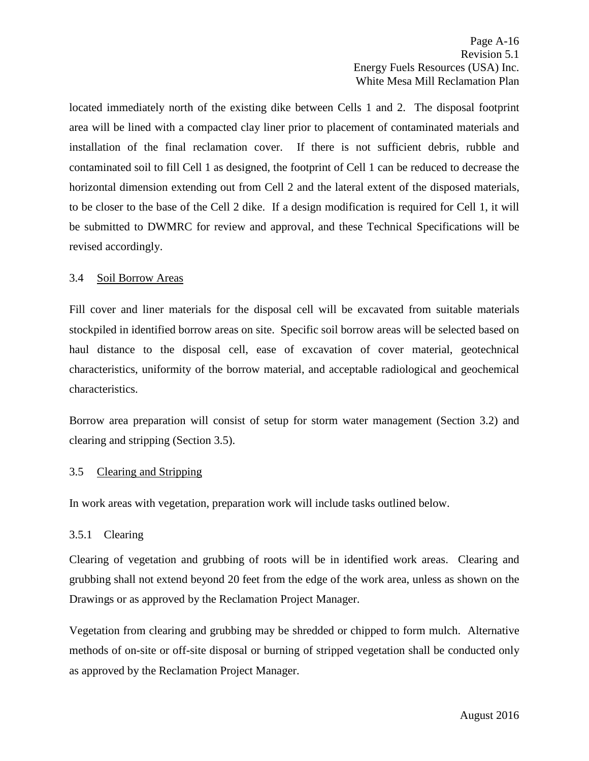located immediately north of the existing dike between Cells 1 and 2. The disposal footprint area will be lined with a compacted clay liner prior to placement of contaminated materials and installation of the final reclamation cover. If there is not sufficient debris, rubble and contaminated soil to fill Cell 1 as designed, the footprint of Cell 1 can be reduced to decrease the horizontal dimension extending out from Cell 2 and the lateral extent of the disposed materials, to be closer to the base of the Cell 2 dike. If a design modification is required for Cell 1, it will be submitted to DWMRC for review and approval, and these Technical Specifications will be revised accordingly.

### 3.4 Soil Borrow Areas

Fill cover and liner materials for the disposal cell will be excavated from suitable materials stockpiled in identified borrow areas on site. Specific soil borrow areas will be selected based on haul distance to the disposal cell, ease of excavation of cover material, geotechnical characteristics, uniformity of the borrow material, and acceptable radiological and geochemical characteristics.

Borrow area preparation will consist of setup for storm water management (Section 3.2) and clearing and stripping (Section 3.5).

### 3.5 Clearing and Stripping

In work areas with vegetation, preparation work will include tasks outlined below.

#### 3.5.1 Clearing

Clearing of vegetation and grubbing of roots will be in identified work areas. Clearing and grubbing shall not extend beyond 20 feet from the edge of the work area, unless as shown on the Drawings or as approved by the Reclamation Project Manager.

Vegetation from clearing and grubbing may be shredded or chipped to form mulch. Alternative methods of on-site or off-site disposal or burning of stripped vegetation shall be conducted only as approved by the Reclamation Project Manager.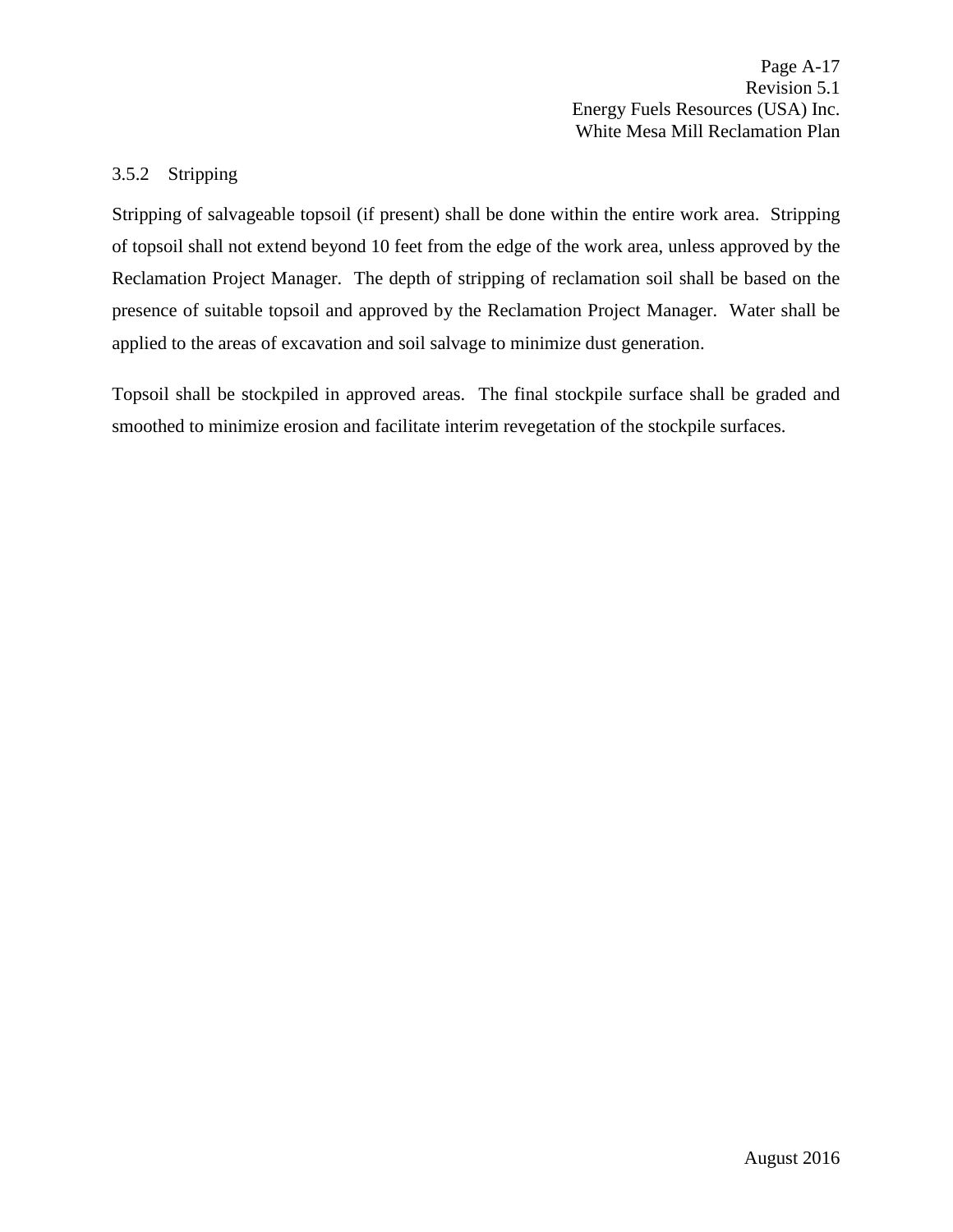### 3.5.2 Stripping

Stripping of salvageable topsoil (if present) shall be done within the entire work area. Stripping of topsoil shall not extend beyond 10 feet from the edge of the work area, unless approved by the Reclamation Project Manager. The depth of stripping of reclamation soil shall be based on the presence of suitable topsoil and approved by the Reclamation Project Manager. Water shall be applied to the areas of excavation and soil salvage to minimize dust generation.

Topsoil shall be stockpiled in approved areas. The final stockpile surface shall be graded and smoothed to minimize erosion and facilitate interim revegetation of the stockpile surfaces.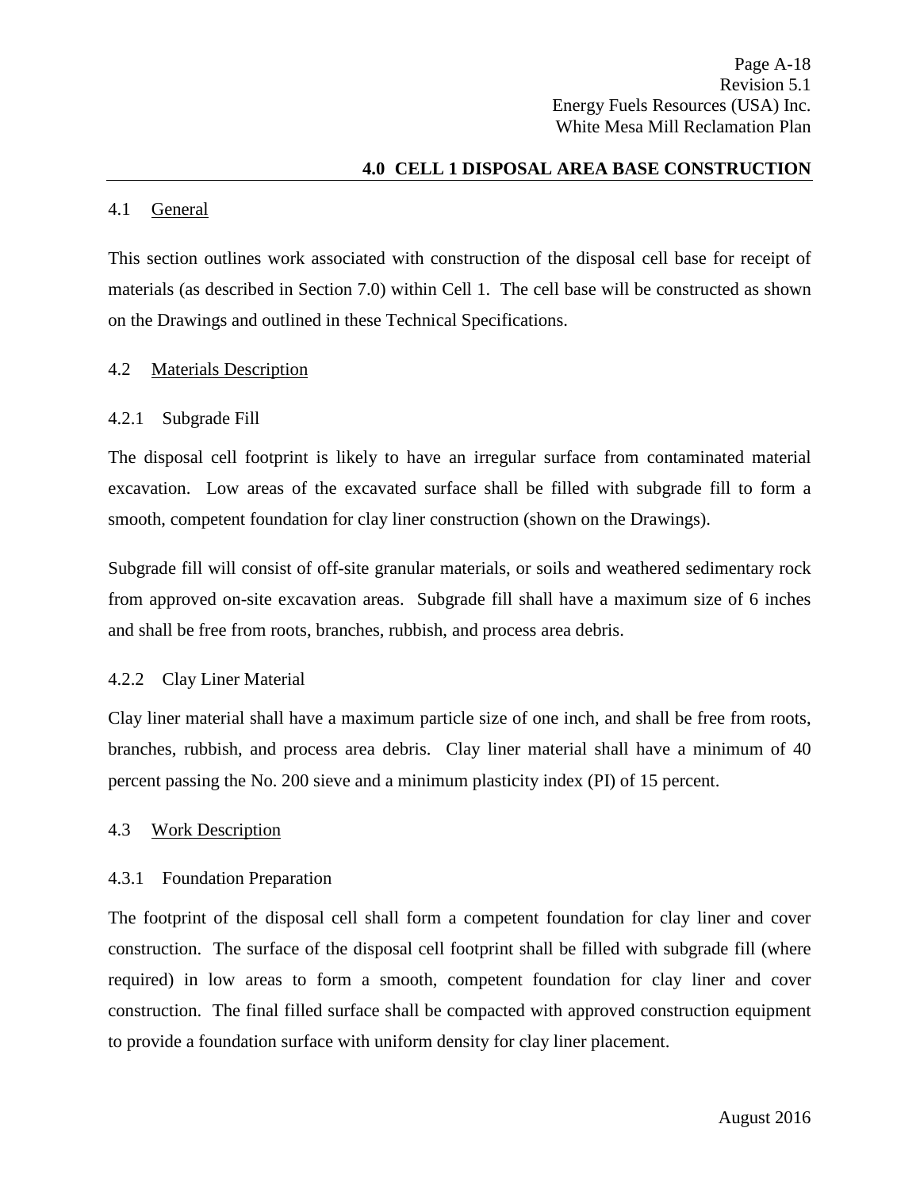## 4.0 CELL 1 DISPOSAL AREA BASE CONSTRUCTION

### 4.1 General

This section outlines work associated with construction of the disposal cell base for receipt of materials (as described in Section 7.0) within Cell 1. The cell base will be constructed as shown on the Drawings and outlined in these Technical Specifications.

### 4.2 Materials Description

#### 4.2.1 Subgrade Fill

The disposal cell footprint is likely to have an irregular surface from contaminated material excavation. Low areas of the excavated surface shall be filled with subgrade fill to form a smooth, competent foundation for clay liner construction (shown on the Drawings).

Subgrade fill will consist of off-site granular materials, or soils and weathered sedimentary rock from approved on-site excavation areas. Subgrade fill shall have a maximum size of 6 inches and shall be free from roots, branches, rubbish, and process area debris.

#### 4.2.2 Clay Liner Material

Clay liner material shall have a maximum particle size of one inch, and shall be free from roots, branches, rubbish, and process area debris. Clay liner material shall have a minimum of 40 percent passing the No. 200 sieve and a minimum plasticity index (PI) of 15 percent.

### 4.3 Work Description

#### 4.3.1 Foundation Preparation

The footprint of the disposal cell shall form a competent foundation for clay liner and cover construction. The surface of the disposal cell footprint shall be filled with subgrade fill (where required) in low areas to form a smooth, competent foundation for clay liner and cover construction. The final filled surface shall be compacted with approved construction equipment to provide a foundation surface with uniform density for clay liner placement.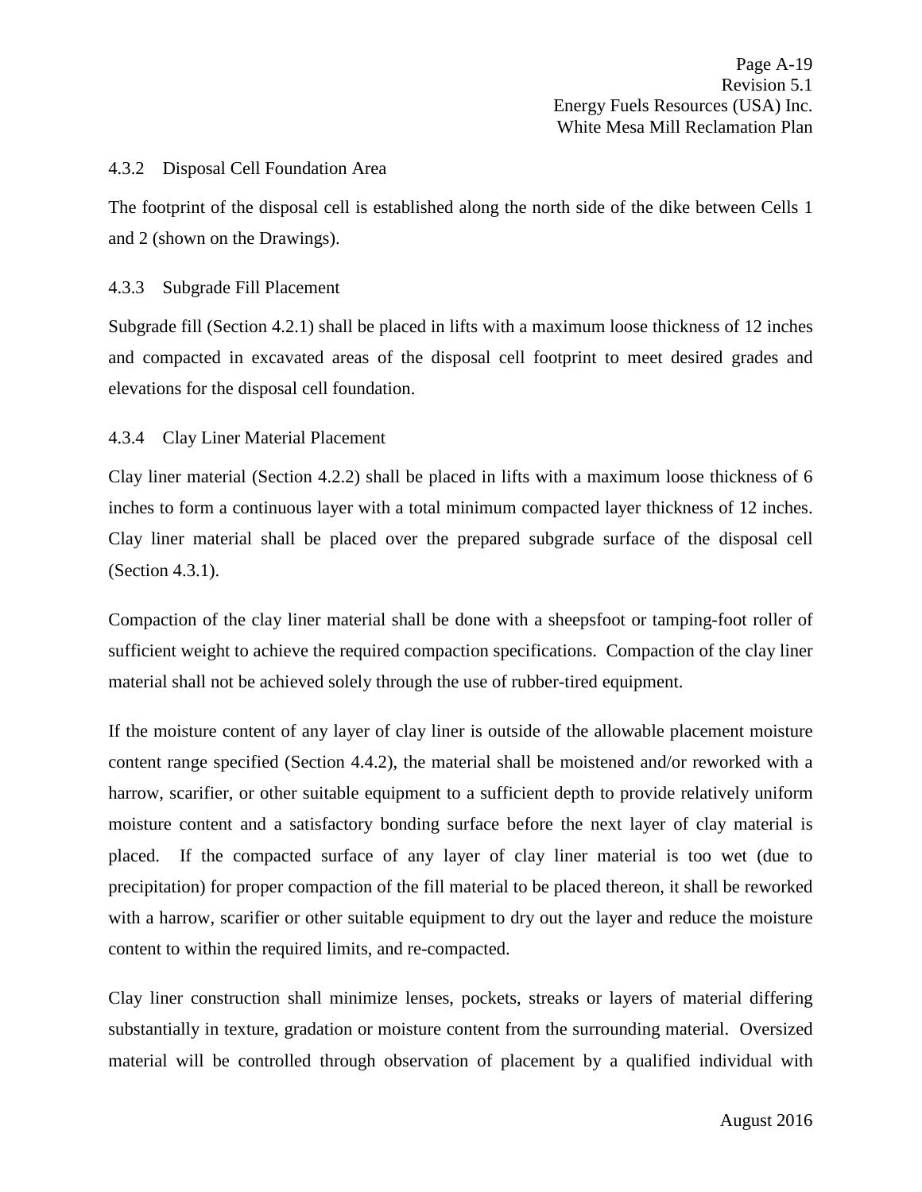#### 4.3.2 Disposal Cell Foundation Area

The footprint of the disposal cell is established along the north side of the dike between Cells 1 and 2 (shown on the Drawings).

#### 4.3.3 Subgrade Fill Placement

Subgrade fill (Section 4.2.1) shall be placed in lifts with a maximum loose thickness of 12 inches and compacted in excavated areas of the disposal cell footprint to meet desired grades and elevations for the disposal cell foundation.

#### 4.3.4 Clay Liner Material Placement

Clay liner material (Section 4.2.2) shall be placed in lifts with a maximum loose thickness of 6 inches to form a continuous layer with a total minimum compacted layer thickness of 12 inches. Clay liner material shall be placed over the prepared subgrade surface of the disposal cell (Section 4.3.1).

Compaction of the clay liner material shall be done with a sheepsfoot or tamping-foot roller of sufficient weight to achieve the required compaction specifications. Compaction of the clay liner material shall not be achieved solely through the use of rubber-tired equipment.

If the moisture content of any layer of clay liner is outside of the allowable placement moisture content range specified (Section 4.4.2), the material shall be moistened and/or reworked with a harrow, scarifier, or other suitable equipment to a sufficient depth to provide relatively uniform moisture content and a satisfactory bonding surface before the next layer of clay material is placed. If the compacted surface of any layer of clay liner material is too wet (due to precipitation) for proper compaction of the fill material to be placed thereon, it shall be reworked with a harrow, scarifier or other suitable equipment to dry out the layer and reduce the moisture content to within the required limits, and re-compacted.

Clay liner construction shall minimize lenses, pockets, streaks or layers of material differing substantially in texture, gradation or moisture content from the surrounding material. Oversized material will be controlled through observation of placement by a qualified individual with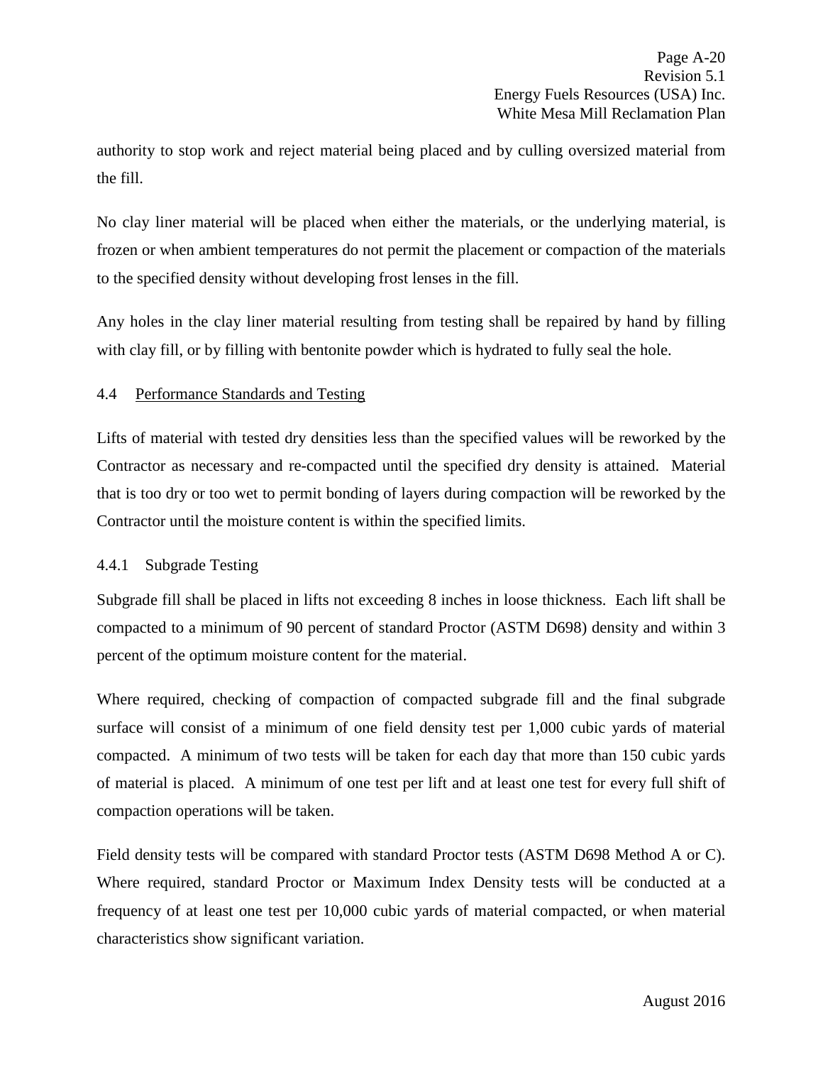authority to stop work and reject material being placed and by culling oversized material from the fill.

No clay liner material will be placed when either the materials, or the underlying material, is frozen or when ambient temperatures do not permit the placement or compaction of the materials to the specified density without developing frost lenses in the fill.

Any holes in the clay liner material resulting from testing shall be repaired by hand by filling with clay fill, or by filling with bentonite powder which is hydrated to fully seal the hole.

### 4.4 Performance Standards and Testing

Lifts of material with tested dry densities less than the specified values will be reworked by the Contractor as necessary and re-compacted until the specified dry density is attained. Material that is too dry or too wet to permit bonding of layers during compaction will be reworked by the Contractor until the moisture content is within the specified limits.

#### 4.4.1 Subgrade Testing

Subgrade fill shall be placed in lifts not exceeding 8 inches in loose thickness. Each lift shall be compacted to a minimum of 90 percent of standard Proctor (ASTM D698) density and within 3 percent of the optimum moisture content for the material.

Where required, checking of compaction of compacted subgrade fill and the final subgrade surface will consist of a minimum of one field density test per 1,000 cubic yards of material compacted. A minimum of two tests will be taken for each day that more than 150 cubic yards of material is placed. A minimum of one test per lift and at least one test for every full shift of compaction operations will be taken.

Field density tests will be compared with standard Proctor tests (ASTM D698 Method A or C). Where required, standard Proctor or Maximum Index Density tests will be conducted at a frequency of at least one test per 10,000 cubic yards of material compacted, or when material characteristics show significant variation.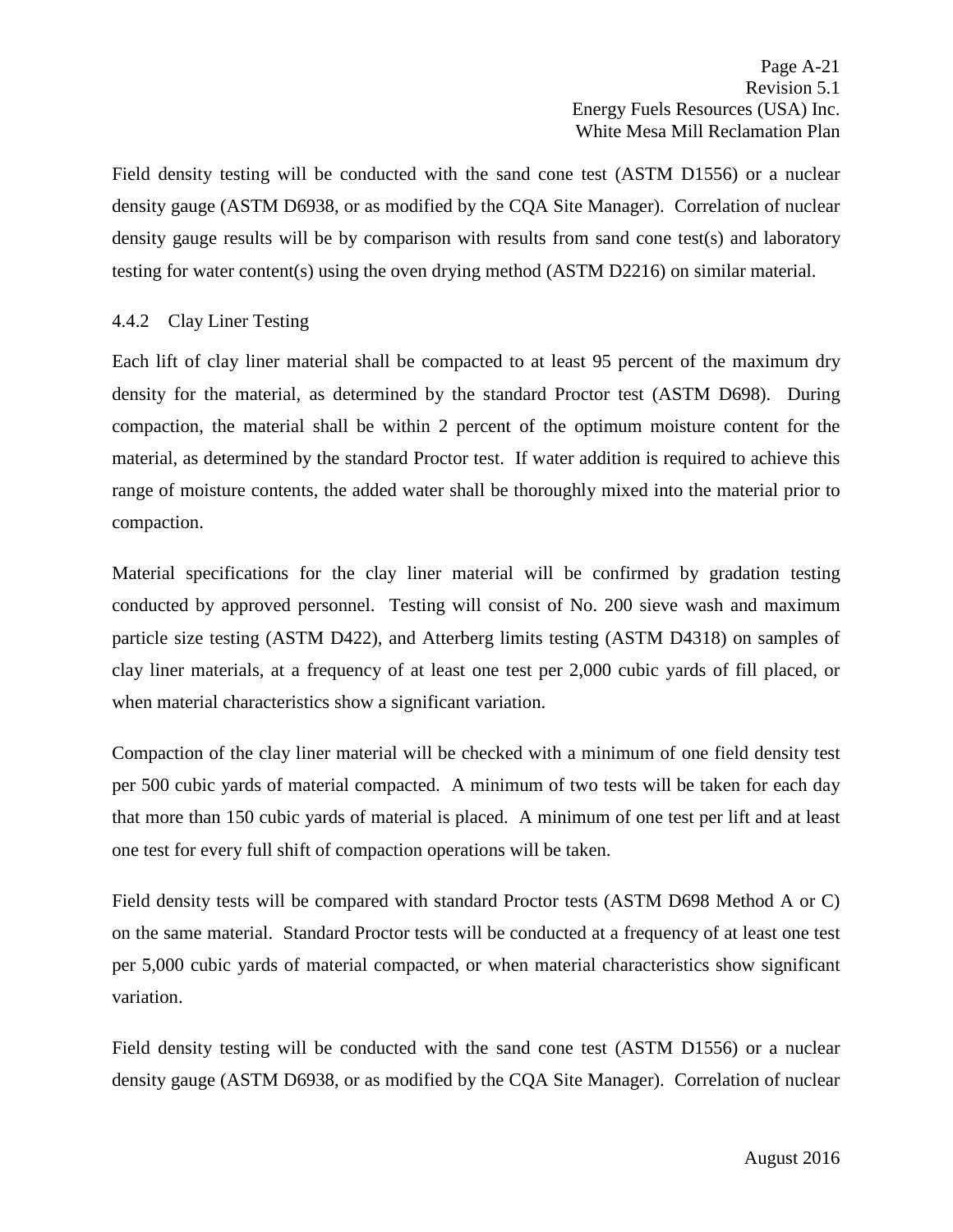Field density testing will be conducted with the sand cone test (ASTM D1556) or a nuclear density gauge (ASTM D6938, or as modified by the CQA Site Manager). Correlation of nuclear density gauge results will be by comparison with results from sand cone test(s) and laboratory testing for water content(s) using the oven drying method (ASTM D2216) on similar material.

### 4.4.2 Clay Liner Testing

Each lift of clay liner material shall be compacted to at least 95 percent of the maximum dry density for the material, as determined by the standard Proctor test (ASTM D698). During compaction, the material shall be within 2 percent of the optimum moisture content for the material, as determined by the standard Proctor test. If water addition is required to achieve this range of moisture contents, the added water shall be thoroughly mixed into the material prior to compaction.

Material specifications for the clay liner material will be confirmed by gradation testing conducted by approved personnel. Testing will consist of No. 200 sieve wash and maximum particle size testing (ASTM D422), and Atterberg limits testing (ASTM D4318) on samples of clay liner materials, at a frequency of at least one test per 2,000 cubic yards of fill placed, or when material characteristics show a significant variation.

Compaction of the clay liner material will be checked with a minimum of one field density test per 500 cubic yards of material compacted. A minimum of two tests will be taken for each day that more than 150 cubic yards of material is placed. A minimum of one test per lift and at least one test for every full shift of compaction operations will be taken.

Field density tests will be compared with standard Proctor tests (ASTM D698 Method A or C) on the same material. Standard Proctor tests will be conducted at a frequency of at least one test per 5,000 cubic yards of material compacted, or when material characteristics show significant variation.

Field density testing will be conducted with the sand cone test (ASTM D1556) or a nuclear density gauge (ASTM D6938, or as modified by the CQA Site Manager). Correlation of nuclear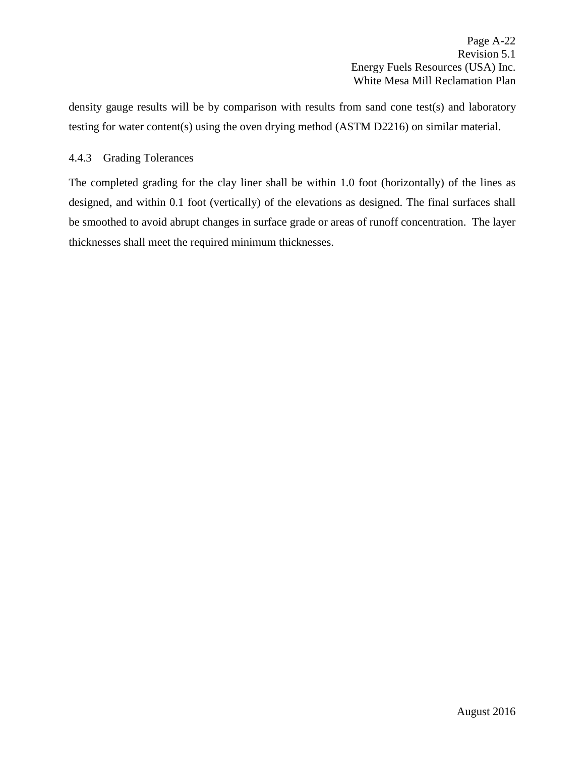density gauge results will be by comparison with results from sand cone test(s) and laboratory testing for water content(s) using the oven drying method (ASTM D2216) on similar material.

#### 4.4.3 Grading Tolerances

The completed grading for the clay liner shall be within 1.0 foot (horizontally) of the lines as designed, and within 0.1 foot (vertically) of the elevations as designed. The final surfaces shall be smoothed to avoid abrupt changes in surface grade or areas of runoff concentration. The layer thicknesses shall meet the required minimum thicknesses.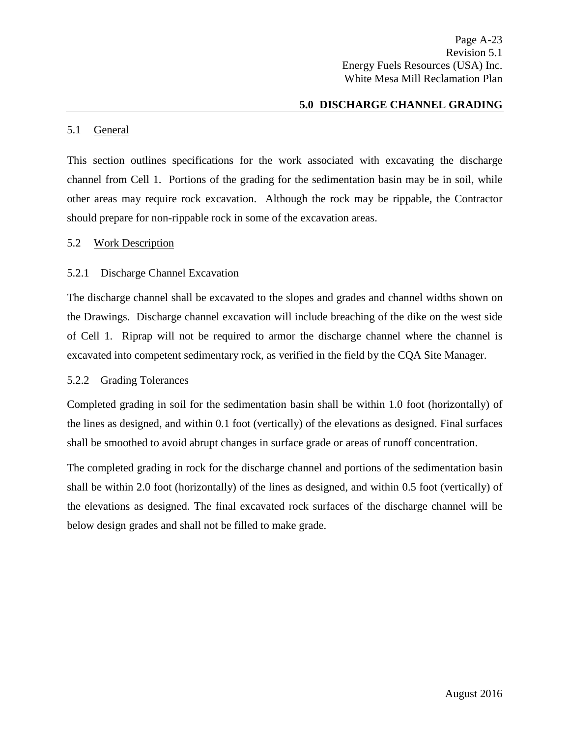## 5.0 DISCHARGE CHANNEL GRADING

### 5.1 General

This section outlines specifications for the work associated with excavating the discharge channel from Cell 1. Portions of the grading for the sedimentation basin may be in soil, while other areas may require rock excavation. Although the rock may be rippable, the Contractor should prepare for non-rippable rock in some of the excavation areas.

### 5.2 Work Description

#### 5.2.1 Discharge Channel Excavation

The discharge channel shall be excavated to the slopes and grades and channel widths shown on the Drawings. Discharge channel excavation will include breaching of the dike on the west side of Cell 1. Riprap will not be required to armor the discharge channel where the channel is excavated into competent sedimentary rock, as verified in the field by the CQA Site Manager.

#### 5.2.2 Grading Tolerances

Completed grading in soil for the sedimentation basin shall be within 1.0 foot (horizontally) of the lines as designed, and within 0.1 foot (vertically) of the elevations as designed. Final surfaces shall be smoothed to avoid abrupt changes in surface grade or areas of runoff concentration.

The completed grading in rock for the discharge channel and portions of the sedimentation basin shall be within 2.0 foot (horizontally) of the lines as designed, and within 0.5 foot (vertically) of the elevations as designed. The final excavated rock surfaces of the discharge channel will be below design grades and shall not be filled to make grade.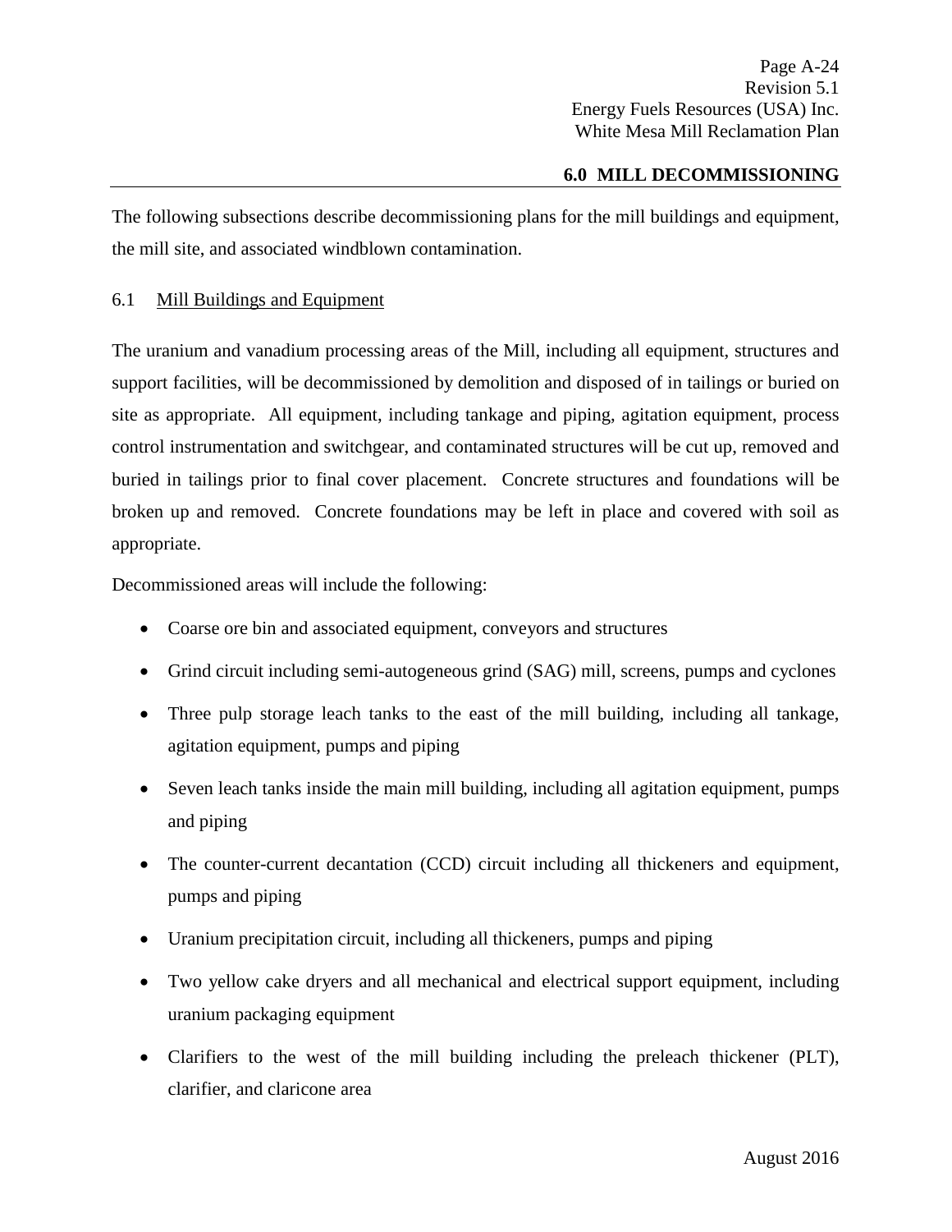## 6.0 MILL DECOMMISSIONING

The following subsections describe decommissioning plans for the mill buildings and equipment, the mill site, and associated windblown contamination.

### 6.1 Mill Buildings and Equipment

The uranium and vanadium processing areas of the Mill, including all equipment, structures and support facilities, will be decommissioned by demolition and disposed of in tailings or buried on site as appropriate. All equipment, including tankage and piping, agitation equipment, process control instrumentation and switchgear, and contaminated structures will be cut up, removed and buried in tailings prior to final cover placement. Concrete structures and foundations will be broken up and removed. Concrete foundations may be left in place and covered with soil as appropriate.

Decommissioned areas will include the following:

- Coarse ore bin and associated equipment, conveyors and structures
- Grind circuit including semi-autogeneous grind (SAG) mill, screens, pumps and cyclones
- Three pulp storage leach tanks to the east of the mill building, including all tankage, agitation equipment, pumps and piping
- Seven leach tanks inside the main mill building, including all agitation equipment, pumps and piping
- The counter-current decantation (CCD) circuit including all thickeners and equipment, pumps and piping
- Uranium precipitation circuit, including all thickeners, pumps and piping
- Two yellow cake dryers and all mechanical and electrical support equipment, including uranium packaging equipment
- Clarifiers to the west of the mill building including the preleach thickener (PLT), clarifier, and claricone area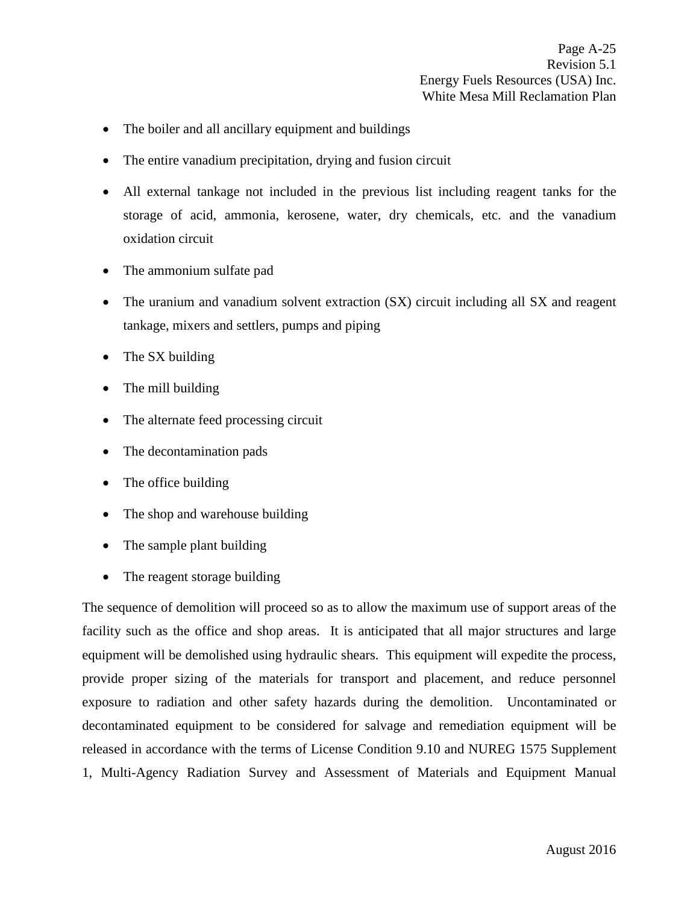- The boiler and all ancillary equipment and buildings
- The entire vanadium precipitation, drying and fusion circuit
- All external tankage not included in the previous list including reagent tanks for the storage of acid, ammonia, kerosene, water, dry chemicals, etc. and the vanadium oxidation circuit
- The ammonium sulfate pad
- The uranium and vanadium solvent extraction (SX) circuit including all SX and reagent tankage, mixers and settlers, pumps and piping
- The SX building
- The mill building
- The alternate feed processing circuit
- The decontamination pads
- The office building
- The shop and warehouse building
- The sample plant building
- The reagent storage building

The sequence of demolition will proceed so as to allow the maximum use of support areas of the facility such as the office and shop areas. It is anticipated that all major structures and large equipment will be demolished using hydraulic shears. This equipment will expedite the process, provide proper sizing of the materials for transport and placement, and reduce personnel exposure to radiation and other safety hazards during the demolition. Uncontaminated or decontaminated equipment to be considered for salvage and remediation equipment will be released in accordance with the terms of License Condition 9.10 and NUREG 1575 Supplement 1, Multi-Agency Radiation Survey and Assessment of Materials and Equipment Manual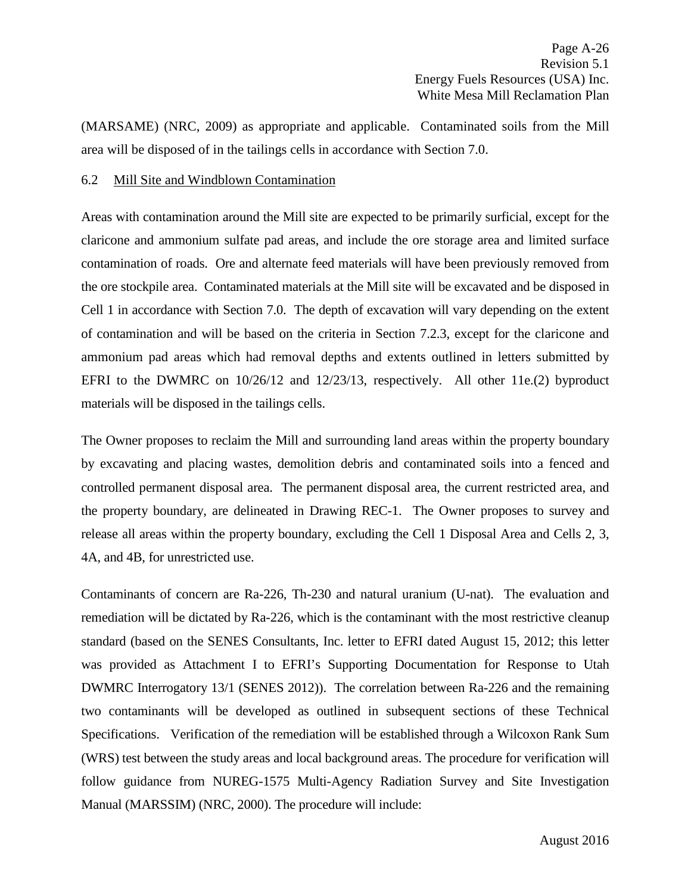(MARSAME) (NRC, 2009) as appropriate and applicable. Contaminated soils from the Mill area will be disposed of in the tailings cells in accordance with Section 7.0.

## 6.2 Mill Site and Windblown Contamination

Areas with contamination around the Mill site are expected to be primarily surficial, except for the claricone and ammonium sulfate pad areas, and include the ore storage area and limited surface contamination of roads. Ore and alternate feed materials will have been previously removed from the ore stockpile area. Contaminated materials at the Mill site will be excavated and be disposed in Cell 1 in accordance with Section 7.0. The depth of excavation will vary depending on the extent of contamination and will be based on the criteria in Section 7.2.3, except for the claricone and ammonium pad areas which had removal depths and extents outlined in letters submitted by EFRI to the DWMRC on 10/26/12 and 12/23/13, respectively. All other 11e.(2) byproduct materials will be disposed in the tailings cells.

The Owner proposes to reclaim the Mill and surrounding land areas within the property boundary by excavating and placing wastes, demolition debris and contaminated soils into a fenced and controlled permanent disposal area. The permanent disposal area, the current restricted area, and the property boundary, are delineated in Drawing REC-1. The Owner proposes to survey and release all areas within the property boundary, excluding the Cell 1 Disposal Area and Cells 2, 3, 4A, and 4B, for unrestricted use.

Contaminants of concern are Ra-226, Th-230 and natural uranium (U-nat). The evaluation and remediation will be dictated by Ra-226, which is the contaminant with the most restrictive cleanup standard (based on the SENES Consultants, Inc. letter to EFRI dated August 15, 2012; this letter was provided as Attachment I to EFRI's Supporting Documentation for Response to Utah DWMRC Interrogatory 13/1 (SENES 2012)). The correlation between Ra-226 and the remaining two contaminants will be developed as outlined in subsequent sections of these Technical Specifications. Verification of the remediation will be established through a Wilcoxon Rank Sum (WRS) test between the study areas and local background areas. The procedure for verification will follow guidance from NUREG-1575 Multi-Agency Radiation Survey and Site Investigation Manual (MARSSIM) (NRC, 2000). The procedure will include: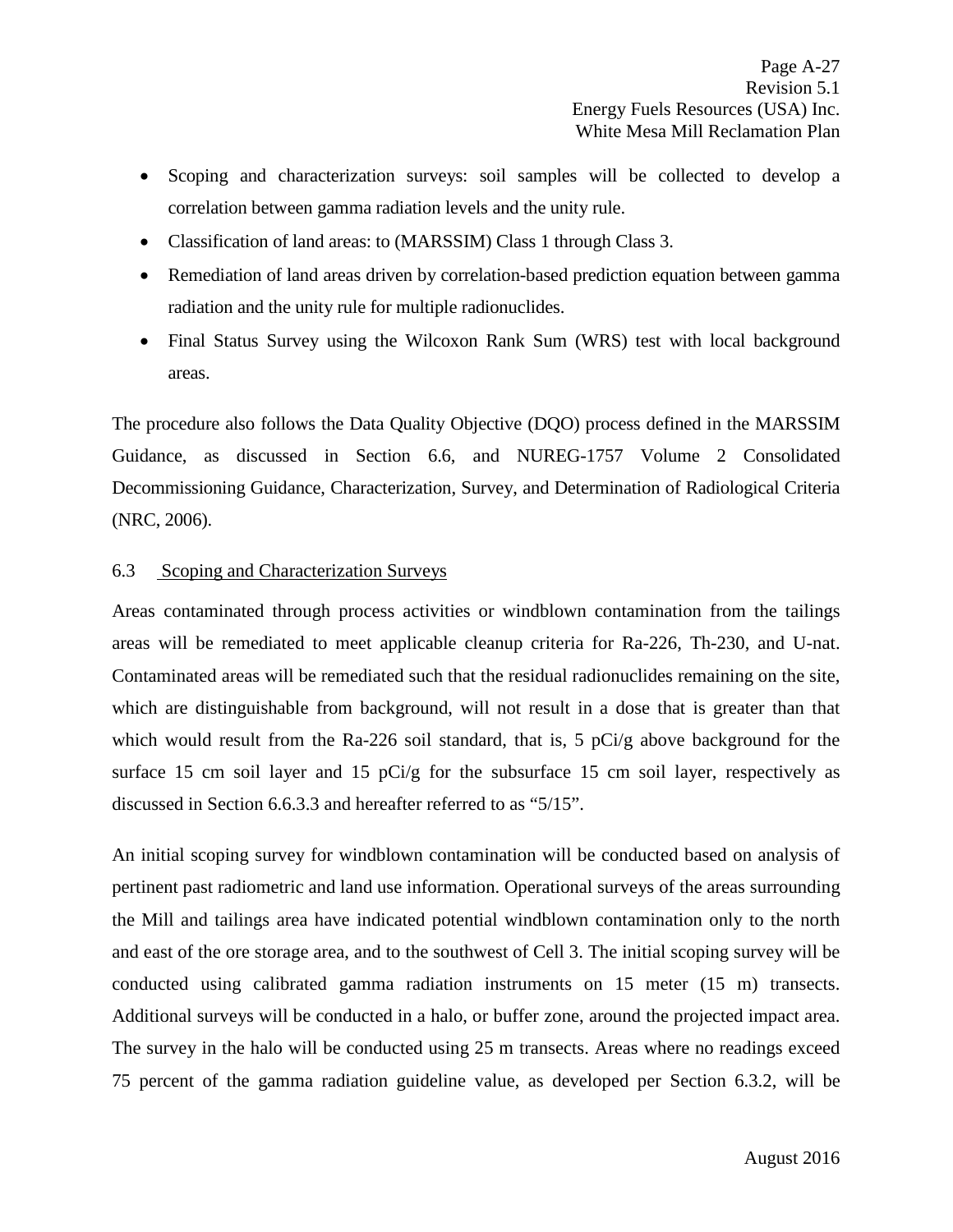- Scoping and characterization surveys: soil samples will be collected to develop a correlation between gamma radiation levels and the unity rule.
- Classification of land areas: to (MARSSIM) Class 1 through Class 3.
- Remediation of land areas driven by correlation-based prediction equation between gamma radiation and the unity rule for multiple radionuclides.
- Final Status Survey using the Wilcoxon Rank Sum (WRS) test with local background areas.

The procedure also follows the Data Quality Objective (DQO) process defined in the MARSSIM Guidance, as discussed in Section 6.6, and NUREG-1757 Volume 2 Consolidated Decommissioning Guidance, Characterization, Survey, and Determination of Radiological Criteria (NRC, 2006).

## 6.3 Scoping and Characterization Surveys

Areas contaminated through process activities or windblown contamination from the tailings areas will be remediated to meet applicable cleanup criteria for Ra-226, Th-230, and U-nat. Contaminated areas will be remediated such that the residual radionuclides remaining on the site, which are distinguishable from background, will not result in a dose that is greater than that which would result from the Ra-226 soil standard, that is, 5 pCi/g above background for the surface 15 cm soil layer and 15 pCi/g for the subsurface 15 cm soil layer, respectively as discussed in Section 6.6.3.3 and hereafter referred to as "5/15".

An initial scoping survey for windblown contamination will be conducted based on analysis of pertinent past radiometric and land use information. Operational surveys of the areas surrounding the Mill and tailings area have indicated potential windblown contamination only to the north and east of the ore storage area, and to the southwest of Cell 3. The initial scoping survey will be conducted using calibrated gamma radiation instruments on 15 meter (15 m) transects. Additional surveys will be conducted in a halo, or buffer zone, around the projected impact area. The survey in the halo will be conducted using 25 m transects. Areas where no readings exceed 75 percent of the gamma radiation guideline value, as developed per Section 6.3.2, will be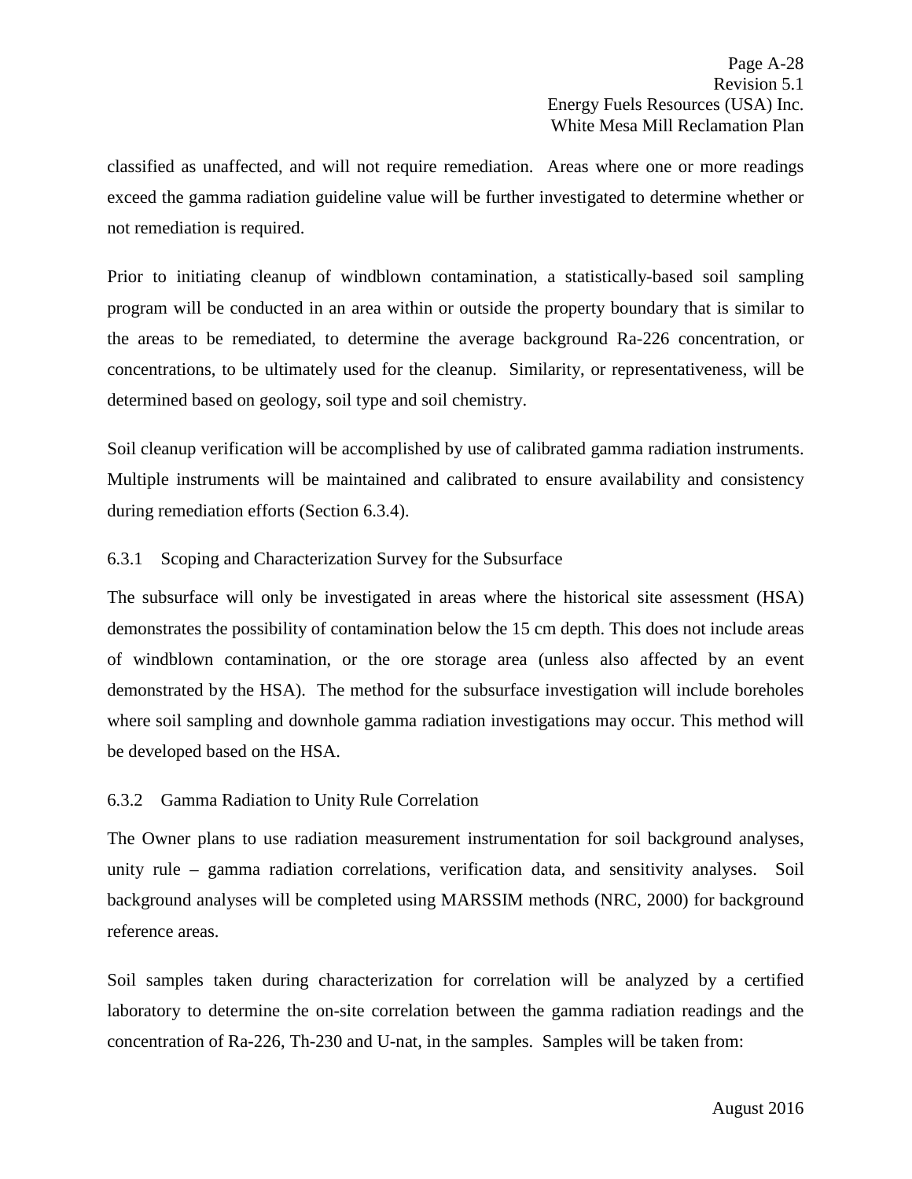classified as unaffected, and will not require remediation. Areas where one or more readings exceed the gamma radiation guideline value will be further investigated to determine whether or not remediation is required.

Prior to initiating cleanup of windblown contamination, a statistically-based soil sampling program will be conducted in an area within or outside the property boundary that is similar to the areas to be remediated, to determine the average background Ra-226 concentration, or concentrations, to be ultimately used for the cleanup. Similarity, or representativeness, will be determined based on geology, soil type and soil chemistry.

Soil cleanup verification will be accomplished by use of calibrated gamma radiation instruments. Multiple instruments will be maintained and calibrated to ensure availability and consistency during remediation efforts (Section 6.3.4).

### 6.3.1 Scoping and Characterization Survey for the Subsurface

The subsurface will only be investigated in areas where the historical site assessment (HSA) demonstrates the possibility of contamination below the 15 cm depth. This does not include areas of windblown contamination, or the ore storage area (unless also affected by an event demonstrated by the HSA). The method for the subsurface investigation will include boreholes where soil sampling and downhole gamma radiation investigations may occur. This method will be developed based on the HSA.

### 6.3.2 Gamma Radiation to Unity Rule Correlation

The Owner plans to use radiation measurement instrumentation for soil background analyses, unity rule – gamma radiation correlations, verification data, and sensitivity analyses. Soil background analyses will be completed using MARSSIM methods (NRC, 2000) for background reference areas.

Soil samples taken during characterization for correlation will be analyzed by a certified laboratory to determine the on-site correlation between the gamma radiation readings and the concentration of Ra-226, Th-230 and U-nat, in the samples. Samples will be taken from: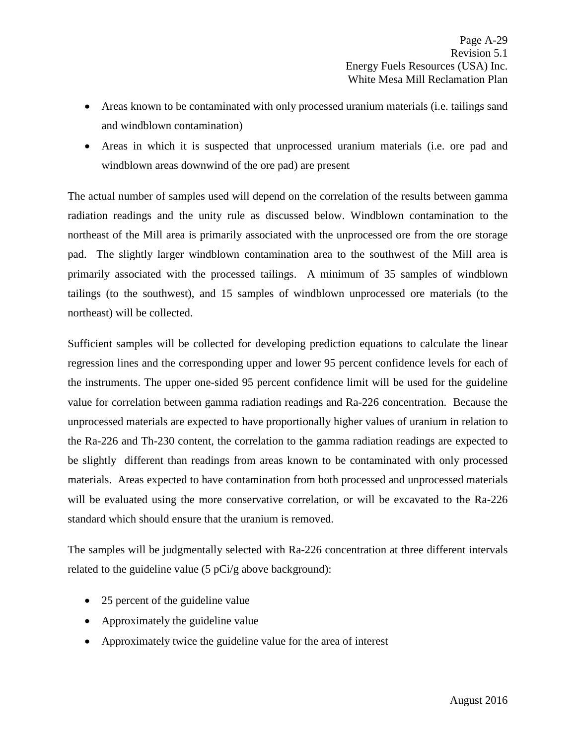- Areas known to be contaminated with only processed uranium materials (i.e. tailings sand and windblown contamination)
- Areas in which it is suspected that unprocessed uranium materials (i.e. ore pad and windblown areas downwind of the ore pad) are present

The actual number of samples used will depend on the correlation of the results between gamma radiation readings and the unity rule as discussed below. Windblown contamination to the northeast of the Mill area is primarily associated with the unprocessed ore from the ore storage pad. The slightly larger windblown contamination area to the southwest of the Mill area is primarily associated with the processed tailings. A minimum of 35 samples of windblown tailings (to the southwest), and 15 samples of windblown unprocessed ore materials (to the northeast) will be collected.

Sufficient samples will be collected for developing prediction equations to calculate the linear regression lines and the corresponding upper and lower 95 percent confidence levels for each of the instruments. The upper one-sided 95 percent confidence limit will be used for the guideline value for correlation between gamma radiation readings and Ra-226 concentration. Because the unprocessed materials are expected to have proportionally higher values of uranium in relation to the Ra-226 and Th-230 content, the correlation to the gamma radiation readings are expected to be slightly different than readings from areas known to be contaminated with only processed materials. Areas expected to have contamination from both processed and unprocessed materials will be evaluated using the more conservative correlation, or will be excavated to the Ra-226 standard which should ensure that the uranium is removed.

The samples will be judgmentally selected with Ra-226 concentration at three different intervals related to the guideline value (5 pCi/g above background):

- 25 percent of the guideline value
- Approximately the guideline value
- Approximately twice the guideline value for the area of interest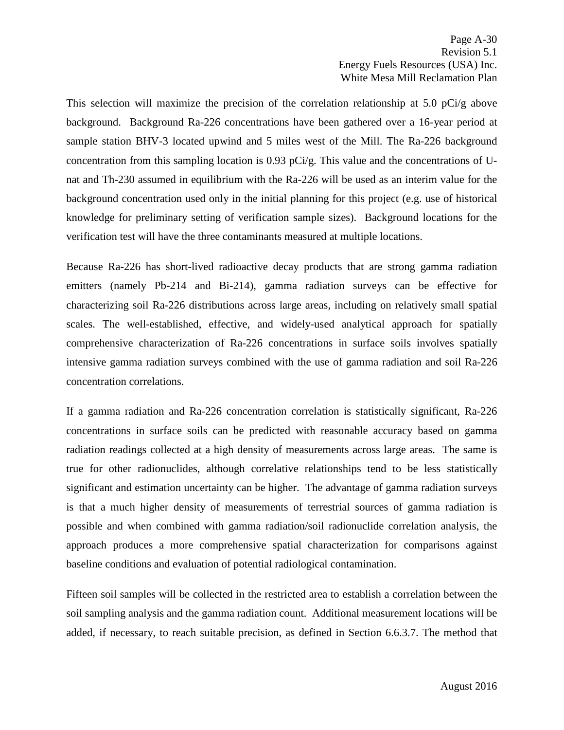This selection will maximize the precision of the correlation relationship at 5.0 pCi/g above background. Background Ra-226 concentrations have been gathered over a 16-year period at sample station BHV-3 located upwind and 5 miles west of the Mill. The Ra-226 background concentration from this sampling location is 0.93 pCi/g. This value and the concentrations of U-nat and Th-230 assumed in equilibrium with the Ra-226 will be used as an interim value for the background concentration used only in the initial planning for this project (e.g. use of historical knowledge for preliminary setting of verification sample sizes). Background locations for the verification test will have the three contaminants measured at multiple locations.

Because Ra-226 has short-lived radioactive decay products that are strong gamma radiation emitters (namely Pb-214 and Bi-214), gamma radiation surveys can be effective for characterizing soil Ra-226 distributions across large areas, including on relatively small spatial scales. The well-established, effective, and widely-used analytical approach for spatially comprehensive characterization of Ra-226 concentrations in surface soils involves spatially intensive gamma radiation surveys combined with the use of gamma radiation and soil Ra-226 concentration correlations.

If a gamma radiation and Ra-226 concentration correlation is statistically significant, Ra-226 concentrations in surface soils can be predicted with reasonable accuracy based on gamma radiation readings collected at a high density of measurements across large areas. The same is true for other radionuclides, although correlative relationships tend to be less statistically significant and estimation uncertainty can be higher. The advantage of gamma radiation surveys is that a much higher density of measurements of terrestrial sources of gamma radiation is possible and when combined with gamma radiation/soil radionuclide correlation analysis, the approach produces a more comprehensive spatial characterization for comparisons against baseline conditions and evaluation of potential radiological contamination.

Fifteen soil samples will be collected in the restricted area to establish a correlation between the soil sampling analysis and the gamma radiation count. Additional measurement locations will be added, if necessary, to reach suitable precision, as defined in Section 6.6.3.7. The method that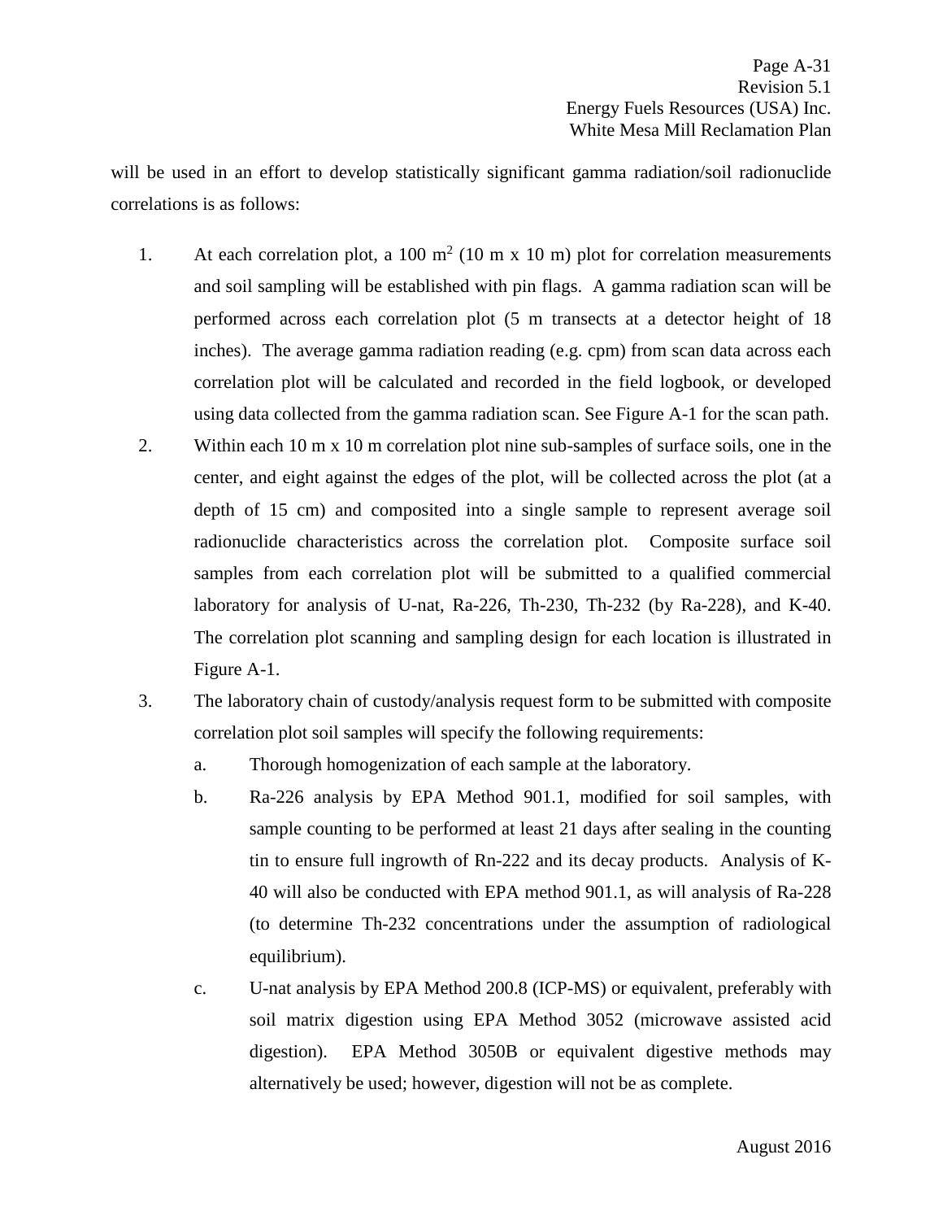will be used in an effort to develop statistically significant gamma radiation/soil radionuclide correlations is as follows:

1. At each correlation plot, a 100 $m^2$ (10 m x 10 m) plot for correlation measurements and soil sampling will be established with pin flags. A gamma radiation scan will be performed across each correlation plot (5 m transects at a detector height of 18 inches). The average gamma radiation reading (e.g. cpm) from scan data across each correlation plot will be calculated and recorded in the field logbook, or developed using data collected from the gamma radiation scan. See Figure A-1 for the scan path.
2. Within each 10 m x 10 m correlation plot nine sub-samples of surface soils, one in the center, and eight against the edges of the plot, will be collected across the plot (at a depth of 15 cm) and composited into a single sample to represent average soil radionuclide characteristics across the correlation plot. Composite surface soil samples from each correlation plot will be submitted to a qualified commercial laboratory for analysis of U-nat, Ra-226, Th-230, Th-232 (by Ra-228), and K-40. The correlation plot scanning and sampling design for each location is illustrated in Figure A-1.
3. The laboratory chain of custody/analysis request form to be submitted with composite correlation plot soil samples will specify the following requirements:
   a. Thorough homogenization of each sample at the laboratory.
   b. Ra-226 analysis by EPA Method 901.1, modified for soil samples, with sample counting to be performed at least 21 days after sealing in the counting tin to ensure full ingrowth of Rn-222 and its decay products. Analysis of K-40 will also be conducted with EPA method 901.1, as will analysis of Ra-228 (to determine Th-232 concentrations under the assumption of radiological equilibrium).
   c. U-nat analysis by EPA Method 200.8 (ICP-MS) or equivalent, preferably with soil matrix digestion using EPA Method 3052 (microwave assisted acid digestion). EPA Method 3050B or equivalent digestive methods may alternatively be used; however, digestion will not be as complete.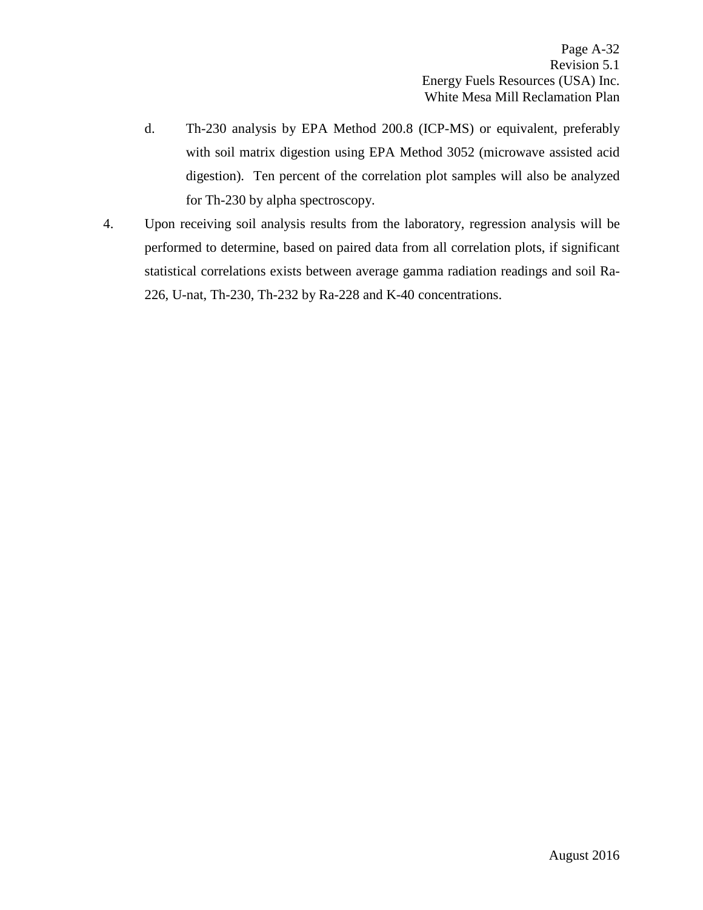d. Th-230 analysis by EPA Method 200.8 (ICP-MS) or equivalent, preferably with soil matrix digestion using EPA Method 3052 (microwave assisted acid digestion). Ten percent of the correlation plot samples will also be analyzed for Th-230 by alpha spectroscopy.

4. Upon receiving soil analysis results from the laboratory, regression analysis will be performed to determine, based on paired data from all correlation plots, if significant statistical correlations exists between average gamma radiation readings and soil Ra-226, U-nat, Th-230, Th-232 by Ra-228 and K-40 concentrations.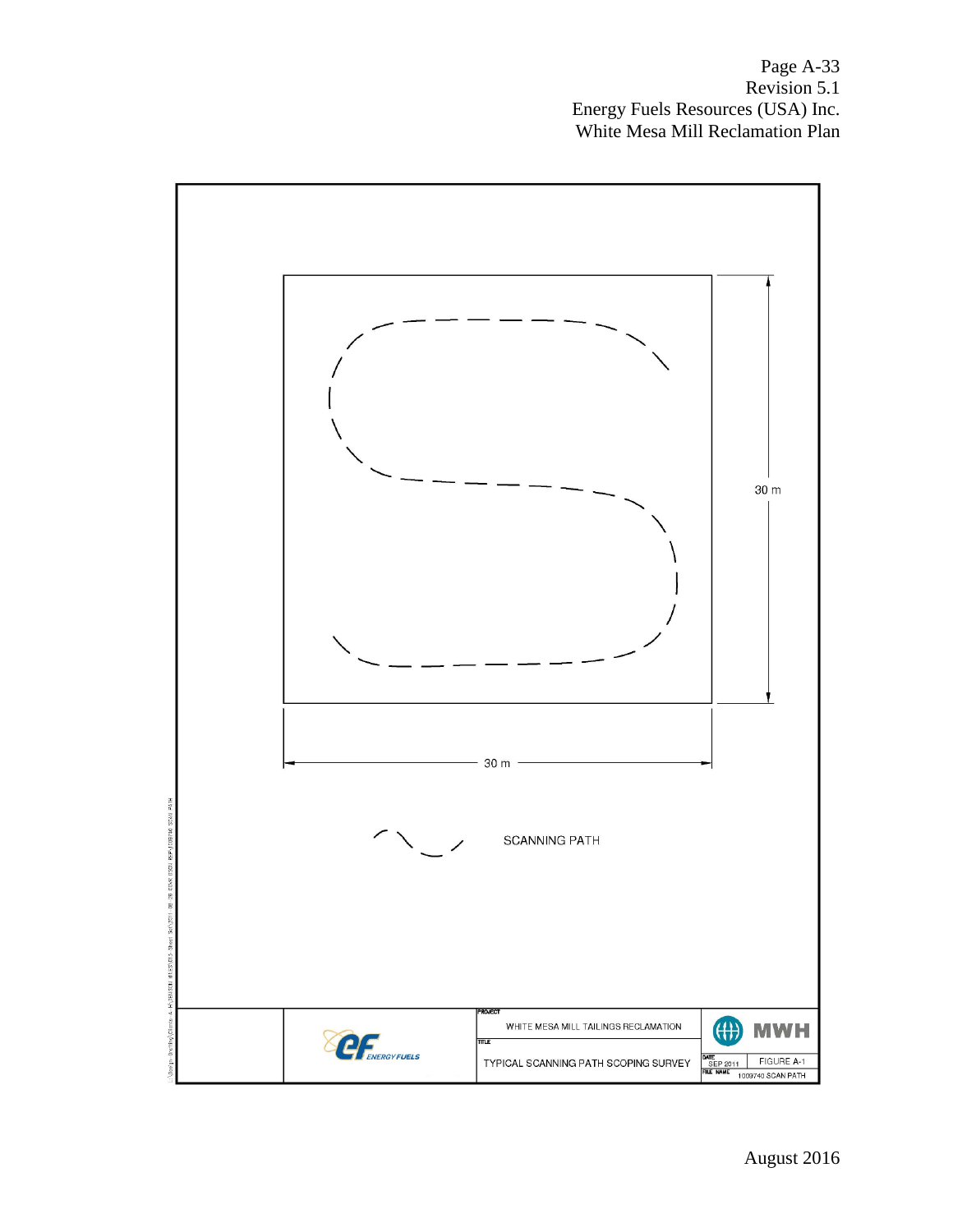30 m

30 m

SCANNING PATH

PROJECT

WHITE MESA MILL TAILINGS RECLAMATION

TITLE

TYPICAL SCANNING PATH SCOPING SURVEY

DATE SEP 2011

FIGURE A-1

FILE NAME 1009740 SCAN PATH

August 2016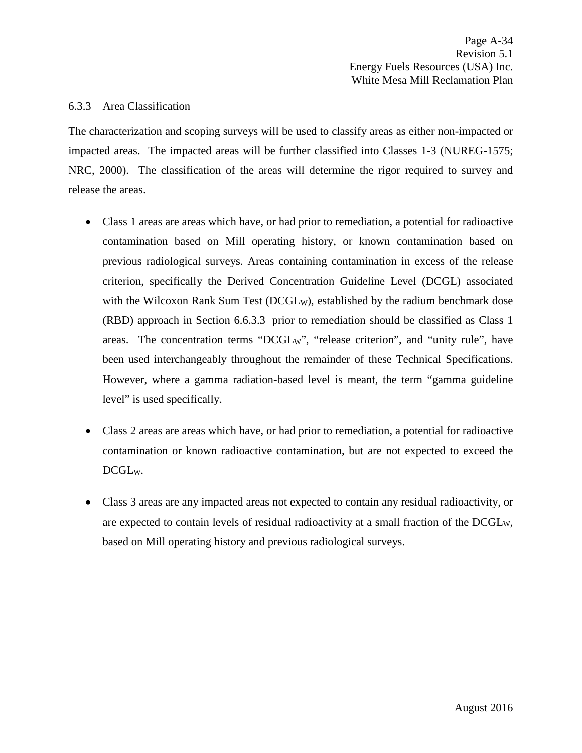### 6.3.3 Area Classification

The characterization and scoping surveys will be used to classify areas as either non-impacted or impacted areas. The impacted areas will be further classified into Classes 1-3 (NUREG-1575; NRC, 2000). The classification of the areas will determine the rigor required to survey and release the areas.

- Class 1 areas are areas which have, or had prior to remediation, a potential for radioactive contamination based on Mill operating history, or known contamination based on previous radiological surveys. Areas containing contamination in excess of the release criterion, specifically the Derived Concentration Guideline Level (DCGL) associated with the Wilcoxon Rank Sum Test ($DCGL_W$), established by the radium benchmark dose (RBD) approach in Section 6.6.3.3 prior to remediation should be classified as Class 1 areas. The concentration terms "$DCGL_W$", "release criterion", and "unity rule", have been used interchangeably throughout the remainder of these Technical Specifications. However, where a gamma radiation-based level is meant, the term "gamma guideline level" is used specifically.

- Class 2 areas are areas which have, or had prior to remediation, a potential for radioactive contamination or known radioactive contamination, but are not expected to exceed the $DCGL_W$.

- Class 3 areas are any impacted areas not expected to contain any residual radioactivity, or are expected to contain levels of residual radioactivity at a small fraction of the $DCGL_W$, based on Mill operating history and previous radiological surveys.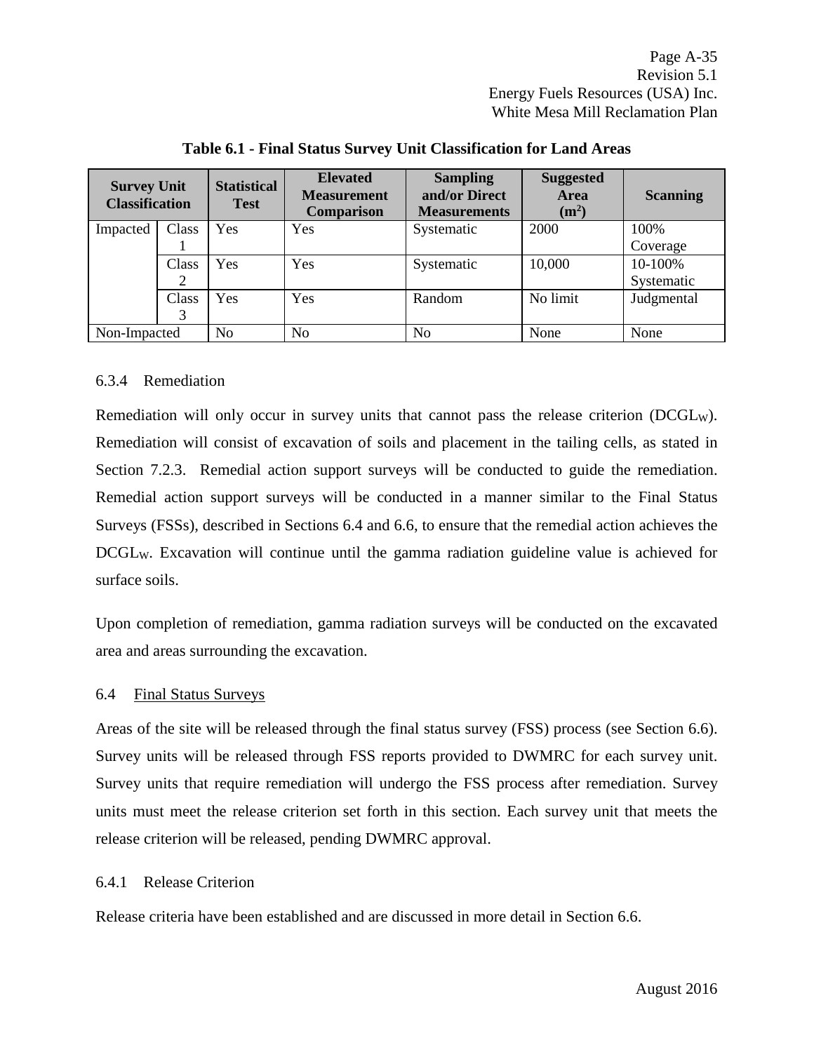**Table 6.1 - Final Status Survey Unit Classification for Land Areas**

| Survey Unit Classification | | Statistical Test | Elevated Measurement Comparison | Sampling and/or Direct Measurements | Suggested Area ($m^2$) | Scanning |
|---|---|---|---|---|---|---|
| Impacted | Class 1 | Yes | Yes | Systematic | 2000 | 100% Coverage |
| | Class 2 | Yes | Yes | Systematic | 10,000 | 10-100% Systematic |
| | Class 3 | Yes | Yes | Random | No limit | Judgmental |
| Non-Impacted | | No | No | No | None | None |

### 6.3.4 Remediation

Remediation will only occur in survey units that cannot pass the release criterion ($DCGL_W$). Remediation will consist of excavation of soils and placement in the tailing cells, as stated in Section 7.2.3. Remedial action support surveys will be conducted to guide the remediation. Remedial action support surveys will be conducted in a manner similar to the Final Status Surveys (FSSs), described in Sections 6.4 and 6.6, to ensure that the remedial action achieves the $DCGL_W$. Excavation will continue until the gamma radiation guideline value is achieved for surface soils.

Upon completion of remediation, gamma radiation surveys will be conducted on the excavated area and areas surrounding the excavation.

## 6.4 Final Status Surveys

Areas of the site will be released through the final status survey (FSS) process (see Section 6.6). Survey units will be released through FSS reports provided to DWMRC for each survey unit. Survey units that require remediation will undergo the FSS process after remediation. Survey units must meet the release criterion set forth in this section. Each survey unit that meets the release criterion will be released, pending DWMRC approval.

### 6.4.1 Release Criterion

Release criteria have been established and are discussed in more detail in Section 6.6.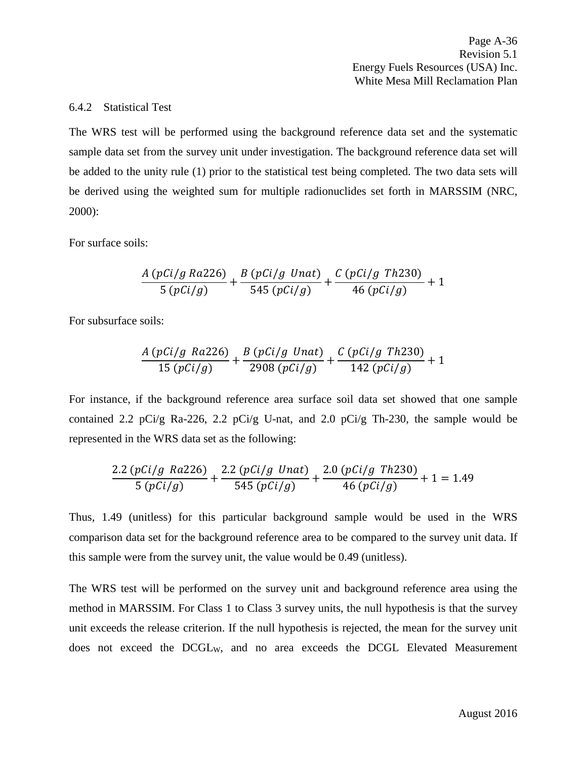### 6.4.2 Statistical Test

The WRS test will be performed using the background reference data set and the systematic sample data set from the survey unit under investigation. The background reference data set will be added to the unity rule (1) prior to the statistical test being completed. The two data sets will be derived using the weighted sum for multiple radionuclides set forth in MARSSIM (NRC, 2000):

For surface soils:

$$\frac{A\ (pCi/g\ Ra226)}{5\ (pCi/g)} + \frac{B\ (pCi/g\ \ Unat)}{545\ (pCi/g)} + \frac{C\ (pCi/g\ \ Th230)}{46\ (pCi/g)} + 1$$

For subsurface soils:

$$\frac{A\ (pCi/g\ \ Ra226)}{15\ (pCi/g)} + \frac{B\ (pCi/g\ \ Unat)}{2908\ (pCi/g)} + \frac{C\ (pCi/g\ \ Th230)}{142\ (pCi/g)} + 1$$

For instance, if the background reference area surface soil data set showed that one sample contained 2.2 pCi/g Ra-226, 2.2 pCi/g U-nat, and 2.0 pCi/g Th-230, the sample would be represented in the WRS data set as the following:

$$\frac{2.2\ (pCi/g\ \ Ra226)}{5\ (pCi/g)} + \frac{2.2\ (pCi/g\ \ Unat)}{545\ (pCi/g)} + \frac{2.0\ (pCi/g\ \ Th230)}{46\ (pCi/g)} + 1 = 1.49$$

Thus, 1.49 (unitless) for this particular background sample would be used in the WRS comparison data set for the background reference area to be compared to the survey unit data. If this sample were from the survey unit, the value would be 0.49 (unitless).

The WRS test will be performed on the survey unit and background reference area using the method in MARSSIM. For Class 1 to Class 3 survey units, the null hypothesis is that the survey unit exceeds the release criterion. If the null hypothesis is rejected, the mean for the survey unit does not exceed the $DCGL_W$, and no area exceeds the DCGL Elevated Measurement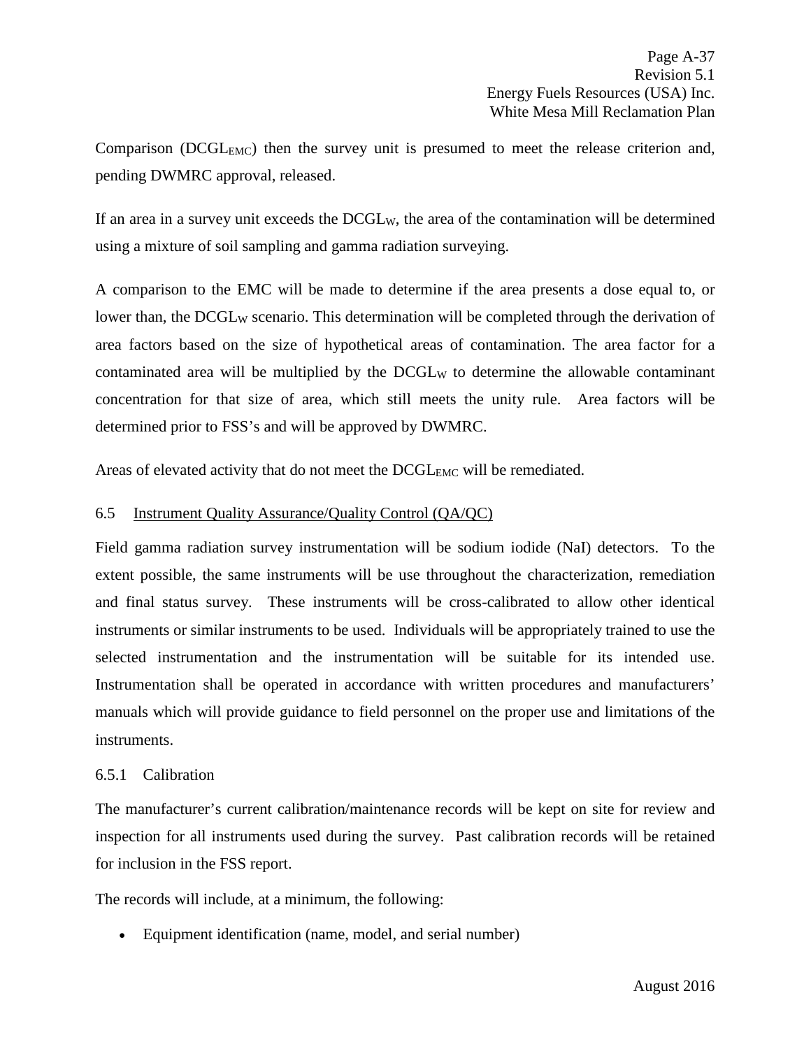Comparison ($DCGL_{EMC}$) then the survey unit is presumed to meet the release criterion and, pending DWMRC approval, released.

If an area in a survey unit exceeds the $DCGL_W$, the area of the contamination will be determined using a mixture of soil sampling and gamma radiation surveying.

A comparison to the EMC will be made to determine if the area presents a dose equal to, or lower than, the $DCGL_W$ scenario. This determination will be completed through the derivation of area factors based on the size of hypothetical areas of contamination. The area factor for a contaminated area will be multiplied by the $DCGL_W$ to determine the allowable contaminant concentration for that size of area, which still meets the unity rule. Area factors will be determined prior to FSS's and will be approved by DWMRC.

Areas of elevated activity that do not meet the $DCGL_{EMC}$ will be remediated.

### 6.5 Instrument Quality Assurance/Quality Control (QA/QC)

Field gamma radiation survey instrumentation will be sodium iodide (NaI) detectors. To the extent possible, the same instruments will be use throughout the characterization, remediation and final status survey. These instruments will be cross-calibrated to allow other identical instruments or similar instruments to be used. Individuals will be appropriately trained to use the selected instrumentation and the instrumentation will be suitable for its intended use. Instrumentation shall be operated in accordance with written procedures and manufacturers' manuals which will provide guidance to field personnel on the proper use and limitations of the instruments.

#### 6.5.1 Calibration

The manufacturer's current calibration/maintenance records will be kept on site for review and inspection for all instruments used during the survey. Past calibration records will be retained for inclusion in the FSS report.

The records will include, at a minimum, the following:

- Equipment identification (name, model, and serial number)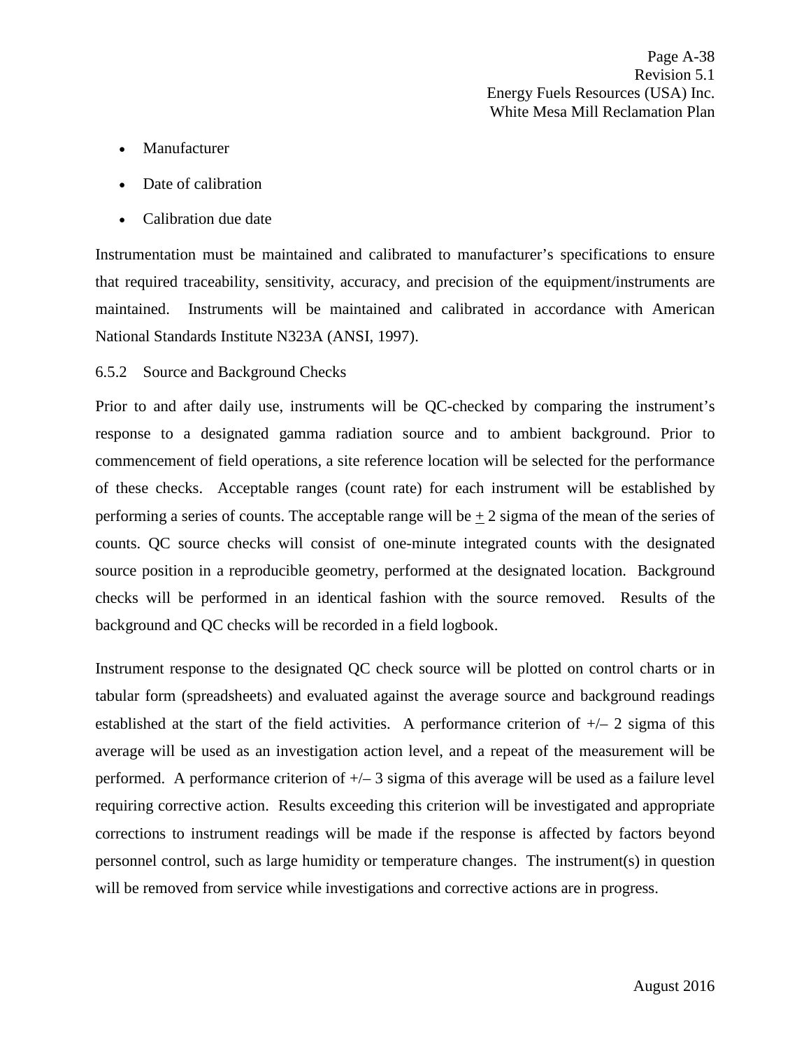- Manufacturer
- Date of calibration
- Calibration due date

Instrumentation must be maintained and calibrated to manufacturer's specifications to ensure that required traceability, sensitivity, accuracy, and precision of the equipment/instruments are maintained. Instruments will be maintained and calibrated in accordance with American National Standards Institute N323A (ANSI, 1997).

### 6.5.2 Source and Background Checks

Prior to and after daily use, instruments will be QC-checked by comparing the instrument's response to a designated gamma radiation source and to ambient background. Prior to commencement of field operations, a site reference location will be selected for the performance of these checks. Acceptable ranges (count rate) for each instrument will be established by performing a series of counts. The acceptable range will be ± 2 sigma of the mean of the series of counts. QC source checks will consist of one-minute integrated counts with the designated source position in a reproducible geometry, performed at the designated location. Background checks will be performed in an identical fashion with the source removed. Results of the background and QC checks will be recorded in a field logbook.

Instrument response to the designated QC check source will be plotted on control charts or in tabular form (spreadsheets) and evaluated against the average source and background readings established at the start of the field activities. A performance criterion of +/– 2 sigma of this average will be used as an investigation action level, and a repeat of the measurement will be performed. A performance criterion of +/– 3 sigma of this average will be used as a failure level requiring corrective action. Results exceeding this criterion will be investigated and appropriate corrections to instrument readings will be made if the response is affected by factors beyond personnel control, such as large humidity or temperature changes. The instrument(s) in question will be removed from service while investigations and corrective actions are in progress.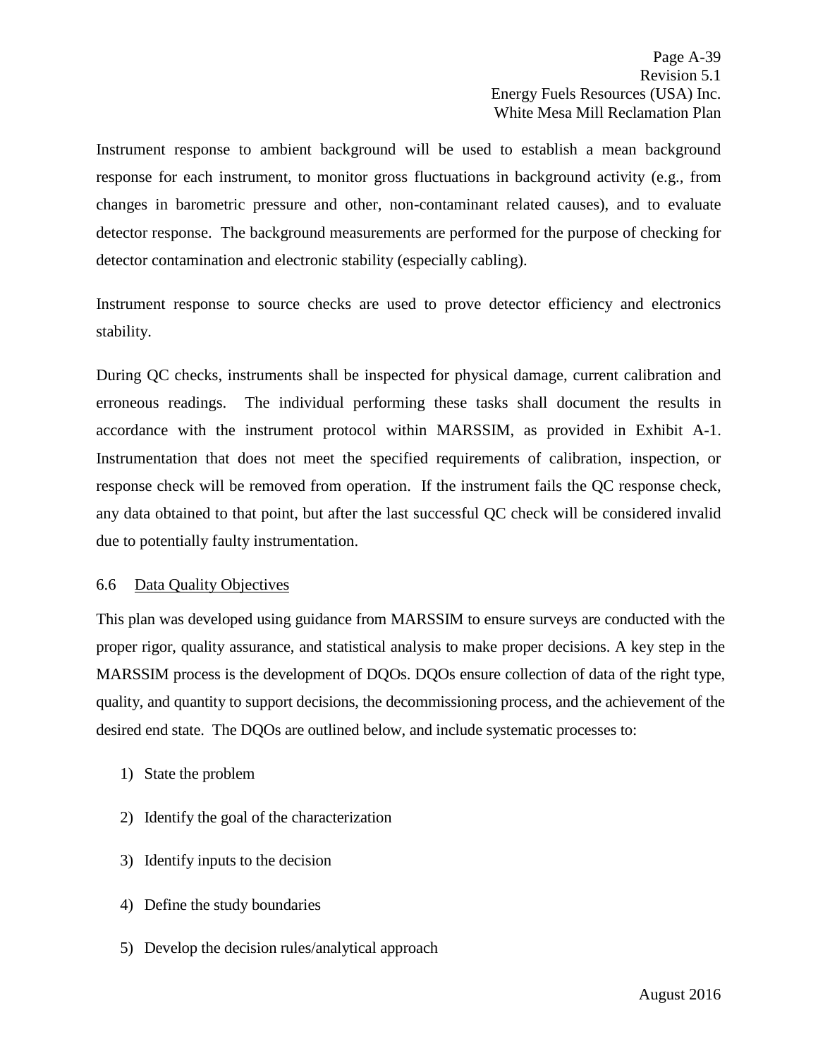Instrument response to ambient background will be used to establish a mean background response for each instrument, to monitor gross fluctuations in background activity (e.g., from changes in barometric pressure and other, non-contaminant related causes), and to evaluate detector response. The background measurements are performed for the purpose of checking for detector contamination and electronic stability (especially cabling).

Instrument response to source checks are used to prove detector efficiency and electronics stability.

During QC checks, instruments shall be inspected for physical damage, current calibration and erroneous readings. The individual performing these tasks shall document the results in accordance with the instrument protocol within MARSSIM, as provided in Exhibit A-1. Instrumentation that does not meet the specified requirements of calibration, inspection, or response check will be removed from operation. If the instrument fails the QC response check, any data obtained to that point, but after the last successful QC check will be considered invalid due to potentially faulty instrumentation.

### 6.6 Data Quality Objectives

This plan was developed using guidance from MARSSIM to ensure surveys are conducted with the proper rigor, quality assurance, and statistical analysis to make proper decisions. A key step in the MARSSIM process is the development of DQOs. DQOs ensure collection of data of the right type, quality, and quantity to support decisions, the decommissioning process, and the achievement of the desired end state. The DQOs are outlined below, and include systematic processes to:

1) State the problem
2) Identify the goal of the characterization
3) Identify inputs to the decision
4) Define the study boundaries
5) Develop the decision rules/analytical approach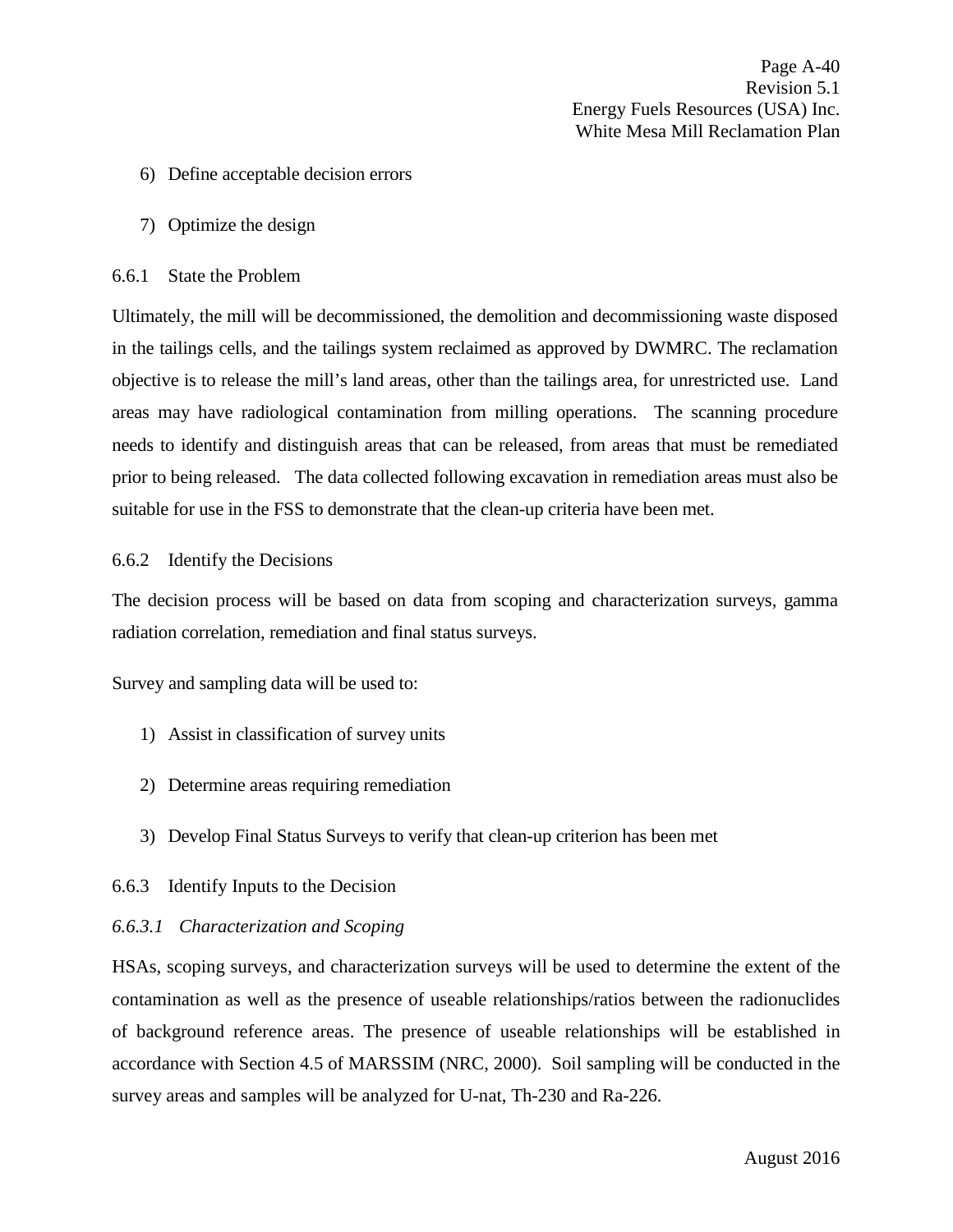6) Define acceptable decision errors

7) Optimize the design

### 6.6.1 State the Problem

Ultimately, the mill will be decommissioned, the demolition and decommissioning waste disposed in the tailings cells, and the tailings system reclaimed as approved by DWMRC. The reclamation objective is to release the mill's land areas, other than the tailings area, for unrestricted use. Land areas may have radiological contamination from milling operations. The scanning procedure needs to identify and distinguish areas that can be released, from areas that must be remediated prior to being released. The data collected following excavation in remediation areas must also be suitable for use in the FSS to demonstrate that the clean-up criteria have been met.

### 6.6.2 Identify the Decisions

The decision process will be based on data from scoping and characterization surveys, gamma radiation correlation, remediation and final status surveys.

Survey and sampling data will be used to:

1) Assist in classification of survey units

2) Determine areas requiring remediation

3) Develop Final Status Surveys to verify that clean-up criterion has been met

### 6.6.3 Identify Inputs to the Decision

#### *6.6.3.1 Characterization and Scoping*

HSAs, scoping surveys, and characterization surveys will be used to determine the extent of the contamination as well as the presence of useable relationships/ratios between the radionuclides of background reference areas. The presence of useable relationships will be established in accordance with Section 4.5 of MARSSIM (NRC, 2000). Soil sampling will be conducted in the survey areas and samples will be analyzed for U-nat, Th-230 and Ra-226.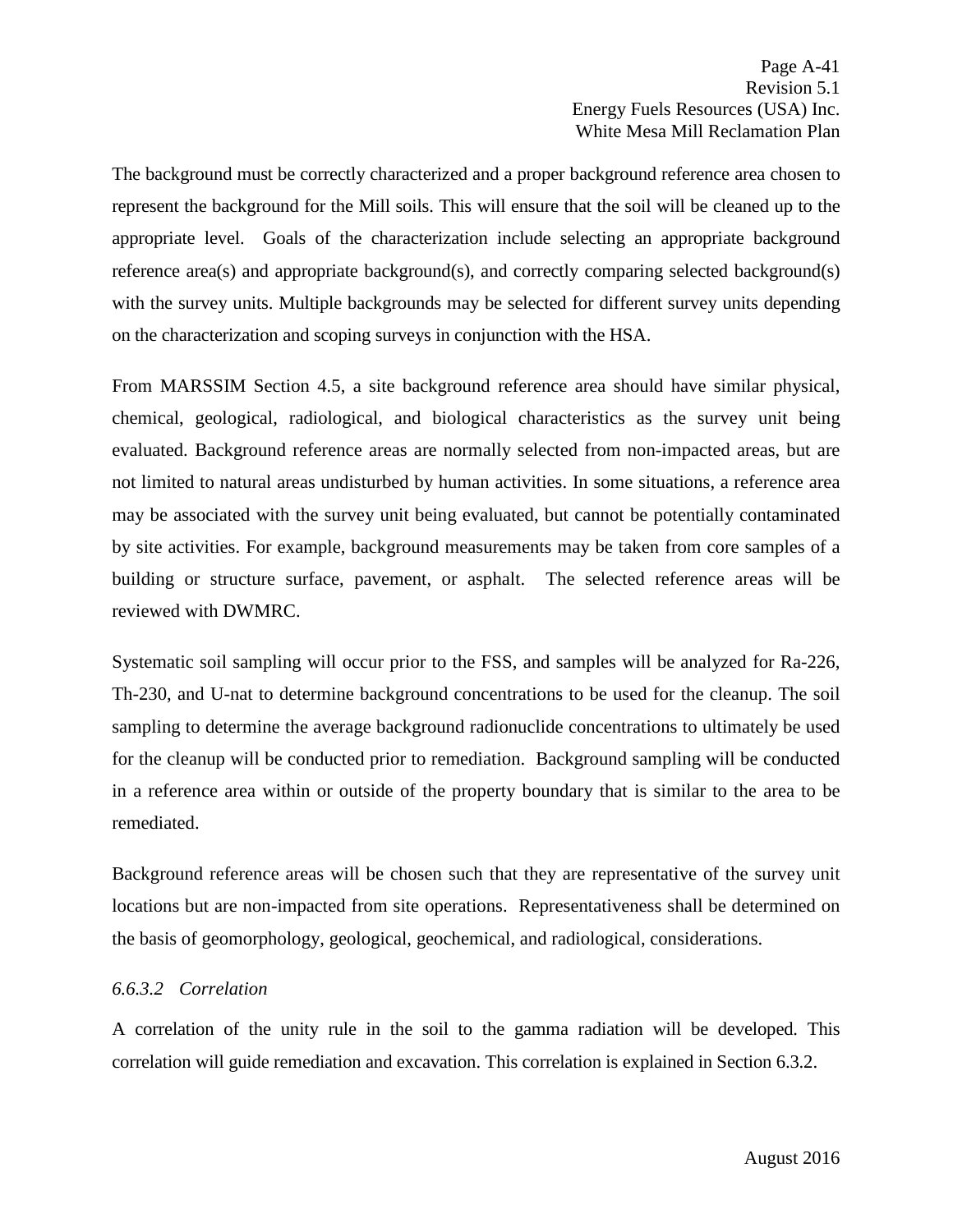The background must be correctly characterized and a proper background reference area chosen to represent the background for the Mill soils. This will ensure that the soil will be cleaned up to the appropriate level. Goals of the characterization include selecting an appropriate background reference area(s) and appropriate background(s), and correctly comparing selected background(s) with the survey units. Multiple backgrounds may be selected for different survey units depending on the characterization and scoping surveys in conjunction with the HSA.

From MARSSIM Section 4.5, a site background reference area should have similar physical, chemical, geological, radiological, and biological characteristics as the survey unit being evaluated. Background reference areas are normally selected from non-impacted areas, but are not limited to natural areas undisturbed by human activities. In some situations, a reference area may be associated with the survey unit being evaluated, but cannot be potentially contaminated by site activities. For example, background measurements may be taken from core samples of a building or structure surface, pavement, or asphalt. The selected reference areas will be reviewed with DWMRC.

Systematic soil sampling will occur prior to the FSS, and samples will be analyzed for Ra-226, Th-230, and U-nat to determine background concentrations to be used for the cleanup. The soil sampling to determine the average background radionuclide concentrations to ultimately be used for the cleanup will be conducted prior to remediation. Background sampling will be conducted in a reference area within or outside of the property boundary that is similar to the area to be remediated.

Background reference areas will be chosen such that they are representative of the survey unit locations but are non-impacted from site operations. Representativeness shall be determined on the basis of geomorphology, geological, geochemical, and radiological, considerations.

#### *6.6.3.2 Correlation*

A correlation of the unity rule in the soil to the gamma radiation will be developed. This correlation will guide remediation and excavation. This correlation is explained in Section 6.3.2.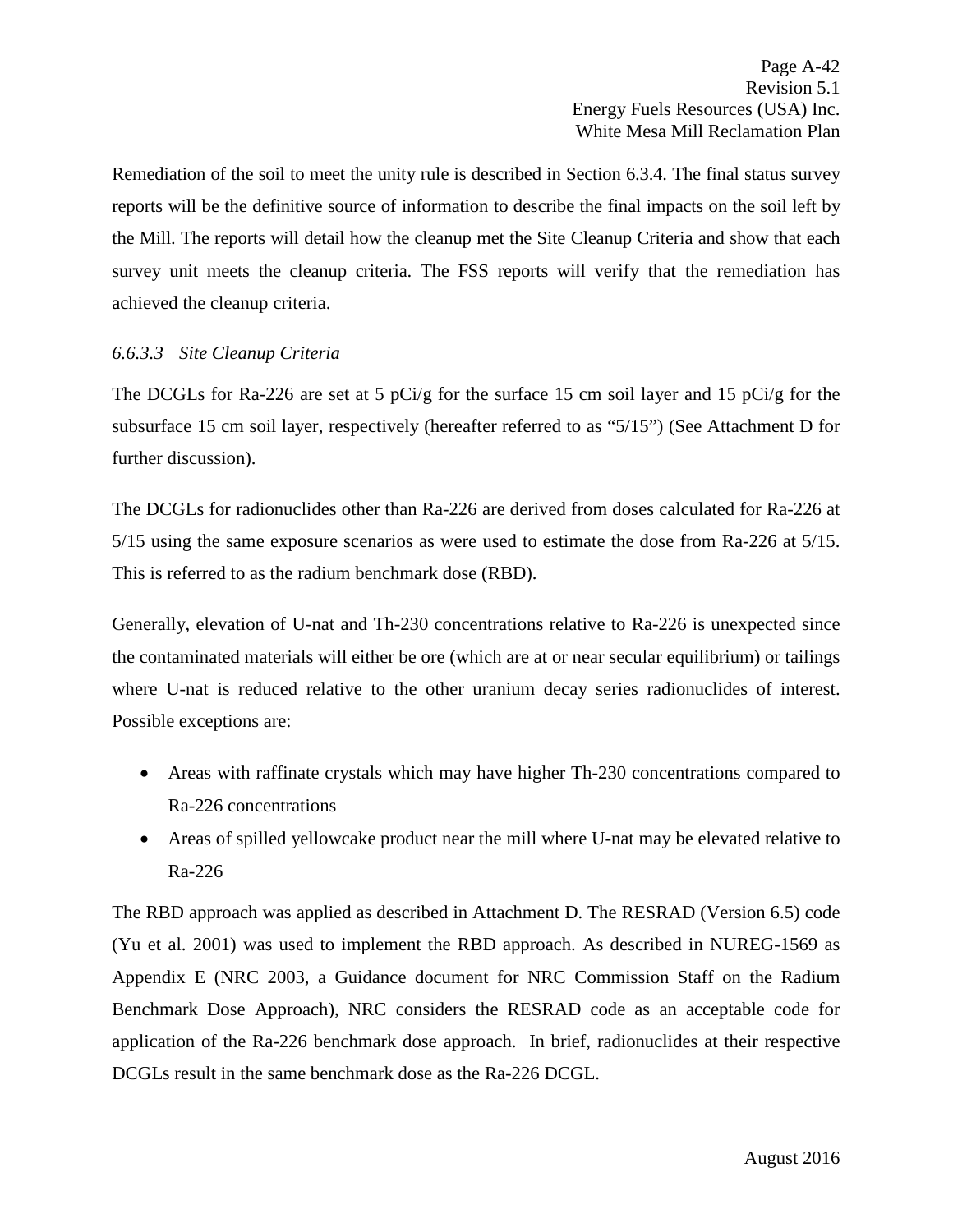Remediation of the soil to meet the unity rule is described in Section 6.3.4. The final status survey reports will be the definitive source of information to describe the final impacts on the soil left by the Mill. The reports will detail how the cleanup met the Site Cleanup Criteria and show that each survey unit meets the cleanup criteria. The FSS reports will verify that the remediation has achieved the cleanup criteria.

#### *6.6.3.3 Site Cleanup Criteria*

The DCGLs for Ra-226 are set at 5 pCi/g for the surface 15 cm soil layer and 15 pCi/g for the subsurface 15 cm soil layer, respectively (hereafter referred to as "5/15") (See Attachment D for further discussion).

The DCGLs for radionuclides other than Ra-226 are derived from doses calculated for Ra-226 at 5/15 using the same exposure scenarios as were used to estimate the dose from Ra-226 at 5/15. This is referred to as the radium benchmark dose (RBD).

Generally, elevation of U-nat and Th-230 concentrations relative to Ra-226 is unexpected since the contaminated materials will either be ore (which are at or near secular equilibrium) or tailings where U-nat is reduced relative to the other uranium decay series radionuclides of interest. Possible exceptions are:

- Areas with raffinate crystals which may have higher Th-230 concentrations compared to Ra-226 concentrations
- Areas of spilled yellowcake product near the mill where U-nat may be elevated relative to Ra-226

The RBD approach was applied as described in Attachment D. The RESRAD (Version 6.5) code (Yu et al. 2001) was used to implement the RBD approach. As described in NUREG-1569 as Appendix E (NRC 2003, a Guidance document for NRC Commission Staff on the Radium Benchmark Dose Approach), NRC considers the RESRAD code as an acceptable code for application of the Ra-226 benchmark dose approach. In brief, radionuclides at their respective DCGLs result in the same benchmark dose as the Ra-226 DCGL.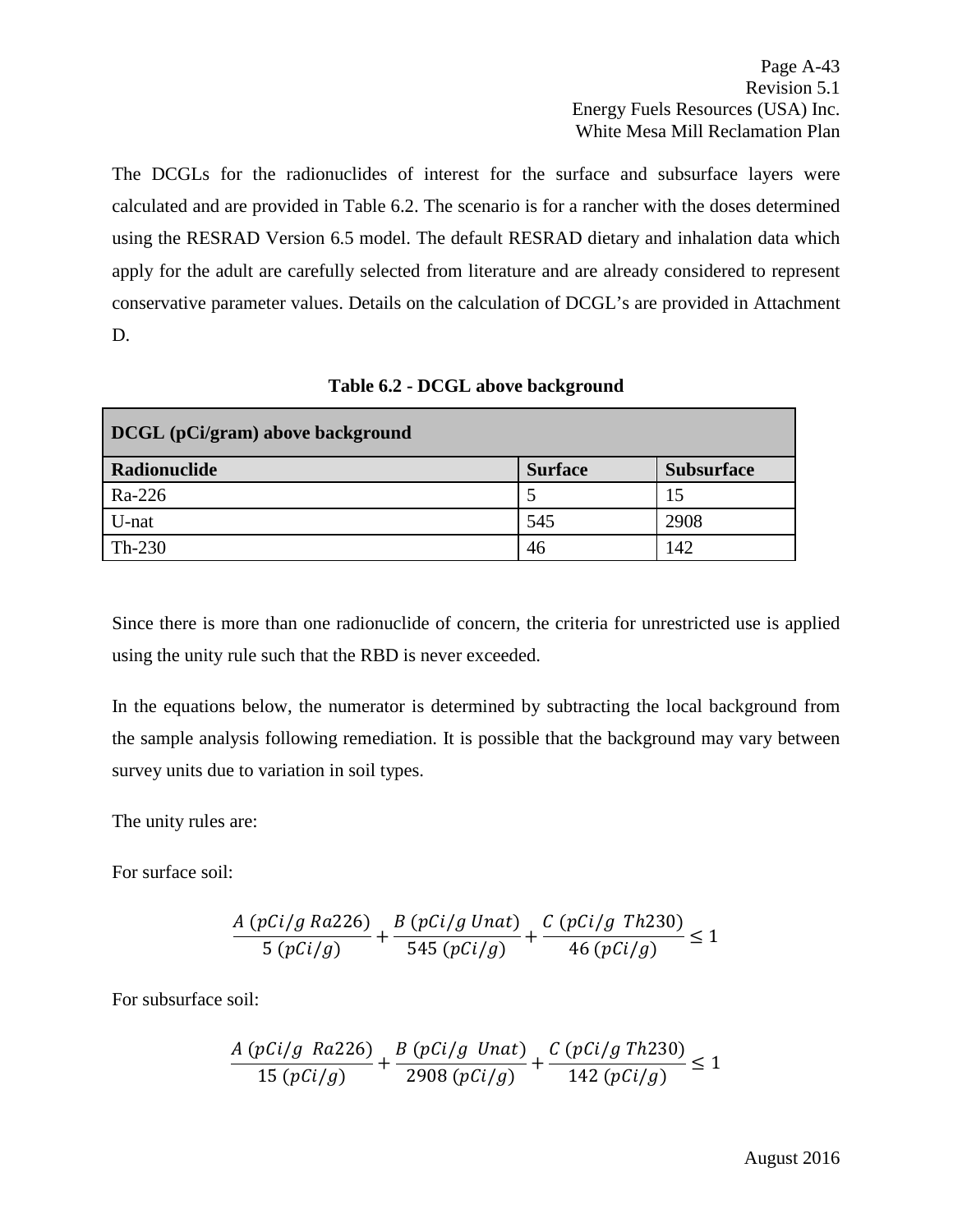The DCGLs for the radionuclides of interest for the surface and subsurface layers were calculated and are provided in Table 6.2. The scenario is for a rancher with the doses determined using the RESRAD Version 6.5 model. The default RESRAD dietary and inhalation data which apply for the adult are carefully selected from literature and are already considered to represent conservative parameter values. Details on the calculation of DCGL's are provided in Attachment D.

**Table 6.2 - DCGL above background**

| **DCGL (pCi/gram) above background** | | |
|---|---|---|
| **Radionuclide** | **Surface** | **Subsurface** |
| Ra-226 | 5 | 15 |
| U-nat | 545 | 2908 |
| Th-230 | 46 | 142 |

Since there is more than one radionuclide of concern, the criteria for unrestricted use is applied using the unity rule such that the RBD is never exceeded.

In the equations below, the numerator is determined by subtracting the local background from the sample analysis following remediation. It is possible that the background may vary between survey units due to variation in soil types.

The unity rules are:

For surface soil:

$$\frac{A\ (pCi/g\ Ra226)}{5\ (pCi/g)} + \frac{B\ (pCi/g\ Unat)}{545\ (pCi/g)} + \frac{C\ (pCi/g\ \ Th230)}{46\ (pCi/g)} \leq 1$$

For subsurface soil:

$$\frac{A\ (pCi/g\ \ Ra226)}{15\ (pCi/g)} + \frac{B\ (pCi/g\ \ Unat)}{2908\ (pCi/g)} + \frac{C\ (pCi/g\ Th230)}{142\ (pCi/g)} \leq 1$$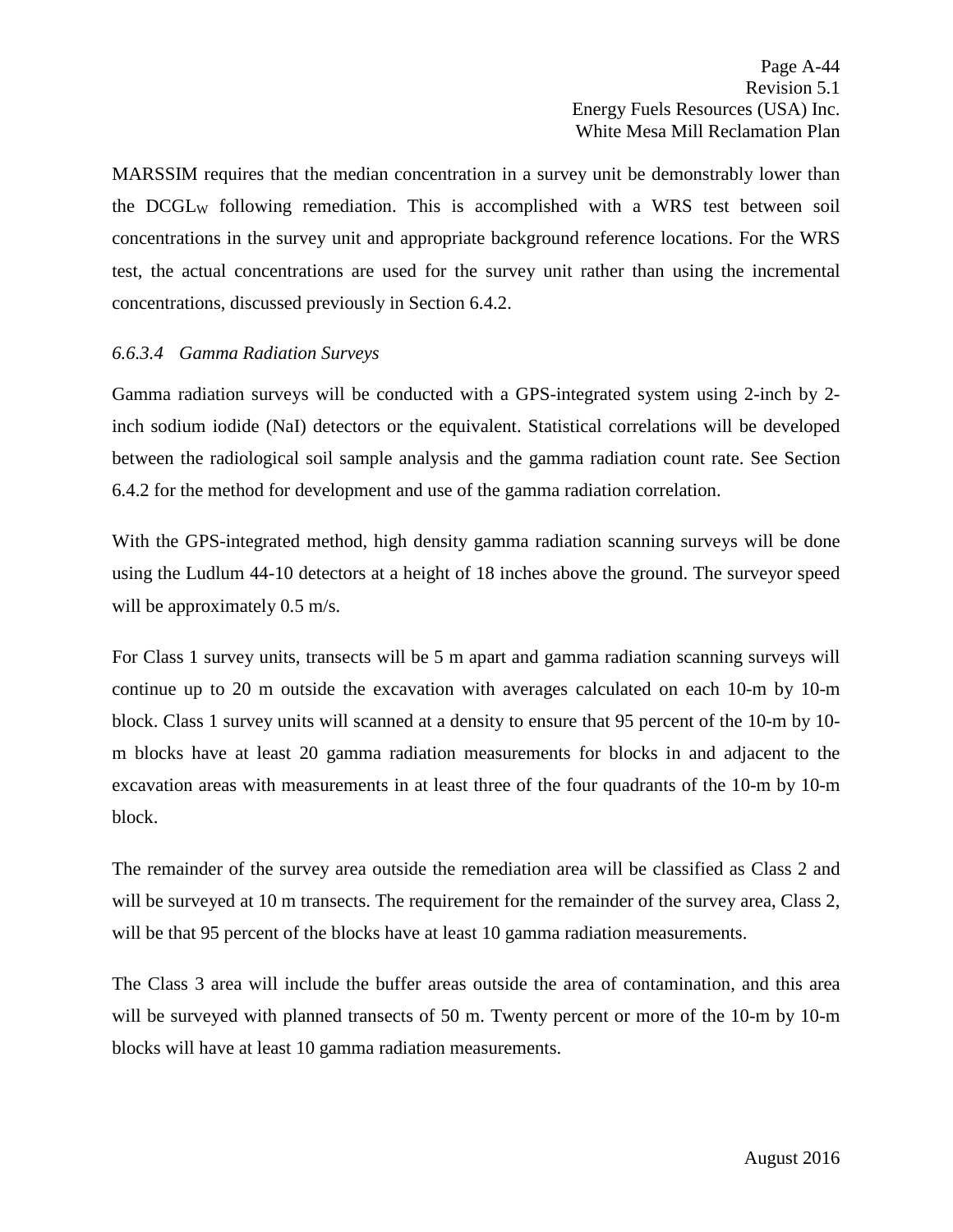MARSSIM requires that the median concentration in a survey unit be demonstrably lower than the $DCGL_W$ following remediation. This is accomplished with a WRS test between soil concentrations in the survey unit and appropriate background reference locations. For the WRS test, the actual concentrations are used for the survey unit rather than using the incremental concentrations, discussed previously in Section 6.4.2.

#### *6.6.3.4 Gamma Radiation Surveys*

Gamma radiation surveys will be conducted with a GPS-integrated system using 2-inch by 2-inch sodium iodide (NaI) detectors or the equivalent. Statistical correlations will be developed between the radiological soil sample analysis and the gamma radiation count rate. See Section 6.4.2 for the method for development and use of the gamma radiation correlation.

With the GPS-integrated method, high density gamma radiation scanning surveys will be done using the Ludlum 44-10 detectors at a height of 18 inches above the ground. The surveyor speed will be approximately 0.5 m/s.

For Class 1 survey units, transects will be 5 m apart and gamma radiation scanning surveys will continue up to 20 m outside the excavation with averages calculated on each 10-m by 10-m block. Class 1 survey units will scanned at a density to ensure that 95 percent of the 10-m by 10-m blocks have at least 20 gamma radiation measurements for blocks in and adjacent to the excavation areas with measurements in at least three of the four quadrants of the 10-m by 10-m block.

The remainder of the survey area outside the remediation area will be classified as Class 2 and will be surveyed at 10 m transects. The requirement for the remainder of the survey area, Class 2, will be that 95 percent of the blocks have at least 10 gamma radiation measurements.

The Class 3 area will include the buffer areas outside the area of contamination, and this area will be surveyed with planned transects of 50 m. Twenty percent or more of the 10-m by 10-m blocks will have at least 10 gamma radiation measurements.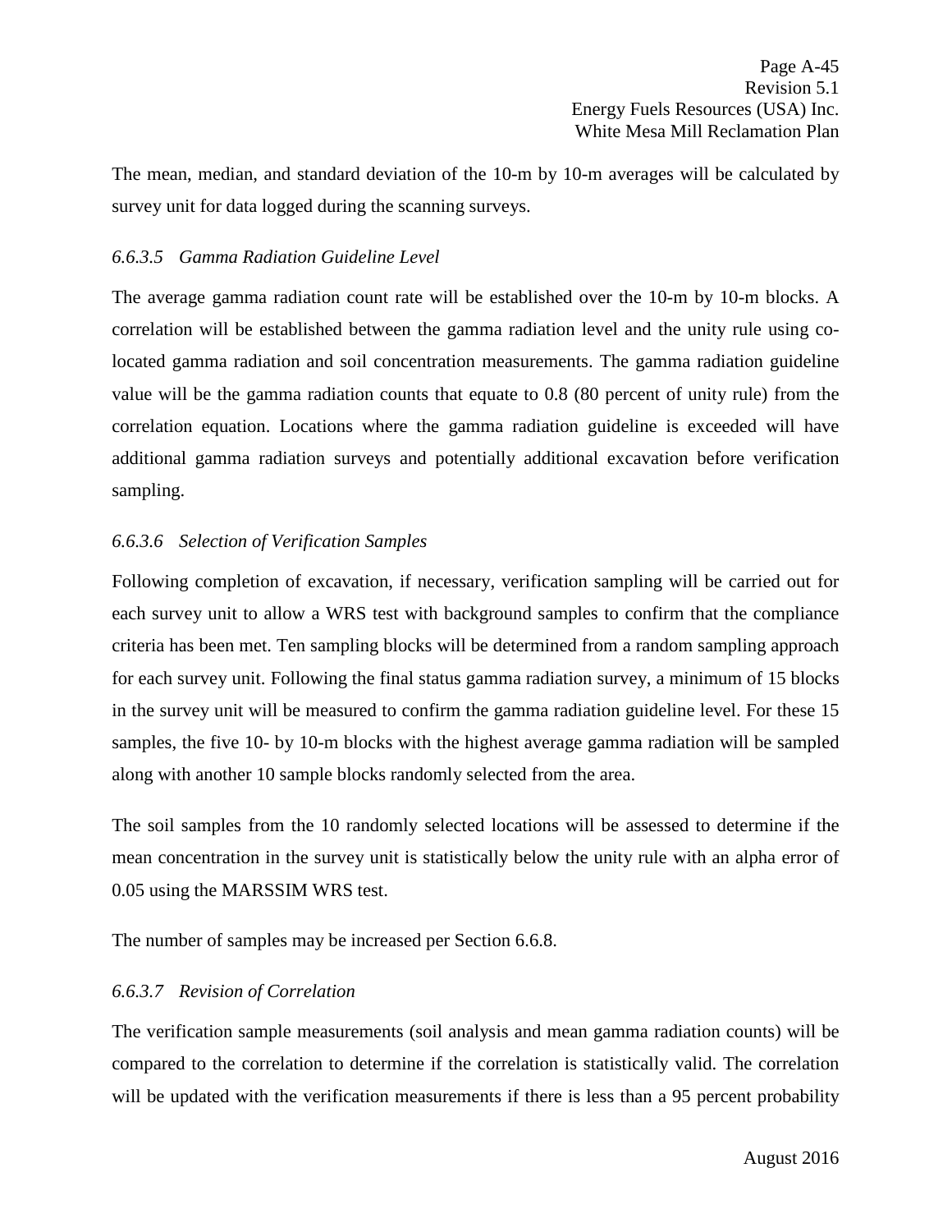The mean, median, and standard deviation of the 10-m by 10-m averages will be calculated by survey unit for data logged during the scanning surveys.

#### *6.6.3.5 Gamma Radiation Guideline Level*

The average gamma radiation count rate will be established over the 10-m by 10-m blocks. A correlation will be established between the gamma radiation level and the unity rule using co-located gamma radiation and soil concentration measurements. The gamma radiation guideline value will be the gamma radiation counts that equate to 0.8 (80 percent of unity rule) from the correlation equation. Locations where the gamma radiation guideline is exceeded will have additional gamma radiation surveys and potentially additional excavation before verification sampling.

#### *6.6.3.6 Selection of Verification Samples*

Following completion of excavation, if necessary, verification sampling will be carried out for each survey unit to allow a WRS test with background samples to confirm that the compliance criteria has been met. Ten sampling blocks will be determined from a random sampling approach for each survey unit. Following the final status gamma radiation survey, a minimum of 15 blocks in the survey unit will be measured to confirm the gamma radiation guideline level. For these 15 samples, the five 10- by 10-m blocks with the highest average gamma radiation will be sampled along with another 10 sample blocks randomly selected from the area.

The soil samples from the 10 randomly selected locations will be assessed to determine if the mean concentration in the survey unit is statistically below the unity rule with an alpha error of 0.05 using the MARSSIM WRS test.

The number of samples may be increased per Section 6.6.8.

#### *6.6.3.7 Revision of Correlation*

The verification sample measurements (soil analysis and mean gamma radiation counts) will be compared to the correlation to determine if the correlation is statistically valid. The correlation will be updated with the verification measurements if there is less than a 95 percent probability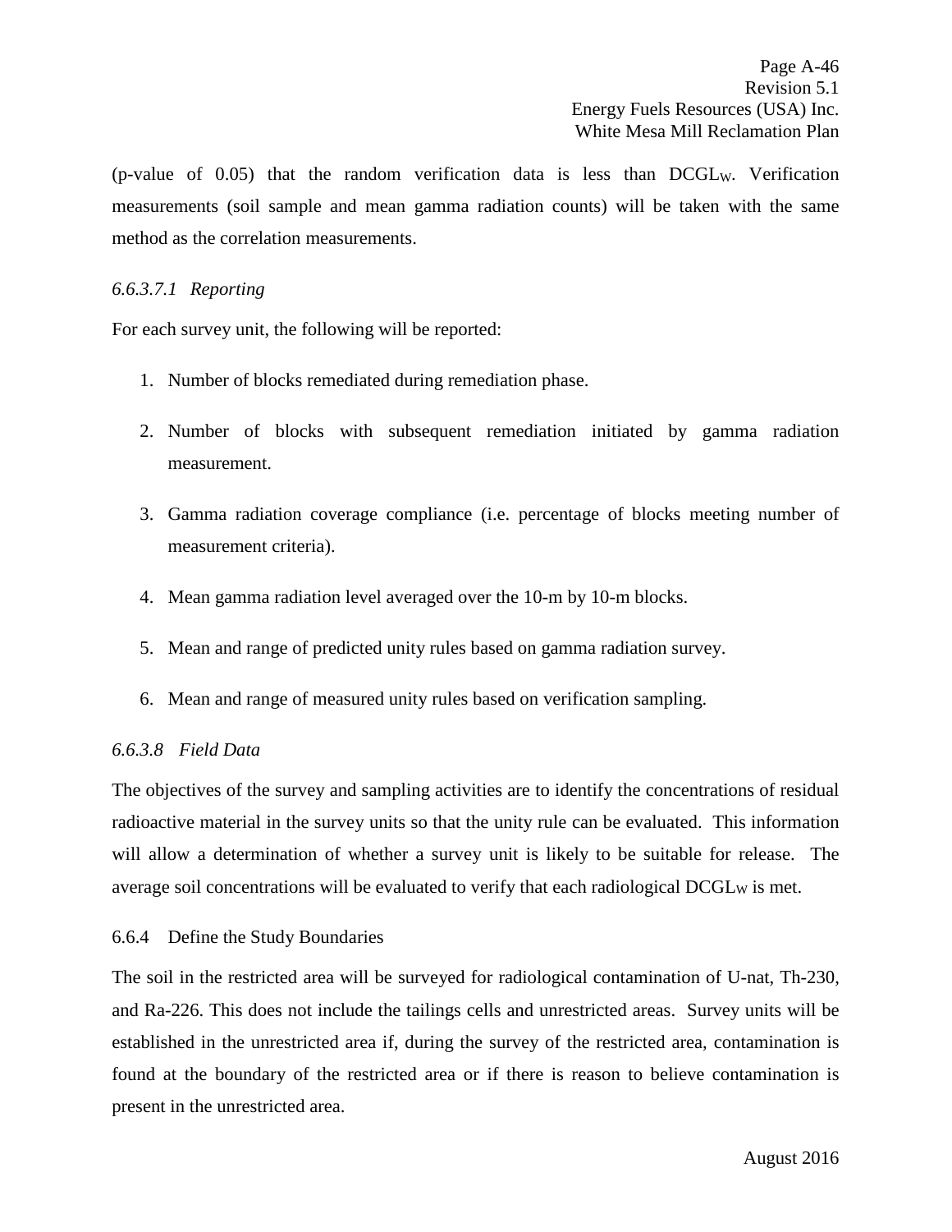(p-value of 0.05) that the random verification data is less than $DCGL_W$. Verification measurements (soil sample and mean gamma radiation counts) will be taken with the same method as the correlation measurements.

#### *6.6.3.7.1 Reporting*

For each survey unit, the following will be reported:

1. Number of blocks remediated during remediation phase.
2. Number of blocks with subsequent remediation initiated by gamma radiation measurement.
3. Gamma radiation coverage compliance (i.e. percentage of blocks meeting number of measurement criteria).
4. Mean gamma radiation level averaged over the 10-m by 10-m blocks.
5. Mean and range of predicted unity rules based on gamma radiation survey.
6. Mean and range of measured unity rules based on verification sampling.

### *6.6.3.8 Field Data*

The objectives of the survey and sampling activities are to identify the concentrations of residual radioactive material in the survey units so that the unity rule can be evaluated. This information will allow a determination of whether a survey unit is likely to be suitable for release. The average soil concentrations will be evaluated to verify that each radiological $DCGL_W$ is met.

## 6.6.4 Define the Study Boundaries

The soil in the restricted area will be surveyed for radiological contamination of U-nat, Th-230, and Ra-226. This does not include the tailings cells and unrestricted areas. Survey units will be established in the unrestricted area if, during the survey of the restricted area, contamination is found at the boundary of the restricted area or if there is reason to believe contamination is present in the unrestricted area.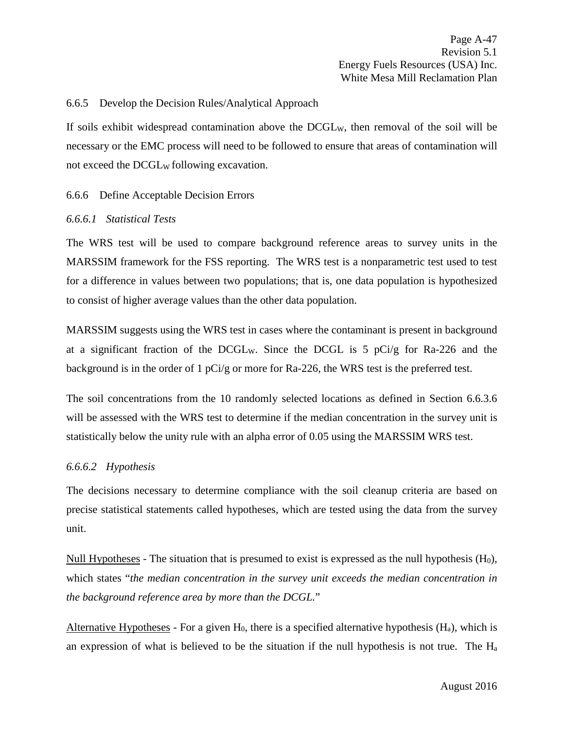### 6.6.5 Develop the Decision Rules/Analytical Approach

If soils exhibit widespread contamination above the $DCGL_W$, then removal of the soil will be necessary or the EMC process will need to be followed to ensure that areas of contamination will not exceed the $DCGL_W$ following excavation.

### 6.6.6 Define Acceptable Decision Errors

#### *6.6.6.1 Statistical Tests*

The WRS test will be used to compare background reference areas to survey units in the MARSSIM framework for the FSS reporting. The WRS test is a nonparametric test used to test for a difference in values between two populations; that is, one data population is hypothesized to consist of higher average values than the other data population.

MARSSIM suggests using the WRS test in cases where the contaminant is present in background at a significant fraction of the $DCGL_W$. Since the DCGL is 5 pCi/g for Ra-226 and the background is in the order of 1 pCi/g or more for Ra-226, the WRS test is the preferred test.

The soil concentrations from the 10 randomly selected locations as defined in Section 6.6.3.6 will be assessed with the WRS test to determine if the median concentration in the survey unit is statistically below the unity rule with an alpha error of 0.05 using the MARSSIM WRS test.

#### *6.6.6.2 Hypothesis*

The decisions necessary to determine compliance with the soil cleanup criteria are based on precise statistical statements called hypotheses, which are tested using the data from the survey unit.

Null Hypotheses - The situation that is presumed to exist is expressed as the null hypothesis ($H_0$), which states "*the median concentration in the survey unit exceeds the median concentration in the background reference area by more than the DCGL.*"

Alternative Hypotheses - For a given $H_0$, there is a specified alternative hypothesis ($H_a$), which is an expression of what is believed to be the situation if the null hypothesis is not true. The $H_a$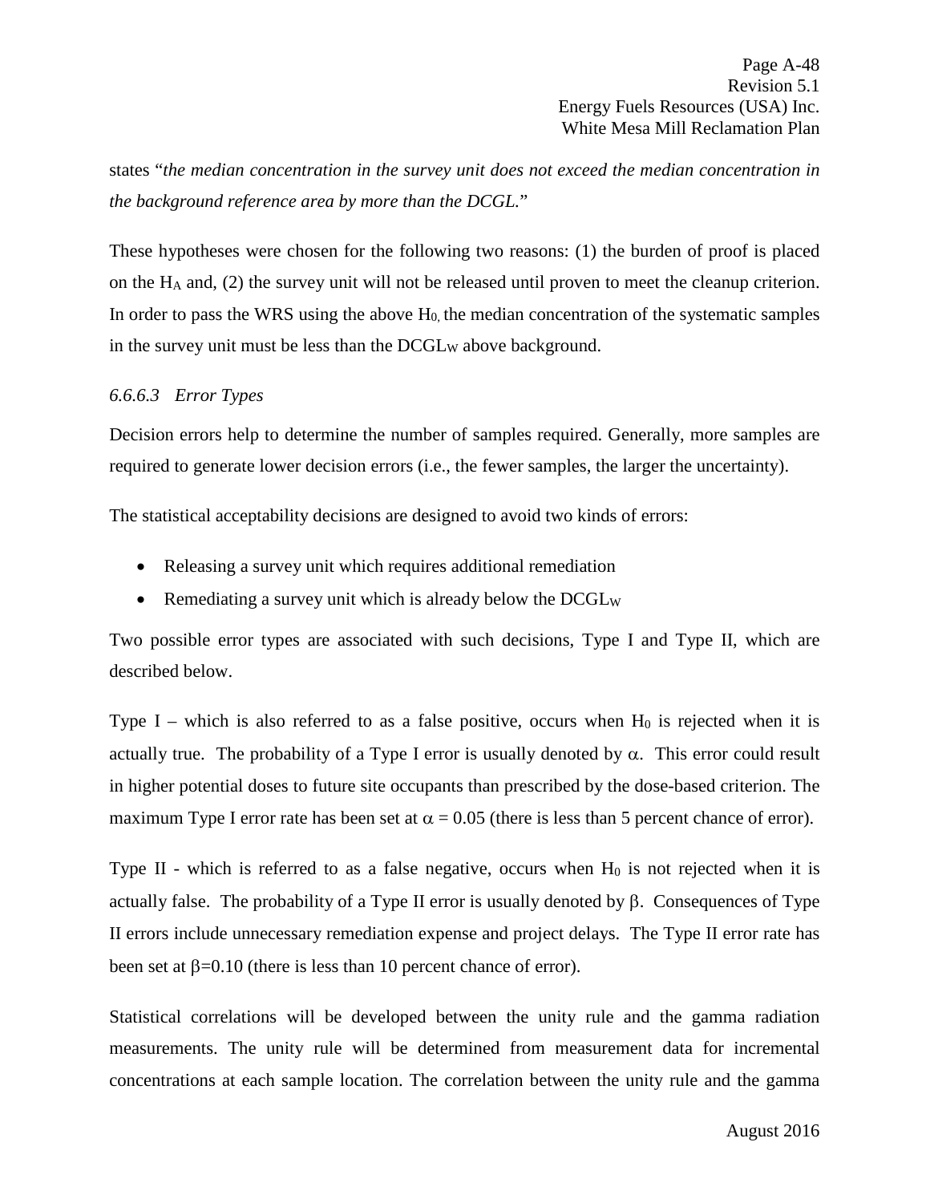states “*the median concentration in the survey unit does not exceed the median concentration in the background reference area by more than the DCGL.*”

These hypotheses were chosen for the following two reasons: (1) the burden of proof is placed on the $H_A$ and, (2) the survey unit will not be released until proven to meet the cleanup criterion. In order to pass the WRS using the above $H_0$, the median concentration of the systematic samples in the survey unit must be less than the $DCGL_W$ above background.

#### *6.6.6.3 Error Types*

Decision errors help to determine the number of samples required. Generally, more samples are required to generate lower decision errors (i.e., the fewer samples, the larger the uncertainty).

The statistical acceptability decisions are designed to avoid two kinds of errors:

- Releasing a survey unit which requires additional remediation
- Remediating a survey unit which is already below the $DCGL_W$

Two possible error types are associated with such decisions, Type I and Type II, which are described below.

Type I – which is also referred to as a false positive, occurs when $H_0$ is rejected when it is actually true. The probability of a Type I error is usually denoted by $\alpha$. This error could result in higher potential doses to future site occupants than prescribed by the dose-based criterion. The maximum Type I error rate has been set at $\alpha = 0.05$ (there is less than 5 percent chance of error).

Type II - which is referred to as a false negative, occurs when $H_0$ is not rejected when it is actually false. The probability of a Type II error is usually denoted by $\beta$. Consequences of Type II errors include unnecessary remediation expense and project delays. The Type II error rate has been set at $\beta=0.10$ (there is less than 10 percent chance of error).

Statistical correlations will be developed between the unity rule and the gamma radiation measurements. The unity rule will be determined from measurement data for incremental concentrations at each sample location. The correlation between the unity rule and the gamma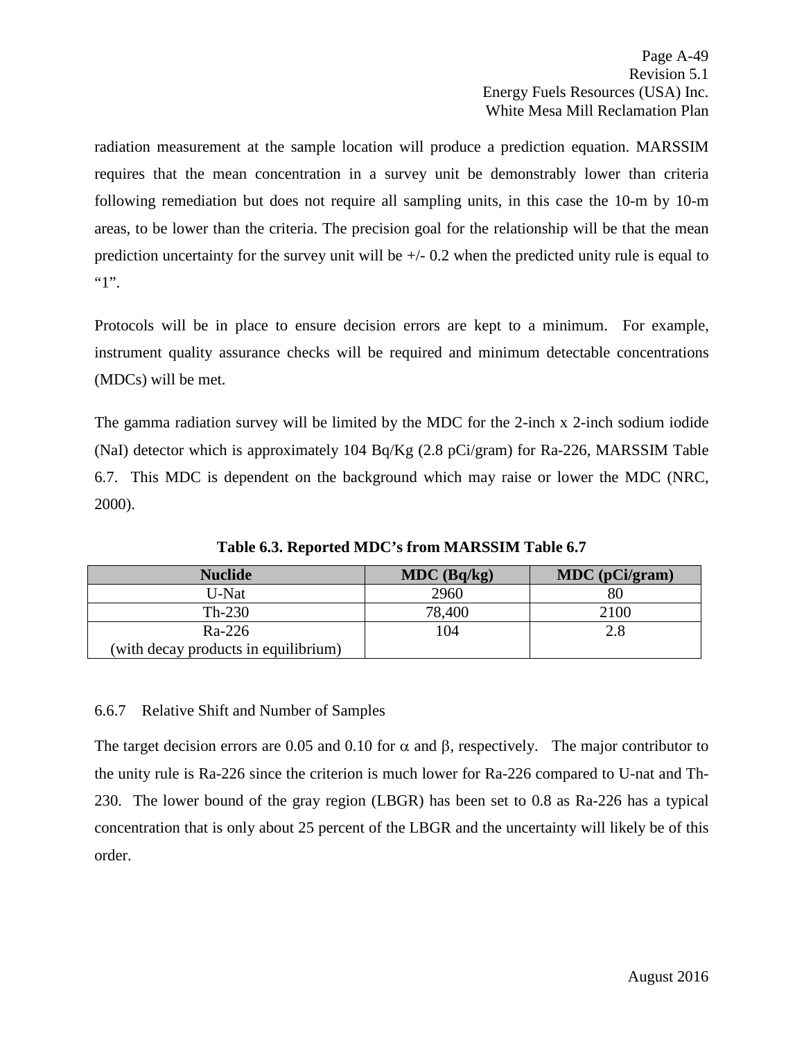radiation measurement at the sample location will produce a prediction equation. MARSSIM requires that the mean concentration in a survey unit be demonstrably lower than criteria following remediation but does not require all sampling units, in this case the 10-m by 10-m areas, to be lower than the criteria. The precision goal for the relationship will be that the mean prediction uncertainty for the survey unit will be +/- 0.2 when the predicted unity rule is equal to "1".

Protocols will be in place to ensure decision errors are kept to a minimum. For example, instrument quality assurance checks will be required and minimum detectable concentrations (MDCs) will be met.

The gamma radiation survey will be limited by the MDC for the 2-inch x 2-inch sodium iodide (NaI) detector which is approximately 104 Bq/Kg (2.8 pCi/gram) for Ra-226, MARSSIM Table 6.7. This MDC is dependent on the background which may raise or lower the MDC (NRC, 2000).

**Table 6.3. Reported MDC's from MARSSIM Table 6.7**

| Nuclide | MDC (Bq/kg) | MDC (pCi/gram) |
|---|---|---|
| U-Nat | 2960 | 80 |
| Th-230 | 78,400 | 2100 |
| Ra-226 (with decay products in equilibrium) | 104 | 2.8 |

### 6.6.7 Relative Shift and Number of Samples

The target decision errors are 0.05 and 0.10 for $\alpha$ and $\beta$, respectively. The major contributor to the unity rule is Ra-226 since the criterion is much lower for Ra-226 compared to U-nat and Th-230. The lower bound of the gray region (LBGR) has been set to 0.8 as Ra-226 has a typical concentration that is only about 25 percent of the LBGR and the uncertainty will likely be of this order.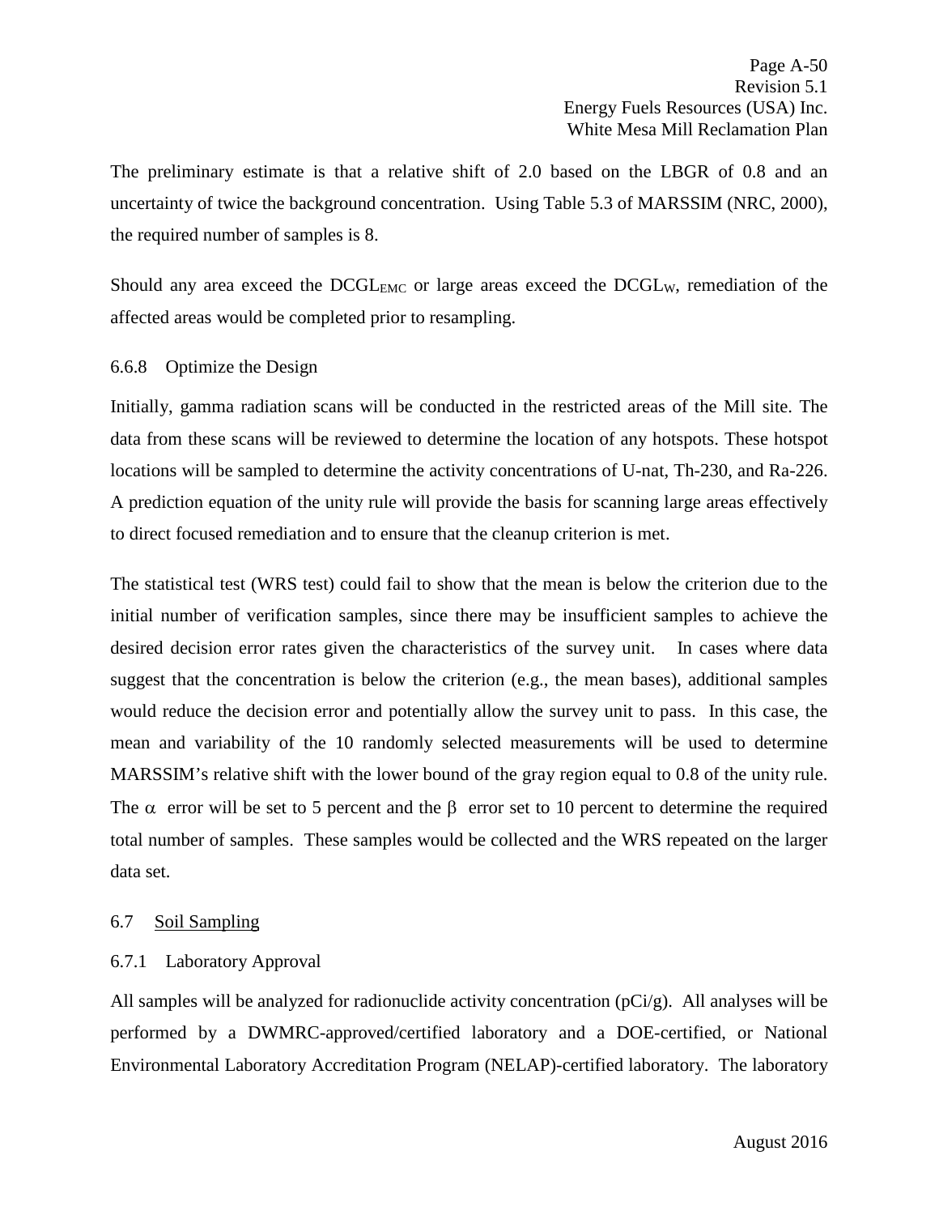The preliminary estimate is that a relative shift of 2.0 based on the LBGR of 0.8 and an uncertainty of twice the background concentration. Using Table 5.3 of MARSSIM (NRC, 2000), the required number of samples is 8.

Should any area exceed the $DCGL_{EMC}$ or large areas exceed the $DCGL_{W}$, remediation of the affected areas would be completed prior to resampling.

### 6.6.8 Optimize the Design

Initially, gamma radiation scans will be conducted in the restricted areas of the Mill site. The data from these scans will be reviewed to determine the location of any hotspots. These hotspot locations will be sampled to determine the activity concentrations of U-nat, Th-230, and Ra-226. A prediction equation of the unity rule will provide the basis for scanning large areas effectively to direct focused remediation and to ensure that the cleanup criterion is met.

The statistical test (WRS test) could fail to show that the mean is below the criterion due to the initial number of verification samples, since there may be insufficient samples to achieve the desired decision error rates given the characteristics of the survey unit. In cases where data suggest that the concentration is below the criterion (e.g., the mean bases), additional samples would reduce the decision error and potentially allow the survey unit to pass. In this case, the mean and variability of the 10 randomly selected measurements will be used to determine MARSSIM's relative shift with the lower bound of the gray region equal to 0.8 of the unity rule. The $\alpha$ error will be set to 5 percent and the $\beta$ error set to 10 percent to determine the required total number of samples. These samples would be collected and the WRS repeated on the larger data set.

## 6.7 Soil Sampling

### 6.7.1 Laboratory Approval

All samples will be analyzed for radionuclide activity concentration (pCi/g). All analyses will be performed by a DWMRC-approved/certified laboratory and a DOE-certified, or National Environmental Laboratory Accreditation Program (NELAP)-certified laboratory. The laboratory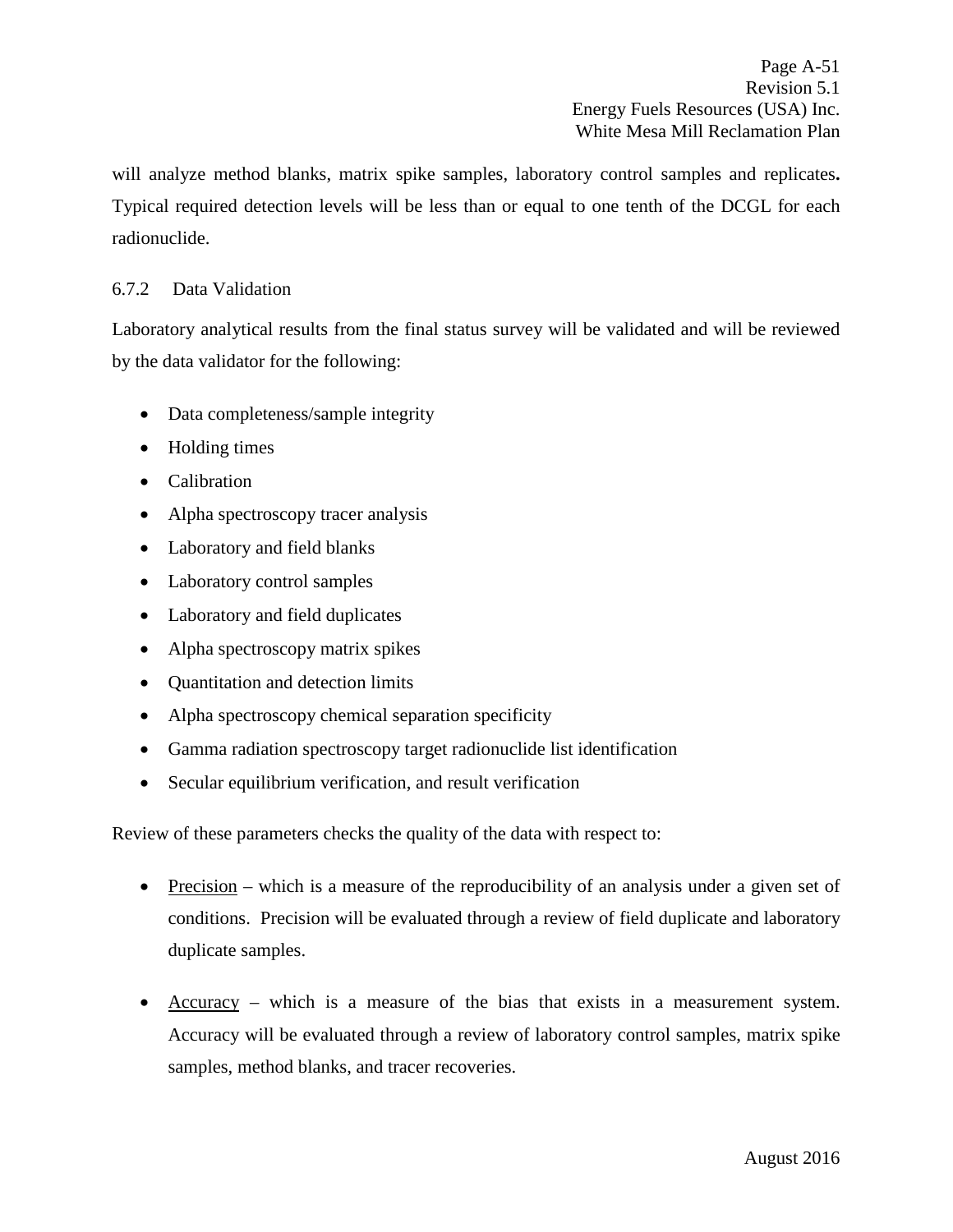will analyze method blanks, matrix spike samples, laboratory control samples and replicates**.** Typical required detection levels will be less than or equal to one tenth of the DCGL for each radionuclide.

#### 6.7.2 Data Validation

Laboratory analytical results from the final status survey will be validated and will be reviewed by the data validator for the following:

- Data completeness/sample integrity
- Holding times
- Calibration
- Alpha spectroscopy tracer analysis
- Laboratory and field blanks
- Laboratory control samples
- Laboratory and field duplicates
- Alpha spectroscopy matrix spikes
- Quantitation and detection limits
- Alpha spectroscopy chemical separation specificity
- Gamma radiation spectroscopy target radionuclide list identification
- Secular equilibrium verification, and result verification

Review of these parameters checks the quality of the data with respect to:

- <u>Precision</u> – which is a measure of the reproducibility of an analysis under a given set of conditions. Precision will be evaluated through a review of field duplicate and laboratory duplicate samples.

- <u>Accuracy</u> – which is a measure of the bias that exists in a measurement system. Accuracy will be evaluated through a review of laboratory control samples, matrix spike samples, method blanks, and tracer recoveries.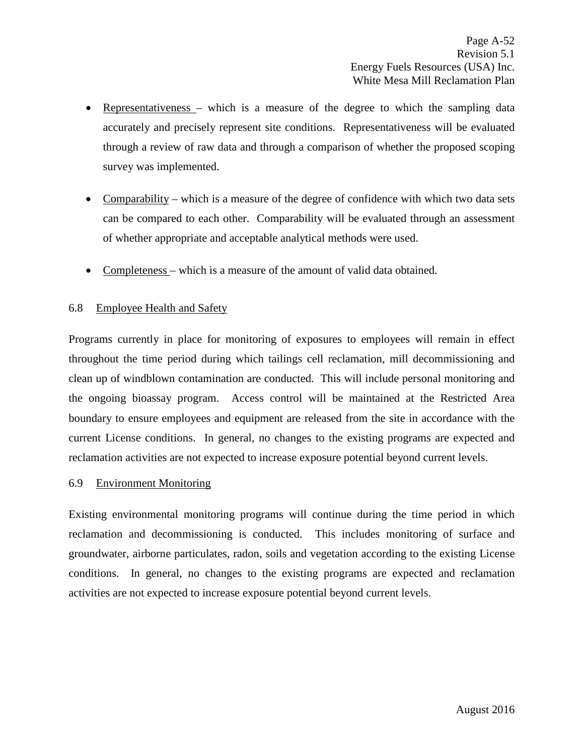- Representativeness – which is a measure of the degree to which the sampling data accurately and precisely represent site conditions. Representativeness will be evaluated through a review of raw data and through a comparison of whether the proposed scoping survey was implemented.

- Comparability – which is a measure of the degree of confidence with which two data sets can be compared to each other. Comparability will be evaluated through an assessment of whether appropriate and acceptable analytical methods were used.

- Completeness – which is a measure of the amount of valid data obtained.

### 6.8 Employee Health and Safety

Programs currently in place for monitoring of exposures to employees will remain in effect throughout the time period during which tailings cell reclamation, mill decommissioning and clean up of windblown contamination are conducted. This will include personal monitoring and the ongoing bioassay program. Access control will be maintained at the Restricted Area boundary to ensure employees and equipment are released from the site in accordance with the current License conditions. In general, no changes to the existing programs are expected and reclamation activities are not expected to increase exposure potential beyond current levels.

### 6.9 Environment Monitoring

Existing environmental monitoring programs will continue during the time period in which reclamation and decommissioning is conducted. This includes monitoring of surface and groundwater, airborne particulates, radon, soils and vegetation according to the existing License conditions. In general, no changes to the existing programs are expected and reclamation activities are not expected to increase exposure potential beyond current levels.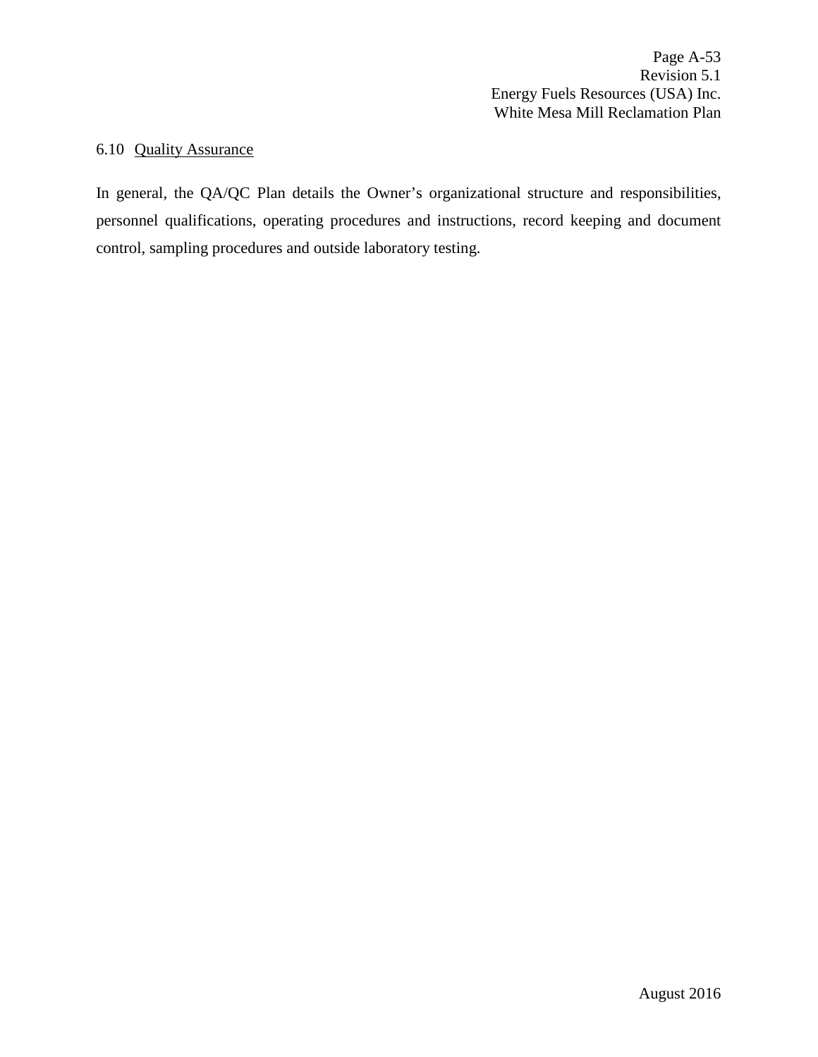### 6.10 Quality Assurance

In general, the QA/QC Plan details the Owner's organizational structure and responsibilities, personnel qualifications, operating procedures and instructions, record keeping and document control, sampling procedures and outside laboratory testing.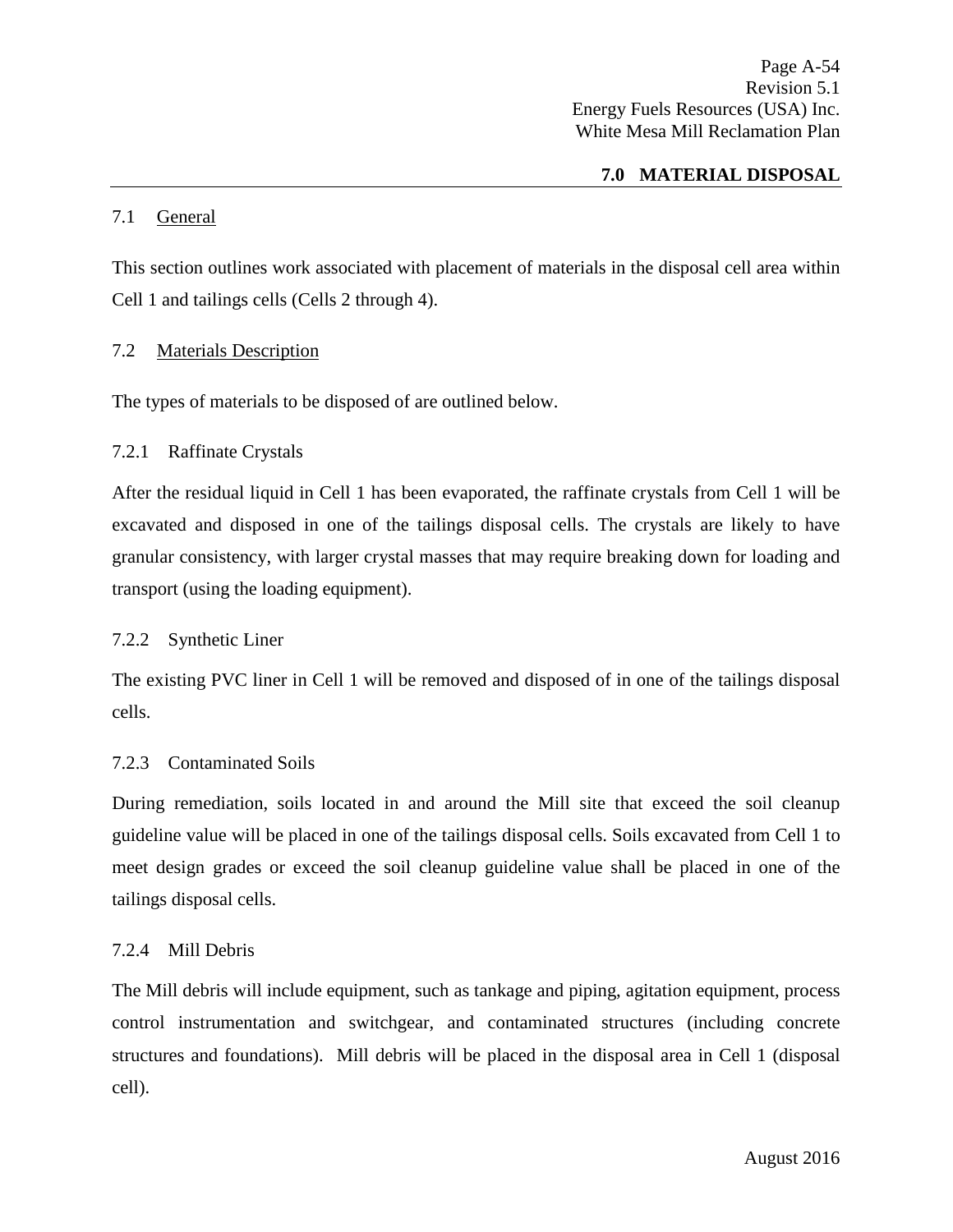# 7.0 MATERIAL DISPOSAL

## 7.1 General

This section outlines work associated with placement of materials in the disposal cell area within Cell 1 and tailings cells (Cells 2 through 4).

## 7.2 Materials Description

The types of materials to be disposed of are outlined below.

### 7.2.1 Raffinate Crystals

After the residual liquid in Cell 1 has been evaporated, the raffinate crystals from Cell 1 will be excavated and disposed in one of the tailings disposal cells. The crystals are likely to have granular consistency, with larger crystal masses that may require breaking down for loading and transport (using the loading equipment).

### 7.2.2 Synthetic Liner

The existing PVC liner in Cell 1 will be removed and disposed of in one of the tailings disposal cells.

### 7.2.3 Contaminated Soils

During remediation, soils located in and around the Mill site that exceed the soil cleanup guideline value will be placed in one of the tailings disposal cells. Soils excavated from Cell 1 to meet design grades or exceed the soil cleanup guideline value shall be placed in one of the tailings disposal cells.

### 7.2.4 Mill Debris

The Mill debris will include equipment, such as tankage and piping, agitation equipment, process control instrumentation and switchgear, and contaminated structures (including concrete structures and foundations). Mill debris will be placed in the disposal area in Cell 1 (disposal cell).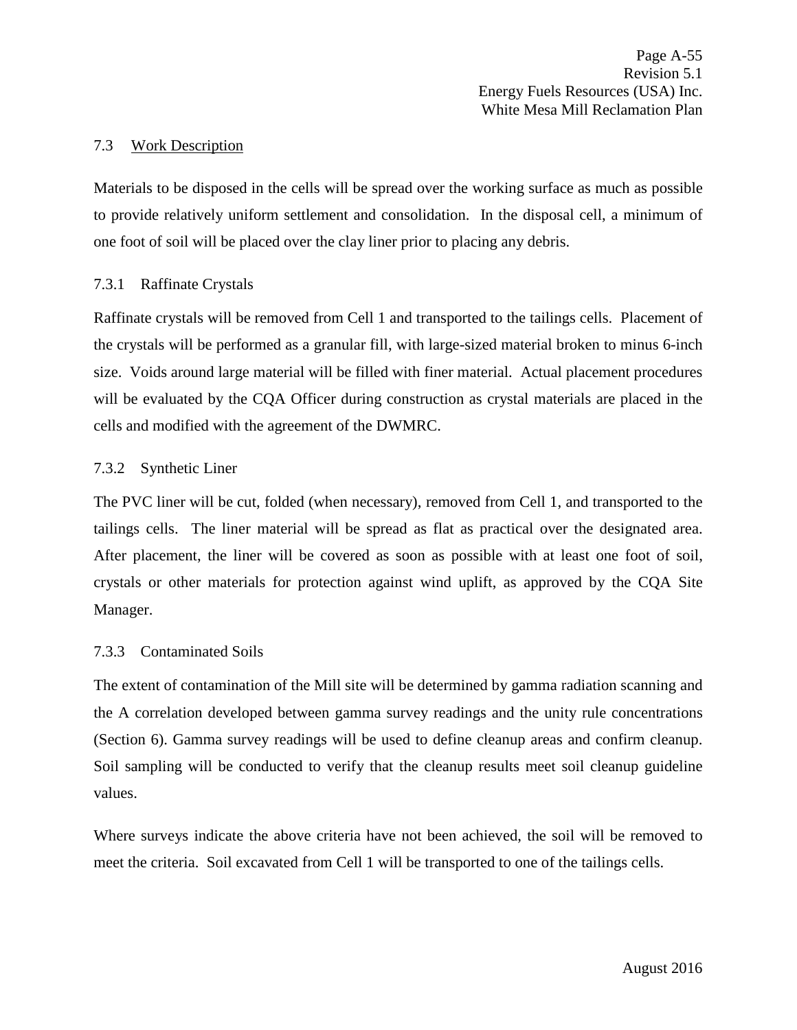### 7.3 Work Description

Materials to be disposed in the cells will be spread over the working surface as much as possible to provide relatively uniform settlement and consolidation. In the disposal cell, a minimum of one foot of soil will be placed over the clay liner prior to placing any debris.

#### 7.3.1 Raffinate Crystals

Raffinate crystals will be removed from Cell 1 and transported to the tailings cells. Placement of the crystals will be performed as a granular fill, with large-sized material broken to minus 6-inch size. Voids around large material will be filled with finer material. Actual placement procedures will be evaluated by the CQA Officer during construction as crystal materials are placed in the cells and modified with the agreement of the DWMRC.

#### 7.3.2 Synthetic Liner

The PVC liner will be cut, folded (when necessary), removed from Cell 1, and transported to the tailings cells. The liner material will be spread as flat as practical over the designated area. After placement, the liner will be covered as soon as possible with at least one foot of soil, crystals or other materials for protection against wind uplift, as approved by the CQA Site Manager.

#### 7.3.3 Contaminated Soils

The extent of contamination of the Mill site will be determined by gamma radiation scanning and the A correlation developed between gamma survey readings and the unity rule concentrations (Section 6). Gamma survey readings will be used to define cleanup areas and confirm cleanup. Soil sampling will be conducted to verify that the cleanup results meet soil cleanup guideline values.

Where surveys indicate the above criteria have not been achieved, the soil will be removed to meet the criteria. Soil excavated from Cell 1 will be transported to one of the tailings cells.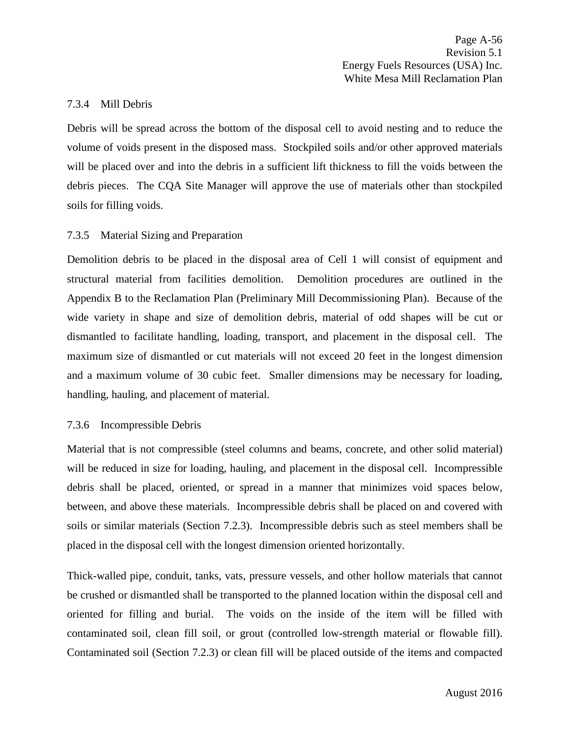### 7.3.4 Mill Debris

Debris will be spread across the bottom of the disposal cell to avoid nesting and to reduce the volume of voids present in the disposed mass. Stockpiled soils and/or other approved materials will be placed over and into the debris in a sufficient lift thickness to fill the voids between the debris pieces. The CQA Site Manager will approve the use of materials other than stockpiled soils for filling voids.

### 7.3.5 Material Sizing and Preparation

Demolition debris to be placed in the disposal area of Cell 1 will consist of equipment and structural material from facilities demolition. Demolition procedures are outlined in the Appendix B to the Reclamation Plan (Preliminary Mill Decommissioning Plan). Because of the wide variety in shape and size of demolition debris, material of odd shapes will be cut or dismantled to facilitate handling, loading, transport, and placement in the disposal cell. The maximum size of dismantled or cut materials will not exceed 20 feet in the longest dimension and a maximum volume of 30 cubic feet. Smaller dimensions may be necessary for loading, handling, hauling, and placement of material.

### 7.3.6 Incompressible Debris

Material that is not compressible (steel columns and beams, concrete, and other solid material) will be reduced in size for loading, hauling, and placement in the disposal cell. Incompressible debris shall be placed, oriented, or spread in a manner that minimizes void spaces below, between, and above these materials. Incompressible debris shall be placed on and covered with soils or similar materials (Section 7.2.3). Incompressible debris such as steel members shall be placed in the disposal cell with the longest dimension oriented horizontally.

Thick-walled pipe, conduit, tanks, vats, pressure vessels, and other hollow materials that cannot be crushed or dismantled shall be transported to the planned location within the disposal cell and oriented for filling and burial. The voids on the inside of the item will be filled with contaminated soil, clean fill soil, or grout (controlled low-strength material or flowable fill). Contaminated soil (Section 7.2.3) or clean fill will be placed outside of the items and compacted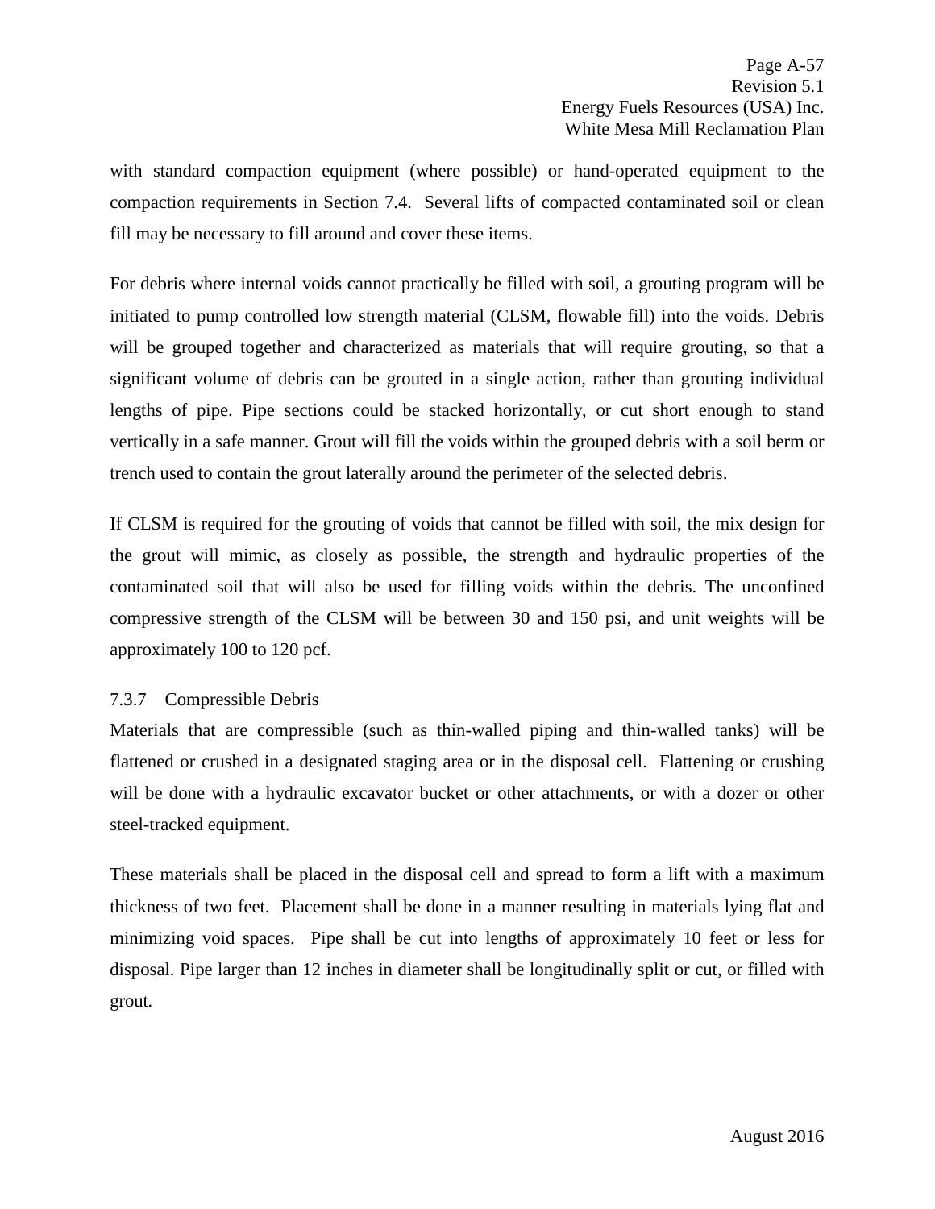with standard compaction equipment (where possible) or hand-operated equipment to the compaction requirements in Section 7.4. Several lifts of compacted contaminated soil or clean fill may be necessary to fill around and cover these items.

For debris where internal voids cannot practically be filled with soil, a grouting program will be initiated to pump controlled low strength material (CLSM, flowable fill) into the voids. Debris will be grouped together and characterized as materials that will require grouting, so that a significant volume of debris can be grouted in a single action, rather than grouting individual lengths of pipe. Pipe sections could be stacked horizontally, or cut short enough to stand vertically in a safe manner. Grout will fill the voids within the grouped debris with a soil berm or trench used to contain the grout laterally around the perimeter of the selected debris.

If CLSM is required for the grouting of voids that cannot be filled with soil, the mix design for the grout will mimic, as closely as possible, the strength and hydraulic properties of the contaminated soil that will also be used for filling voids within the debris. The unconfined compressive strength of the CLSM will be between 30 and 150 psi, and unit weights will be approximately 100 to 120 pcf.

### 7.3.7 Compressible Debris

Materials that are compressible (such as thin-walled piping and thin-walled tanks) will be flattened or crushed in a designated staging area or in the disposal cell. Flattening or crushing will be done with a hydraulic excavator bucket or other attachments, or with a dozer or other steel-tracked equipment.

These materials shall be placed in the disposal cell and spread to form a lift with a maximum thickness of two feet. Placement shall be done in a manner resulting in materials lying flat and minimizing void spaces. Pipe shall be cut into lengths of approximately 10 feet or less for disposal. Pipe larger than 12 inches in diameter shall be longitudinally split or cut, or filled with grout.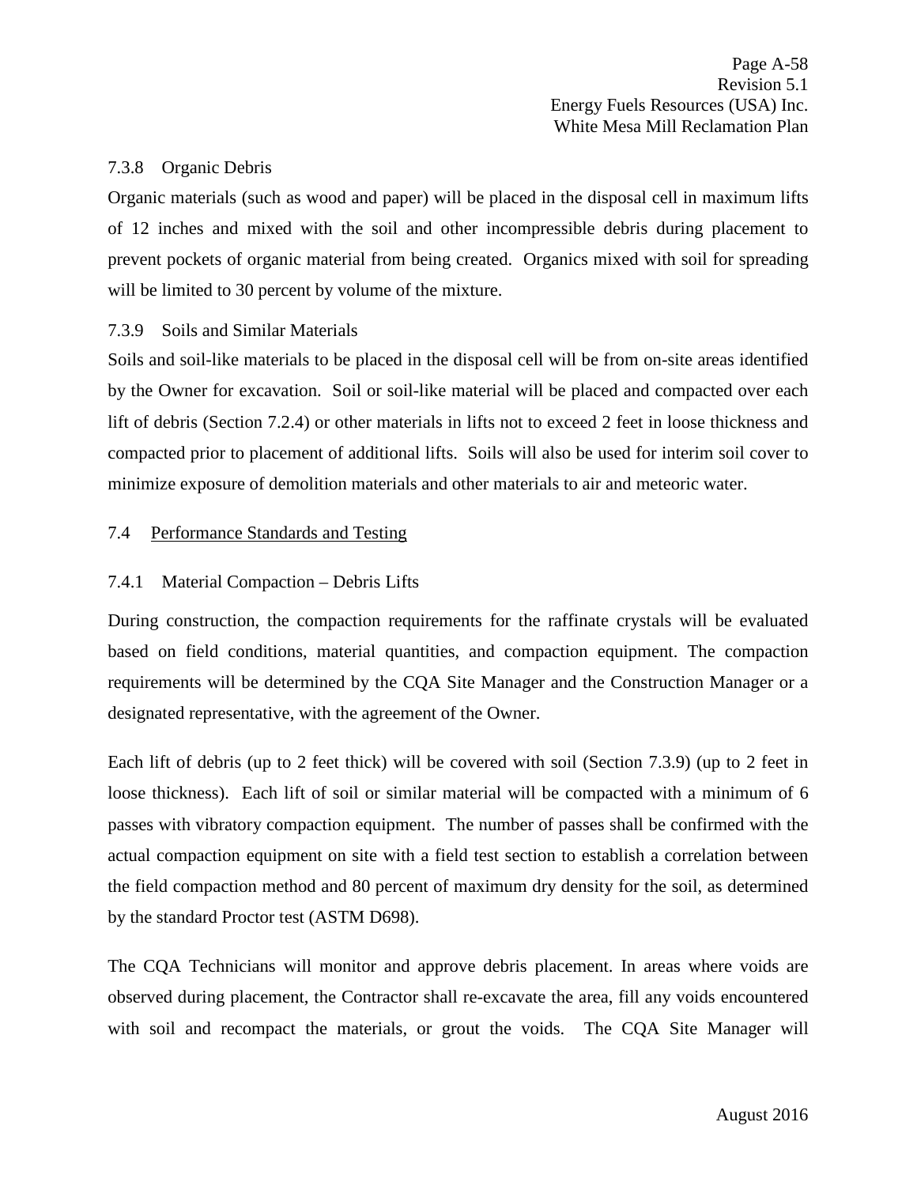### 7.3.8 Organic Debris

Organic materials (such as wood and paper) will be placed in the disposal cell in maximum lifts of 12 inches and mixed with the soil and other incompressible debris during placement to prevent pockets of organic material from being created. Organics mixed with soil for spreading will be limited to 30 percent by volume of the mixture.

### 7.3.9 Soils and Similar Materials

Soils and soil-like materials to be placed in the disposal cell will be from on-site areas identified by the Owner for excavation. Soil or soil-like material will be placed and compacted over each lift of debris (Section 7.2.4) or other materials in lifts not to exceed 2 feet in loose thickness and compacted prior to placement of additional lifts. Soils will also be used for interim soil cover to minimize exposure of demolition materials and other materials to air and meteoric water.

## 7.4 Performance Standards and Testing

### 7.4.1 Material Compaction – Debris Lifts

During construction, the compaction requirements for the raffinate crystals will be evaluated based on field conditions, material quantities, and compaction equipment. The compaction requirements will be determined by the CQA Site Manager and the Construction Manager or a designated representative, with the agreement of the Owner.

Each lift of debris (up to 2 feet thick) will be covered with soil (Section 7.3.9) (up to 2 feet in loose thickness). Each lift of soil or similar material will be compacted with a minimum of 6 passes with vibratory compaction equipment. The number of passes shall be confirmed with the actual compaction equipment on site with a field test section to establish a correlation between the field compaction method and 80 percent of maximum dry density for the soil, as determined by the standard Proctor test (ASTM D698).

The CQA Technicians will monitor and approve debris placement. In areas where voids are observed during placement, the Contractor shall re-excavate the area, fill any voids encountered with soil and recompact the materials, or grout the voids. The CQA Site Manager will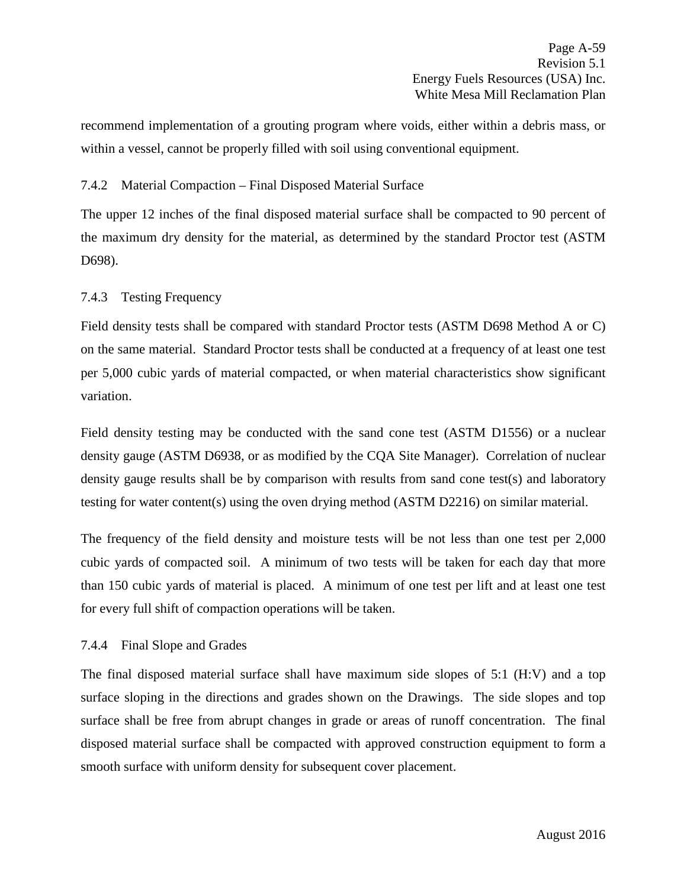recommend implementation of a grouting program where voids, either within a debris mass, or within a vessel, cannot be properly filled with soil using conventional equipment.

#### 7.4.2 Material Compaction – Final Disposed Material Surface

The upper 12 inches of the final disposed material surface shall be compacted to 90 percent of the maximum dry density for the material, as determined by the standard Proctor test (ASTM D698).

#### 7.4.3 Testing Frequency

Field density tests shall be compared with standard Proctor tests (ASTM D698 Method A or C) on the same material. Standard Proctor tests shall be conducted at a frequency of at least one test per 5,000 cubic yards of material compacted, or when material characteristics show significant variation.

Field density testing may be conducted with the sand cone test (ASTM D1556) or a nuclear density gauge (ASTM D6938, or as modified by the CQA Site Manager). Correlation of nuclear density gauge results shall be by comparison with results from sand cone test(s) and laboratory testing for water content(s) using the oven drying method (ASTM D2216) on similar material.

The frequency of the field density and moisture tests will be not less than one test per 2,000 cubic yards of compacted soil. A minimum of two tests will be taken for each day that more than 150 cubic yards of material is placed. A minimum of one test per lift and at least one test for every full shift of compaction operations will be taken.

#### 7.4.4 Final Slope and Grades

The final disposed material surface shall have maximum side slopes of 5:1 (H:V) and a top surface sloping in the directions and grades shown on the Drawings. The side slopes and top surface shall be free from abrupt changes in grade or areas of runoff concentration. The final disposed material surface shall be compacted with approved construction equipment to form a smooth surface with uniform density for subsequent cover placement.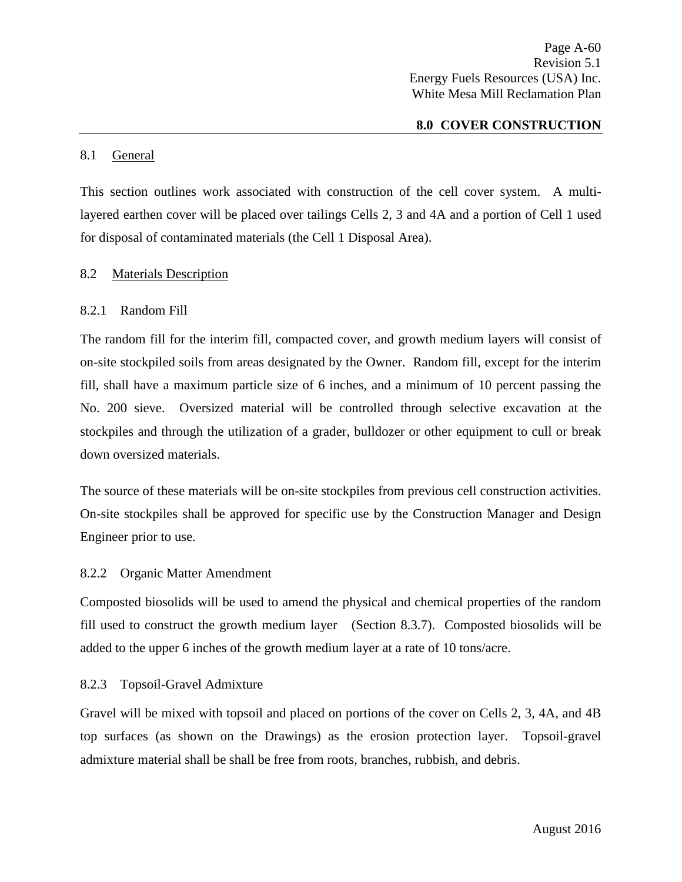## 8.0 COVER CONSTRUCTION

### 8.1 General

This section outlines work associated with construction of the cell cover system. A multi-layered earthen cover will be placed over tailings Cells 2, 3 and 4A and a portion of Cell 1 used for disposal of contaminated materials (the Cell 1 Disposal Area).

### 8.2 Materials Description

#### 8.2.1 Random Fill

The random fill for the interim fill, compacted cover, and growth medium layers will consist of on-site stockpiled soils from areas designated by the Owner. Random fill, except for the interim fill, shall have a maximum particle size of 6 inches, and a minimum of 10 percent passing the No. 200 sieve. Oversized material will be controlled through selective excavation at the stockpiles and through the utilization of a grader, bulldozer or other equipment to cull or break down oversized materials.

The source of these materials will be on-site stockpiles from previous cell construction activities. On-site stockpiles shall be approved for specific use by the Construction Manager and Design Engineer prior to use.

#### 8.2.2 Organic Matter Amendment

Composted biosolids will be used to amend the physical and chemical properties of the random fill used to construct the growth medium layer (Section 8.3.7). Composted biosolids will be added to the upper 6 inches of the growth medium layer at a rate of 10 tons/acre.

#### 8.2.3 Topsoil-Gravel Admixture

Gravel will be mixed with topsoil and placed on portions of the cover on Cells 2, 3, 4A, and 4B top surfaces (as shown on the Drawings) as the erosion protection layer. Topsoil-gravel admixture material shall be shall be free from roots, branches, rubbish, and debris.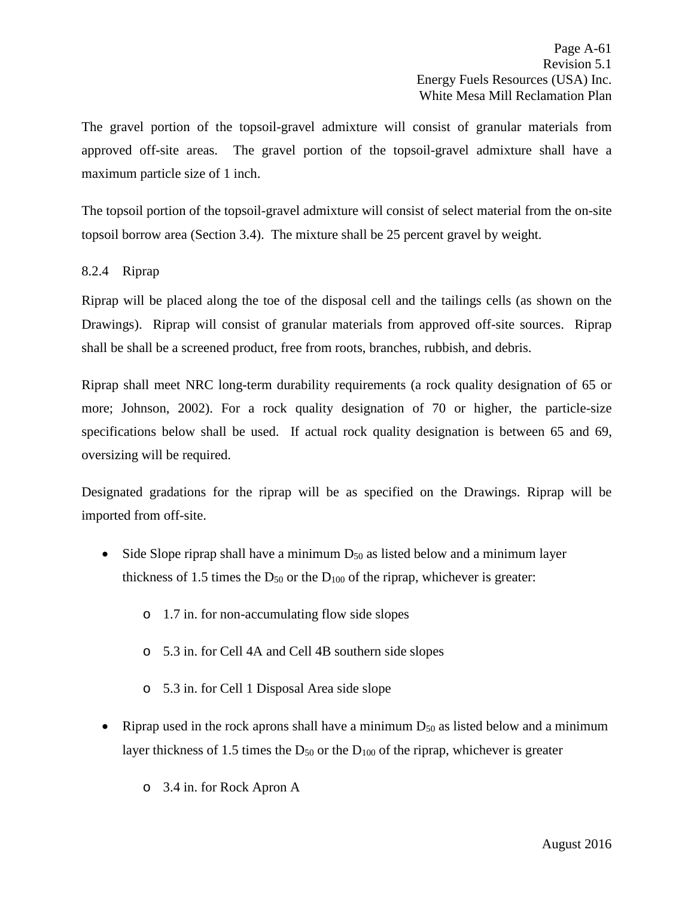The gravel portion of the topsoil-gravel admixture will consist of granular materials from approved off-site areas. The gravel portion of the topsoil-gravel admixture shall have a maximum particle size of 1 inch.

The topsoil portion of the topsoil-gravel admixture will consist of select material from the on-site topsoil borrow area (Section 3.4). The mixture shall be 25 percent gravel by weight.

### 8.2.4 Riprap

Riprap will be placed along the toe of the disposal cell and the tailings cells (as shown on the Drawings). Riprap will consist of granular materials from approved off-site sources. Riprap shall be shall be a screened product, free from roots, branches, rubbish, and debris.

Riprap shall meet NRC long-term durability requirements (a rock quality designation of 65 or more; Johnson, 2002). For a rock quality designation of 70 or higher, the particle-size specifications below shall be used. If actual rock quality designation is between 65 and 69, oversizing will be required.

Designated gradations for the riprap will be as specified on the Drawings. Riprap will be imported from off-site.

- Side Slope riprap shall have a minimum $D_{50}$ as listed below and a minimum layer thickness of 1.5 times the $D_{50}$ or the $D_{100}$ of the riprap, whichever is greater:
  - 1.7 in. for non-accumulating flow side slopes
  - 5.3 in. for Cell 4A and Cell 4B southern side slopes
  - 5.3 in. for Cell 1 Disposal Area side slope
- Riprap used in the rock aprons shall have a minimum $D_{50}$ as listed below and a minimum layer thickness of 1.5 times the $D_{50}$ or the $D_{100}$ of the riprap, whichever is greater
  - 3.4 in. for Rock Apron A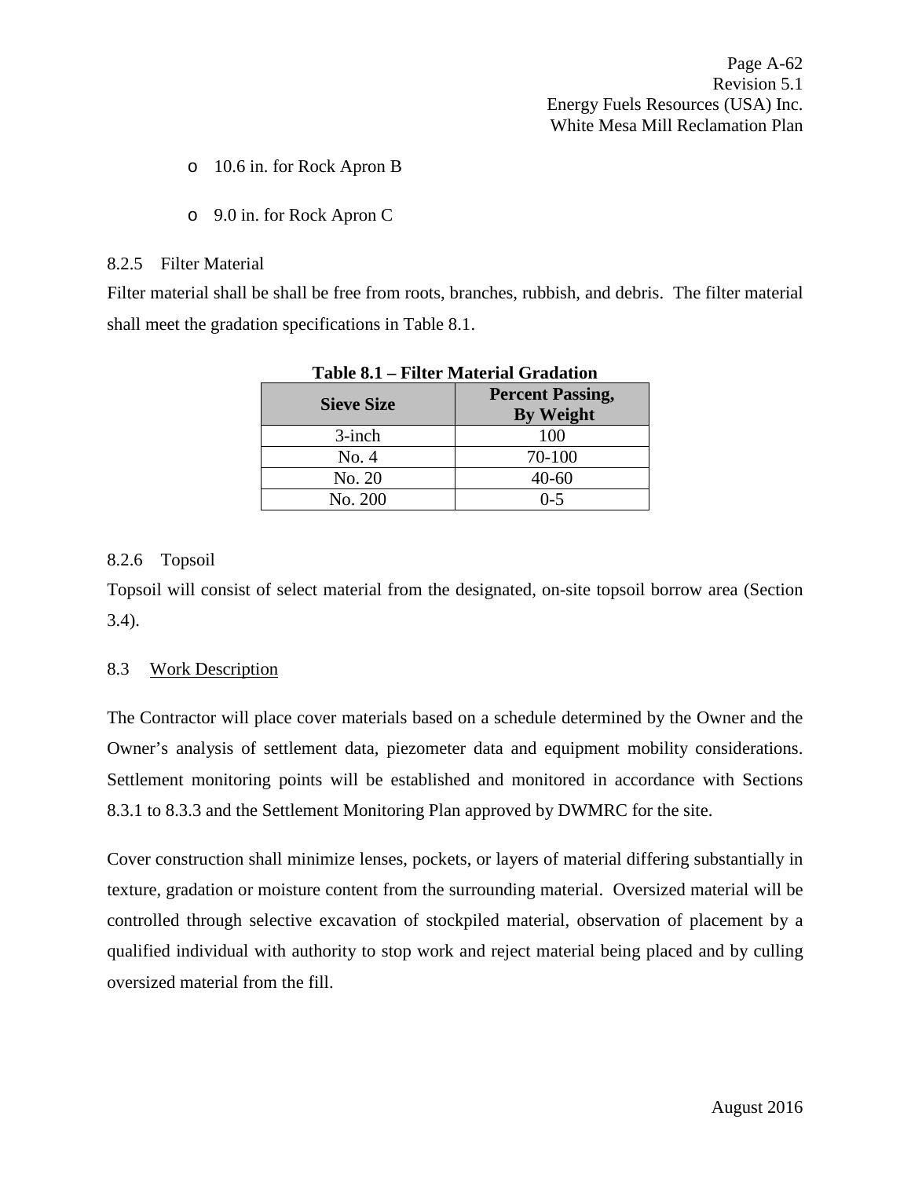- 10.6 in. for Rock Apron B

- 9.0 in. for Rock Apron C

### 8.2.5 Filter Material

Filter material shall be shall be free from roots, branches, rubbish, and debris. The filter material shall meet the gradation specifications in Table 8.1.

**Table 8.1 – Filter Material Gradation**

| Sieve Size | Percent Passing, By Weight |
|---|---|
| 3-inch | 100 |
| No. 4 | 70-100 |
| No. 20 | 40-60 |
| No. 200 | 0-5 |

### 8.2.6 Topsoil

Topsoil will consist of select material from the designated, on-site topsoil borrow area (Section 3.4).

## 8.3 Work Description

The Contractor will place cover materials based on a schedule determined by the Owner and the Owner's analysis of settlement data, piezometer data and equipment mobility considerations. Settlement monitoring points will be established and monitored in accordance with Sections 8.3.1 to 8.3.3 and the Settlement Monitoring Plan approved by DWMRC for the site.

Cover construction shall minimize lenses, pockets, or layers of material differing substantially in texture, gradation or moisture content from the surrounding material. Oversized material will be controlled through selective excavation of stockpiled material, observation of placement by a qualified individual with authority to stop work and reject material being placed and by culling oversized material from the fill.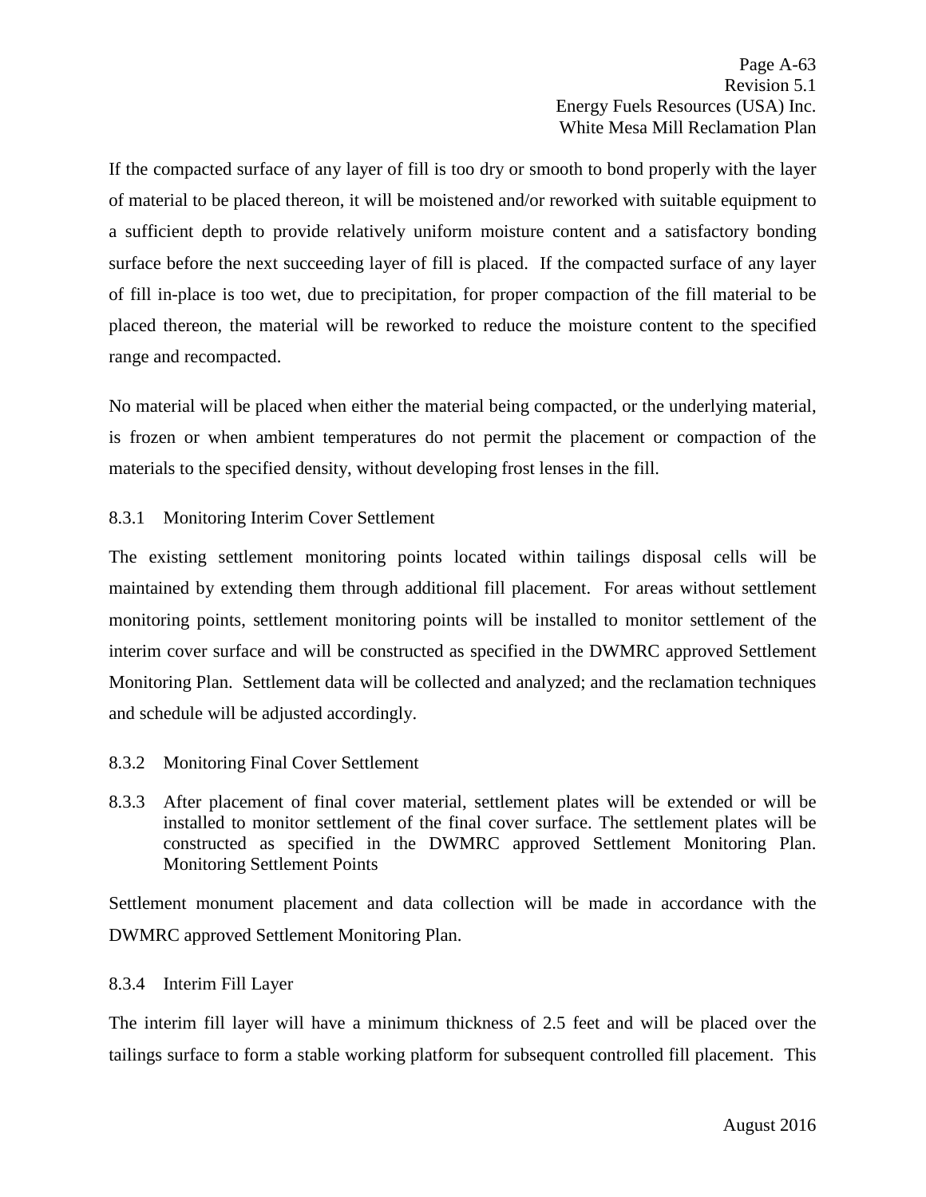If the compacted surface of any layer of fill is too dry or smooth to bond properly with the layer of material to be placed thereon, it will be moistened and/or reworked with suitable equipment to a sufficient depth to provide relatively uniform moisture content and a satisfactory bonding surface before the next succeeding layer of fill is placed. If the compacted surface of any layer of fill in-place is too wet, due to precipitation, for proper compaction of the fill material to be placed thereon, the material will be reworked to reduce the moisture content to the specified range and recompacted.

No material will be placed when either the material being compacted, or the underlying material, is frozen or when ambient temperatures do not permit the placement or compaction of the materials to the specified density, without developing frost lenses in the fill.

### 8.3.1 Monitoring Interim Cover Settlement

The existing settlement monitoring points located within tailings disposal cells will be maintained by extending them through additional fill placement. For areas without settlement monitoring points, settlement monitoring points will be installed to monitor settlement of the interim cover surface and will be constructed as specified in the DWMRC approved Settlement Monitoring Plan. Settlement data will be collected and analyzed; and the reclamation techniques and schedule will be adjusted accordingly.

### 8.3.2 Monitoring Final Cover Settlement

### 8.3.3 After placement of final cover material, settlement plates will be extended or will be installed to monitor settlement of the final cover surface. The settlement plates will be constructed as specified in the DWMRC approved Settlement Monitoring Plan. Monitoring Settlement Points

Settlement monument placement and data collection will be made in accordance with the DWMRC approved Settlement Monitoring Plan.

### 8.3.4 Interim Fill Layer

The interim fill layer will have a minimum thickness of 2.5 feet and will be placed over the tailings surface to form a stable working platform for subsequent controlled fill placement. This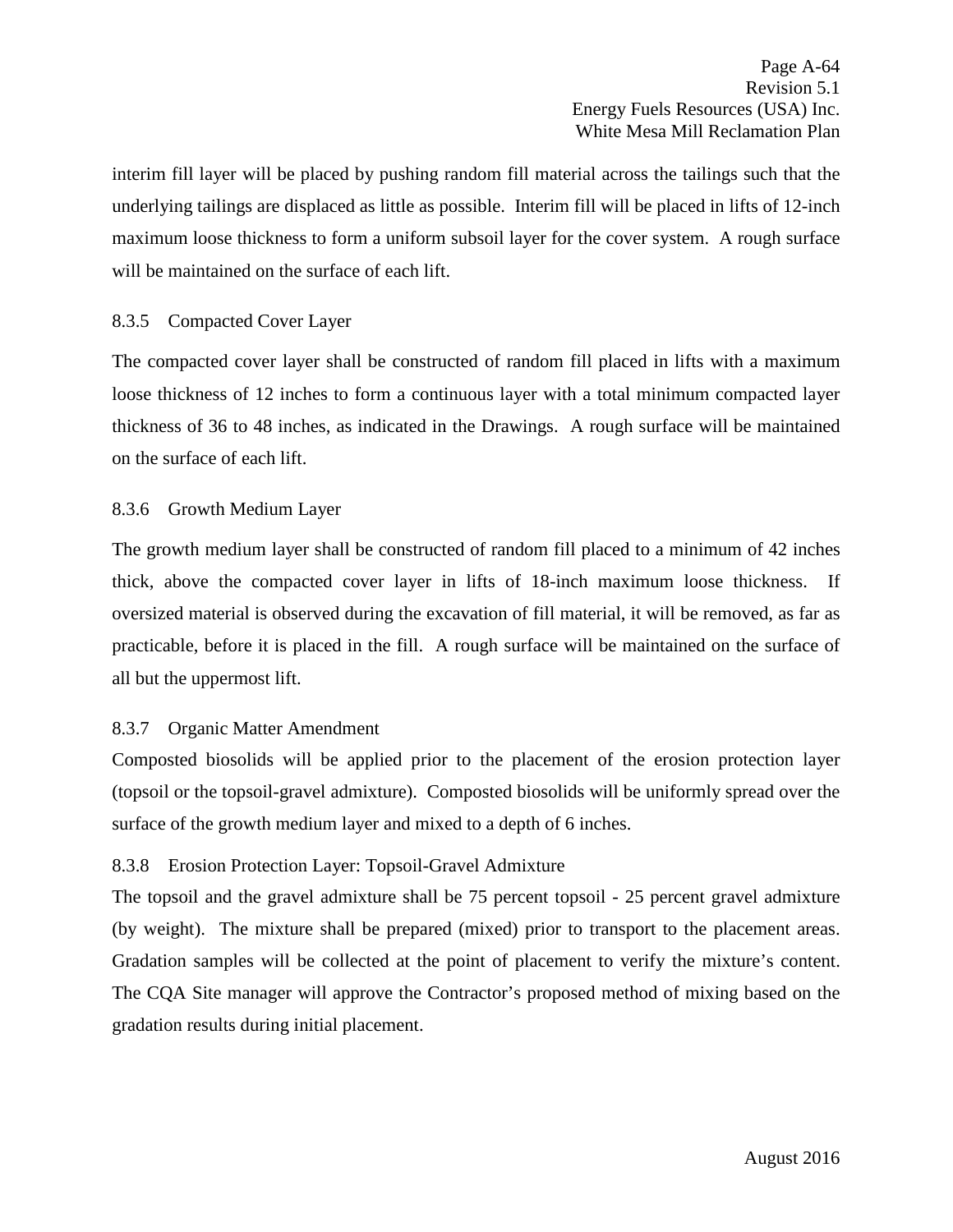interim fill layer will be placed by pushing random fill material across the tailings such that the underlying tailings are displaced as little as possible. Interim fill will be placed in lifts of 12-inch maximum loose thickness to form a uniform subsoil layer for the cover system. A rough surface will be maintained on the surface of each lift.

#### 8.3.5 Compacted Cover Layer

The compacted cover layer shall be constructed of random fill placed in lifts with a maximum loose thickness of 12 inches to form a continuous layer with a total minimum compacted layer thickness of 36 to 48 inches, as indicated in the Drawings. A rough surface will be maintained on the surface of each lift.

#### 8.3.6 Growth Medium Layer

The growth medium layer shall be constructed of random fill placed to a minimum of 42 inches thick, above the compacted cover layer in lifts of 18-inch maximum loose thickness. If oversized material is observed during the excavation of fill material, it will be removed, as far as practicable, before it is placed in the fill. A rough surface will be maintained on the surface of all but the uppermost lift.

#### 8.3.7 Organic Matter Amendment

Composted biosolids will be applied prior to the placement of the erosion protection layer (topsoil or the topsoil-gravel admixture). Composted biosolids will be uniformly spread over the surface of the growth medium layer and mixed to a depth of 6 inches.

#### 8.3.8 Erosion Protection Layer: Topsoil-Gravel Admixture

The topsoil and the gravel admixture shall be 75 percent topsoil - 25 percent gravel admixture (by weight). The mixture shall be prepared (mixed) prior to transport to the placement areas. Gradation samples will be collected at the point of placement to verify the mixture's content. The CQA Site manager will approve the Contractor's proposed method of mixing based on the gradation results during initial placement.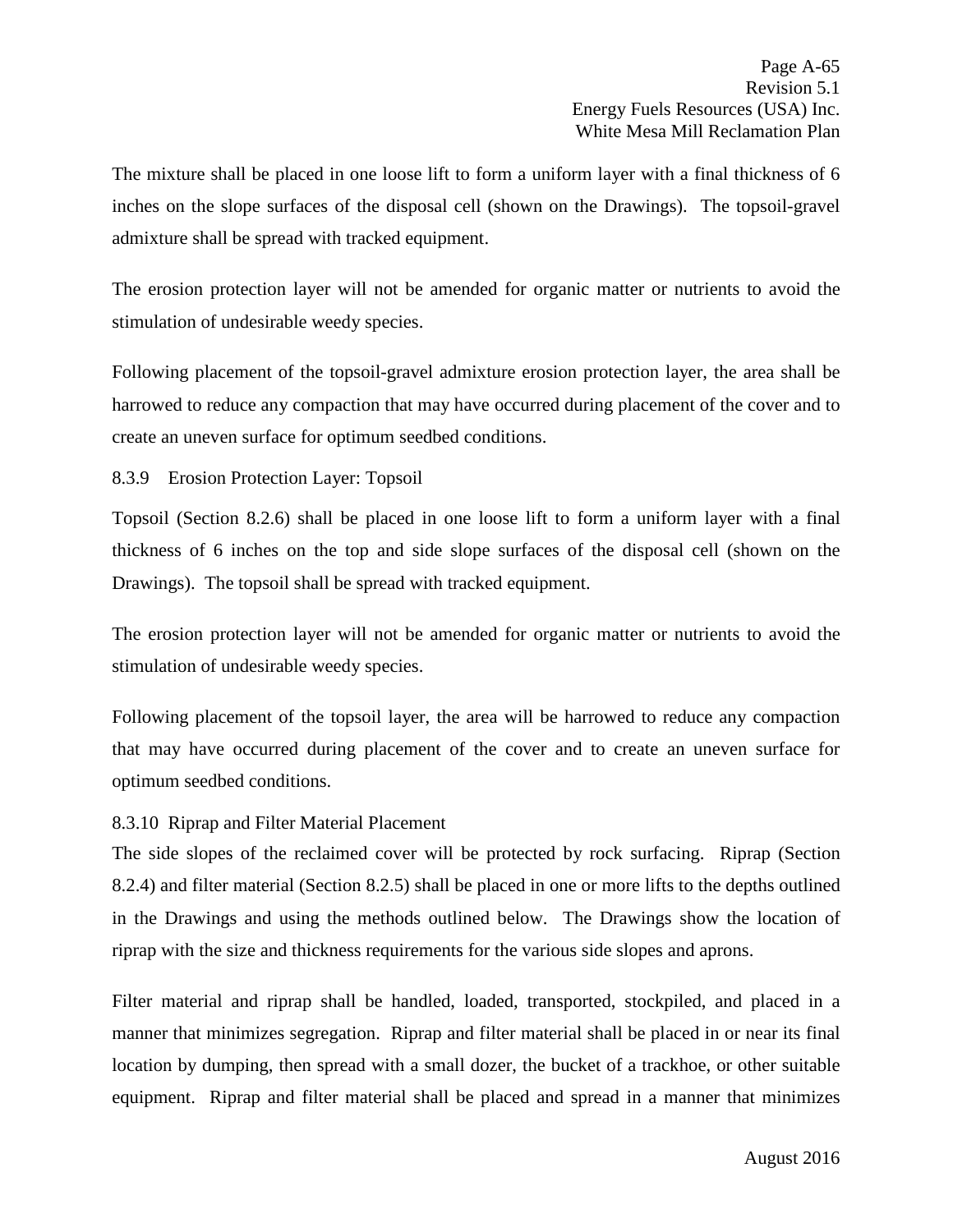The mixture shall be placed in one loose lift to form a uniform layer with a final thickness of 6 inches on the slope surfaces of the disposal cell (shown on the Drawings). The topsoil-gravel admixture shall be spread with tracked equipment.

The erosion protection layer will not be amended for organic matter or nutrients to avoid the stimulation of undesirable weedy species.

Following placement of the topsoil-gravel admixture erosion protection layer, the area shall be harrowed to reduce any compaction that may have occurred during placement of the cover and to create an uneven surface for optimum seedbed conditions.

#### 8.3.9 Erosion Protection Layer: Topsoil

Topsoil (Section 8.2.6) shall be placed in one loose lift to form a uniform layer with a final thickness of 6 inches on the top and side slope surfaces of the disposal cell (shown on the Drawings). The topsoil shall be spread with tracked equipment.

The erosion protection layer will not be amended for organic matter or nutrients to avoid the stimulation of undesirable weedy species.

Following placement of the topsoil layer, the area will be harrowed to reduce any compaction that may have occurred during placement of the cover and to create an uneven surface for optimum seedbed conditions.

#### 8.3.10 Riprap and Filter Material Placement

The side slopes of the reclaimed cover will be protected by rock surfacing. Riprap (Section 8.2.4) and filter material (Section 8.2.5) shall be placed in one or more lifts to the depths outlined in the Drawings and using the methods outlined below. The Drawings show the location of riprap with the size and thickness requirements for the various side slopes and aprons.

Filter material and riprap shall be handled, loaded, transported, stockpiled, and placed in a manner that minimizes segregation. Riprap and filter material shall be placed in or near its final location by dumping, then spread with a small dozer, the bucket of a trackhoe, or other suitable equipment. Riprap and filter material shall be placed and spread in a manner that minimizes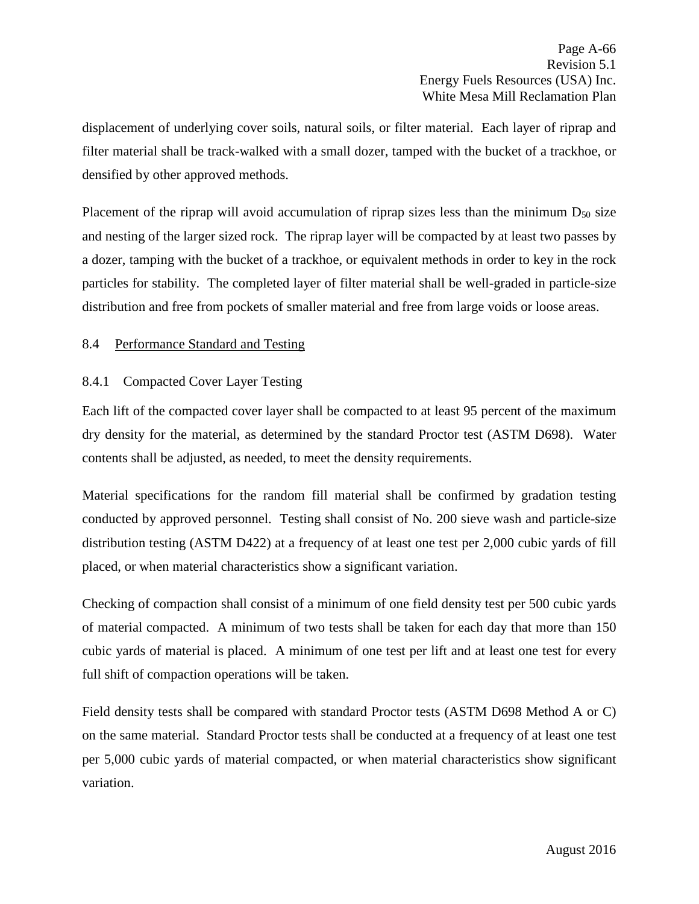displacement of underlying cover soils, natural soils, or filter material. Each layer of riprap and filter material shall be track-walked with a small dozer, tamped with the bucket of a trackhoe, or densified by other approved methods.

Placement of the riprap will avoid accumulation of riprap sizes less than the minimum $D_{50}$ size and nesting of the larger sized rock. The riprap layer will be compacted by at least two passes by a dozer, tamping with the bucket of a trackhoe, or equivalent methods in order to key in the rock particles for stability. The completed layer of filter material shall be well-graded in particle-size distribution and free from pockets of smaller material and free from large voids or loose areas.

## 8.4 Performance Standard and Testing

### 8.4.1 Compacted Cover Layer Testing

Each lift of the compacted cover layer shall be compacted to at least 95 percent of the maximum dry density for the material, as determined by the standard Proctor test (ASTM D698). Water contents shall be adjusted, as needed, to meet the density requirements.

Material specifications for the random fill material shall be confirmed by gradation testing conducted by approved personnel. Testing shall consist of No. 200 sieve wash and particle-size distribution testing (ASTM D422) at a frequency of at least one test per 2,000 cubic yards of fill placed, or when material characteristics show a significant variation.

Checking of compaction shall consist of a minimum of one field density test per 500 cubic yards of material compacted. A minimum of two tests shall be taken for each day that more than 150 cubic yards of material is placed. A minimum of one test per lift and at least one test for every full shift of compaction operations will be taken.

Field density tests shall be compared with standard Proctor tests (ASTM D698 Method A or C) on the same material. Standard Proctor tests shall be conducted at a frequency of at least one test per 5,000 cubic yards of material compacted, or when material characteristics show significant variation.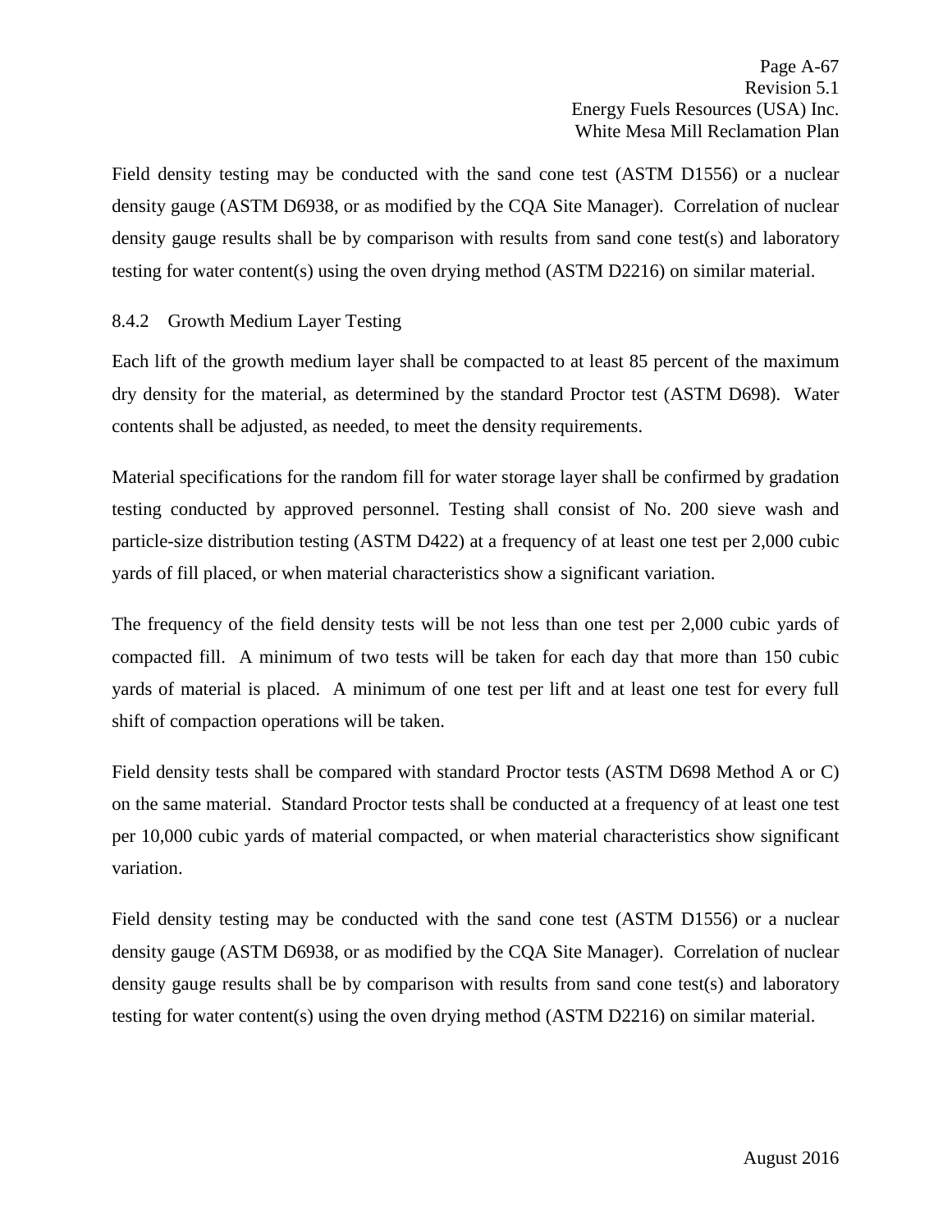Field density testing may be conducted with the sand cone test (ASTM D1556) or a nuclear density gauge (ASTM D6938, or as modified by the CQA Site Manager). Correlation of nuclear density gauge results shall be by comparison with results from sand cone test(s) and laboratory testing for water content(s) using the oven drying method (ASTM D2216) on similar material.

#### 8.4.2 Growth Medium Layer Testing

Each lift of the growth medium layer shall be compacted to at least 85 percent of the maximum dry density for the material, as determined by the standard Proctor test (ASTM D698). Water contents shall be adjusted, as needed, to meet the density requirements.

Material specifications for the random fill for water storage layer shall be confirmed by gradation testing conducted by approved personnel. Testing shall consist of No. 200 sieve wash and particle-size distribution testing (ASTM D422) at a frequency of at least one test per 2,000 cubic yards of fill placed, or when material characteristics show a significant variation.

The frequency of the field density tests will be not less than one test per 2,000 cubic yards of compacted fill. A minimum of two tests will be taken for each day that more than 150 cubic yards of material is placed. A minimum of one test per lift and at least one test for every full shift of compaction operations will be taken.

Field density tests shall be compared with standard Proctor tests (ASTM D698 Method A or C) on the same material. Standard Proctor tests shall be conducted at a frequency of at least one test per 10,000 cubic yards of material compacted, or when material characteristics show significant variation.

Field density testing may be conducted with the sand cone test (ASTM D1556) or a nuclear density gauge (ASTM D6938, or as modified by the CQA Site Manager). Correlation of nuclear density gauge results shall be by comparison with results from sand cone test(s) and laboratory testing for water content(s) using the oven drying method (ASTM D2216) on similar material.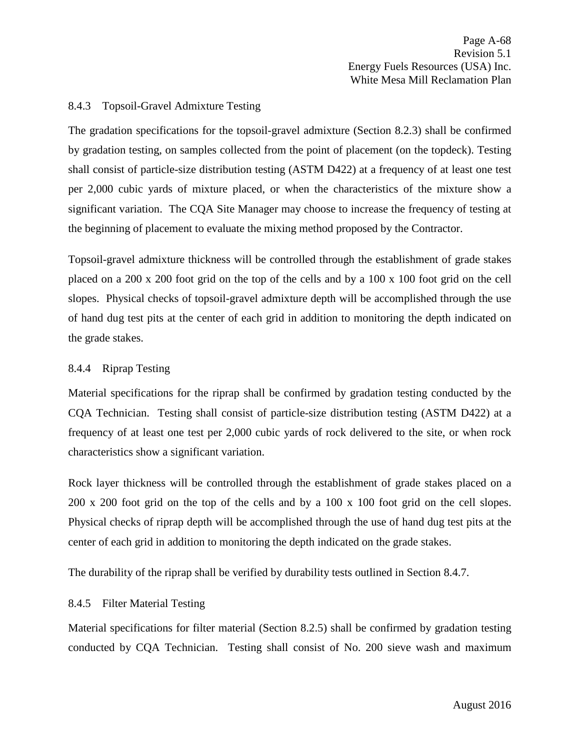### 8.4.3 Topsoil-Gravel Admixture Testing

The gradation specifications for the topsoil-gravel admixture (Section 8.2.3) shall be confirmed by gradation testing, on samples collected from the point of placement (on the topdeck). Testing shall consist of particle-size distribution testing (ASTM D422) at a frequency of at least one test per 2,000 cubic yards of mixture placed, or when the characteristics of the mixture show a significant variation. The CQA Site Manager may choose to increase the frequency of testing at the beginning of placement to evaluate the mixing method proposed by the Contractor.

Topsoil-gravel admixture thickness will be controlled through the establishment of grade stakes placed on a 200 x 200 foot grid on the top of the cells and by a 100 x 100 foot grid on the cell slopes. Physical checks of topsoil-gravel admixture depth will be accomplished through the use of hand dug test pits at the center of each grid in addition to monitoring the depth indicated on the grade stakes.

### 8.4.4 Riprap Testing

Material specifications for the riprap shall be confirmed by gradation testing conducted by the CQA Technician. Testing shall consist of particle-size distribution testing (ASTM D422) at a frequency of at least one test per 2,000 cubic yards of rock delivered to the site, or when rock characteristics show a significant variation.

Rock layer thickness will be controlled through the establishment of grade stakes placed on a 200 x 200 foot grid on the top of the cells and by a 100 x 100 foot grid on the cell slopes. Physical checks of riprap depth will be accomplished through the use of hand dug test pits at the center of each grid in addition to monitoring the depth indicated on the grade stakes.

The durability of the riprap shall be verified by durability tests outlined in Section 8.4.7.

### 8.4.5 Filter Material Testing

Material specifications for filter material (Section 8.2.5) shall be confirmed by gradation testing conducted by CQA Technician. Testing shall consist of No. 200 sieve wash and maximum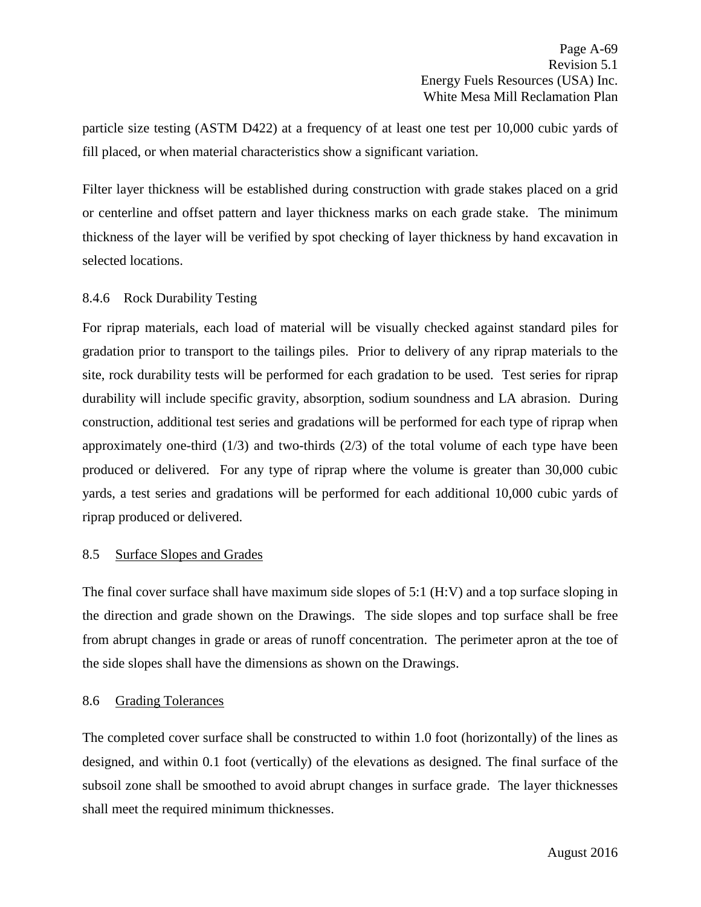particle size testing (ASTM D422) at a frequency of at least one test per 10,000 cubic yards of fill placed, or when material characteristics show a significant variation.

Filter layer thickness will be established during construction with grade stakes placed on a grid or centerline and offset pattern and layer thickness marks on each grade stake. The minimum thickness of the layer will be verified by spot checking of layer thickness by hand excavation in selected locations.

#### 8.4.6 Rock Durability Testing

For riprap materials, each load of material will be visually checked against standard piles for gradation prior to transport to the tailings piles. Prior to delivery of any riprap materials to the site, rock durability tests will be performed for each gradation to be used. Test series for riprap durability will include specific gravity, absorption, sodium soundness and LA abrasion. During construction, additional test series and gradations will be performed for each type of riprap when approximately one-third (1/3) and two-thirds (2/3) of the total volume of each type have been produced or delivered. For any type of riprap where the volume is greater than 30,000 cubic yards, a test series and gradations will be performed for each additional 10,000 cubic yards of riprap produced or delivered.

### 8.5 Surface Slopes and Grades

The final cover surface shall have maximum side slopes of 5:1 (H:V) and a top surface sloping in the direction and grade shown on the Drawings. The side slopes and top surface shall be free from abrupt changes in grade or areas of runoff concentration. The perimeter apron at the toe of the side slopes shall have the dimensions as shown on the Drawings.

### 8.6 Grading Tolerances

The completed cover surface shall be constructed to within 1.0 foot (horizontally) of the lines as designed, and within 0.1 foot (vertically) of the elevations as designed. The final surface of the subsoil zone shall be smoothed to avoid abrupt changes in surface grade. The layer thicknesses shall meet the required minimum thicknesses.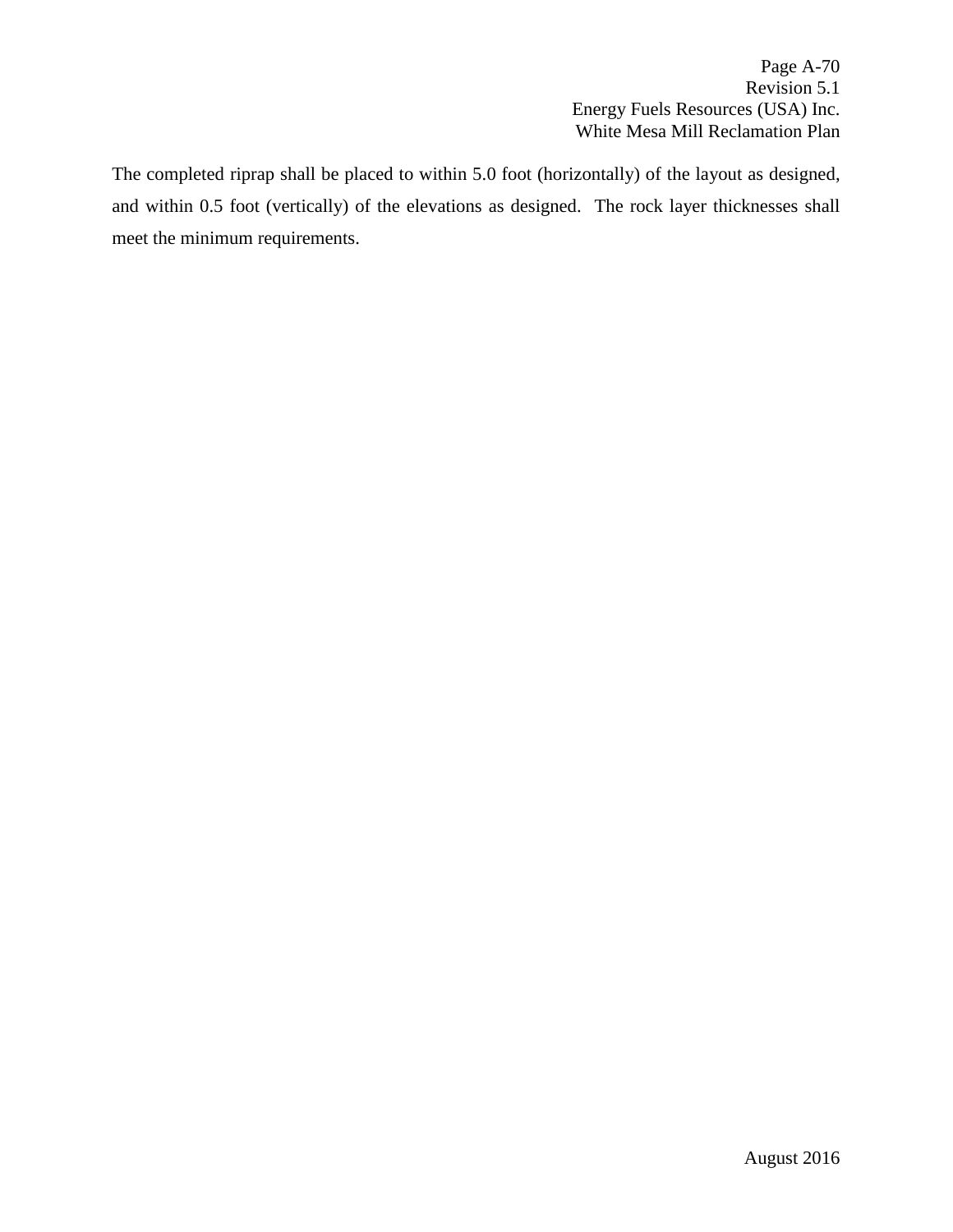The completed riprap shall be placed to within 5.0 foot (horizontally) of the layout as designed, and within 0.5 foot (vertically) of the elevations as designed. The rock layer thicknesses shall meet the minimum requirements.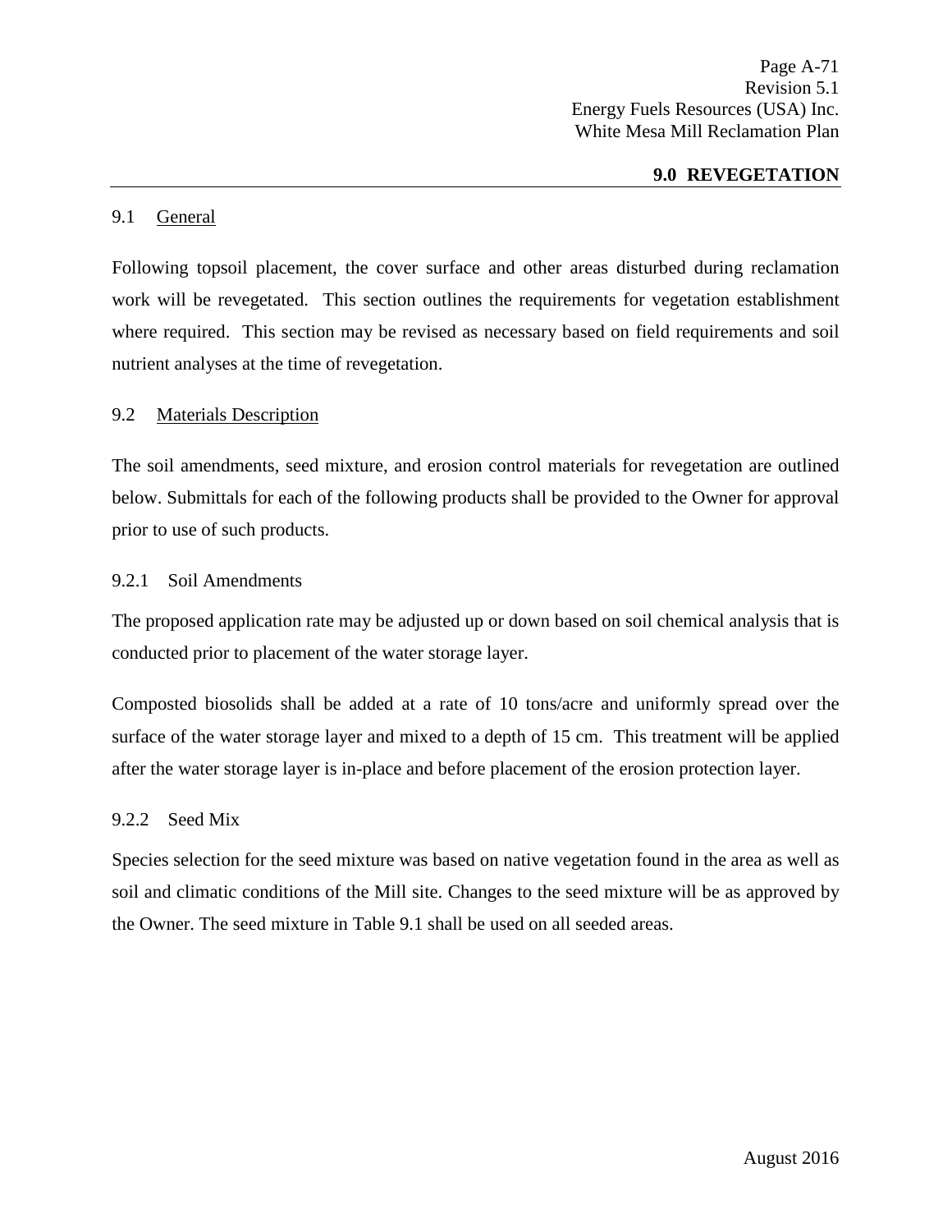## 9.0 REVEGETATION

### 9.1 General

Following topsoil placement, the cover surface and other areas disturbed during reclamation work will be revegetated. This section outlines the requirements for vegetation establishment where required. This section may be revised as necessary based on field requirements and soil nutrient analyses at the time of revegetation.

### 9.2 Materials Description

The soil amendments, seed mixture, and erosion control materials for revegetation are outlined below. Submittals for each of the following products shall be provided to the Owner for approval prior to use of such products.

#### 9.2.1 Soil Amendments

The proposed application rate may be adjusted up or down based on soil chemical analysis that is conducted prior to placement of the water storage layer.

Composted biosolids shall be added at a rate of 10 tons/acre and uniformly spread over the surface of the water storage layer and mixed to a depth of 15 cm. This treatment will be applied after the water storage layer is in-place and before placement of the erosion protection layer.

#### 9.2.2 Seed Mix

Species selection for the seed mixture was based on native vegetation found in the area as well as soil and climatic conditions of the Mill site. Changes to the seed mixture will be as approved by the Owner. The seed mixture in Table 9.1 shall be used on all seeded areas.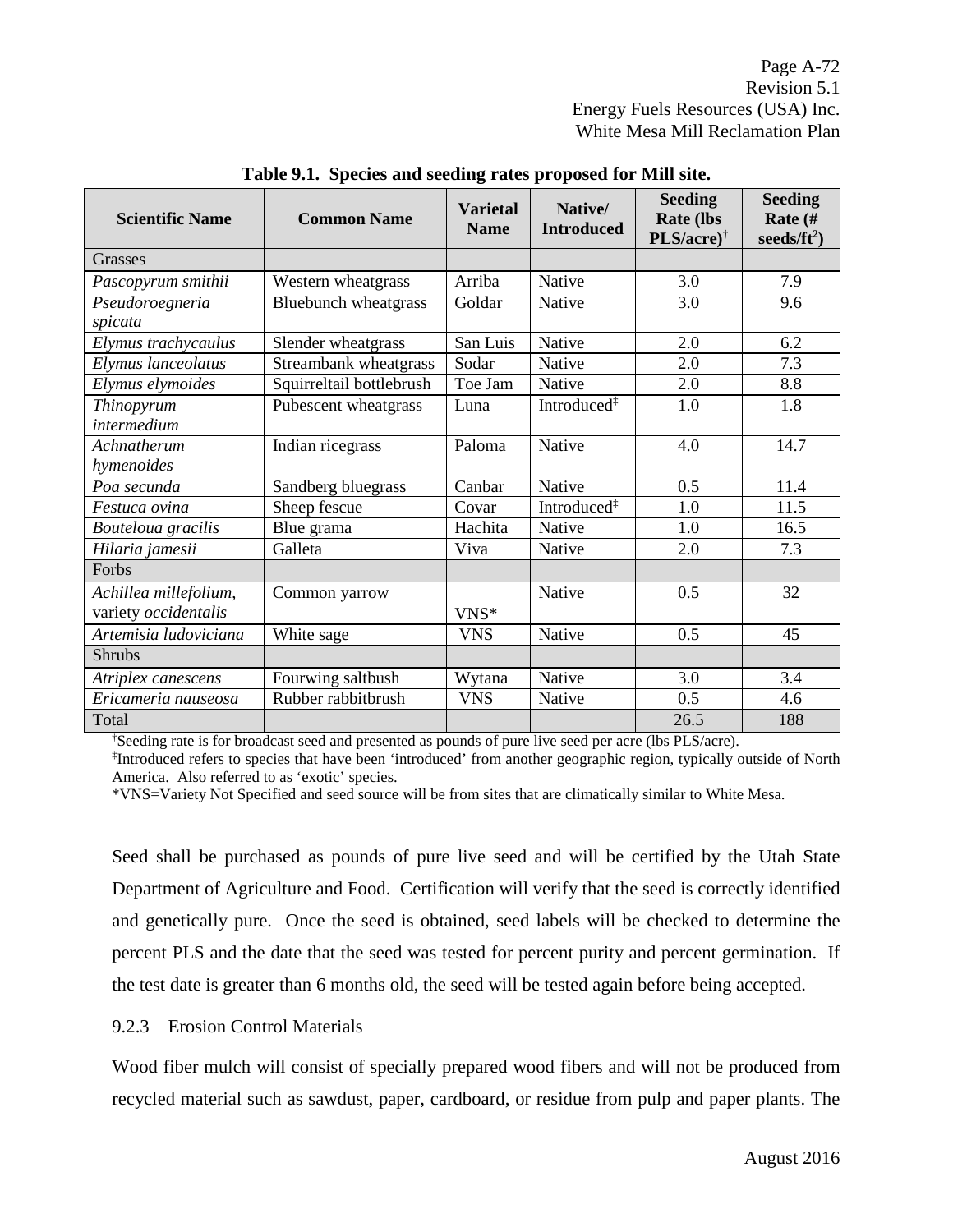**Table 9.1. Species and seeding rates proposed for Mill site.**

| Scientific Name | Common Name | Varietal Name | Native/ Introduced | Seeding Rate (lbs PLS/acre)[†] | Seeding Rate (# seeds/ft$^2$) |
|---|---|---|---|---|---|
| Grasses | | | | | |
| *Pascopyrum smithii* | Western wheatgrass | Arriba | Native | 3.0 | 7.9 |
| *Pseudoroegneria spicata* | Bluebunch wheatgrass | Goldar | Native | 3.0 | 9.6 |
| *Elymus trachycaulus* | Slender wheatgrass | San Luis | Native | 2.0 | 6.2 |
| *Elymus lanceolatus* | Streambank wheatgrass | Sodar | Native | 2.0 | 7.3 |
| *Elymus elymoides* | Squirreltail bottlebrush | Toe Jam | Native | 2.0 | 8.8 |
| *Thinopyrum intermedium* | Pubescent wheatgrass | Luna | Introduced[‡] | 1.0 | 1.8 |
| *Achnatherum hymenoides* | Indian ricegrass | Paloma | Native | 4.0 | 14.7 |
| *Poa secunda* | Sandberg bluegrass | Canbar | Native | 0.5 | 11.4 |
| *Festuca ovina* | Sheep fescue | Covar | Introduced[‡] | 1.0 | 11.5 |
| *Bouteloua gracilis* | Blue grama | Hachita | Native | 1.0 | 16.5 |
| *Hilaria jamesii* | Galleta | Viva | Native | 2.0 | 7.3 |
| Forbs | | | | | |
| *Achillea millefolium*, variety *occidentalis* | Common yarrow | VNS* | Native | 0.5 | 32 |
| *Artemisia ludoviciana* | White sage | VNS | Native | 0.5 | 45 |
| Shrubs | | | | | |
| *Atriplex canescens* | Fourwing saltbush | Wytana | Native | 3.0 | 3.4 |
| *Ericameria nauseosa* | Rubber rabbitbrush | VNS | Native | 0.5 | 4.6 |
| Total | | | | 26.5 | 188 |

[†]Seeding rate is for broadcast seed and presented as pounds of pure live seed per acre (lbs PLS/acre).
[‡]Introduced refers to species that have been 'introduced' from another geographic region, typically outside of North America. Also referred to as 'exotic' species.
*VNS=Variety Not Specified and seed source will be from sites that are climatically similar to White Mesa.

Seed shall be purchased as pounds of pure live seed and will be certified by the Utah State Department of Agriculture and Food. Certification will verify that the seed is correctly identified and genetically pure. Once the seed is obtained, seed labels will be checked to determine the percent PLS and the date that the seed was tested for percent purity and percent germination. If the test date is greater than 6 months old, the seed will be tested again before being accepted.

### 9.2.3 Erosion Control Materials

Wood fiber mulch will consist of specially prepared wood fibers and will not be produced from recycled material such as sawdust, paper, cardboard, or residue from pulp and paper plants. The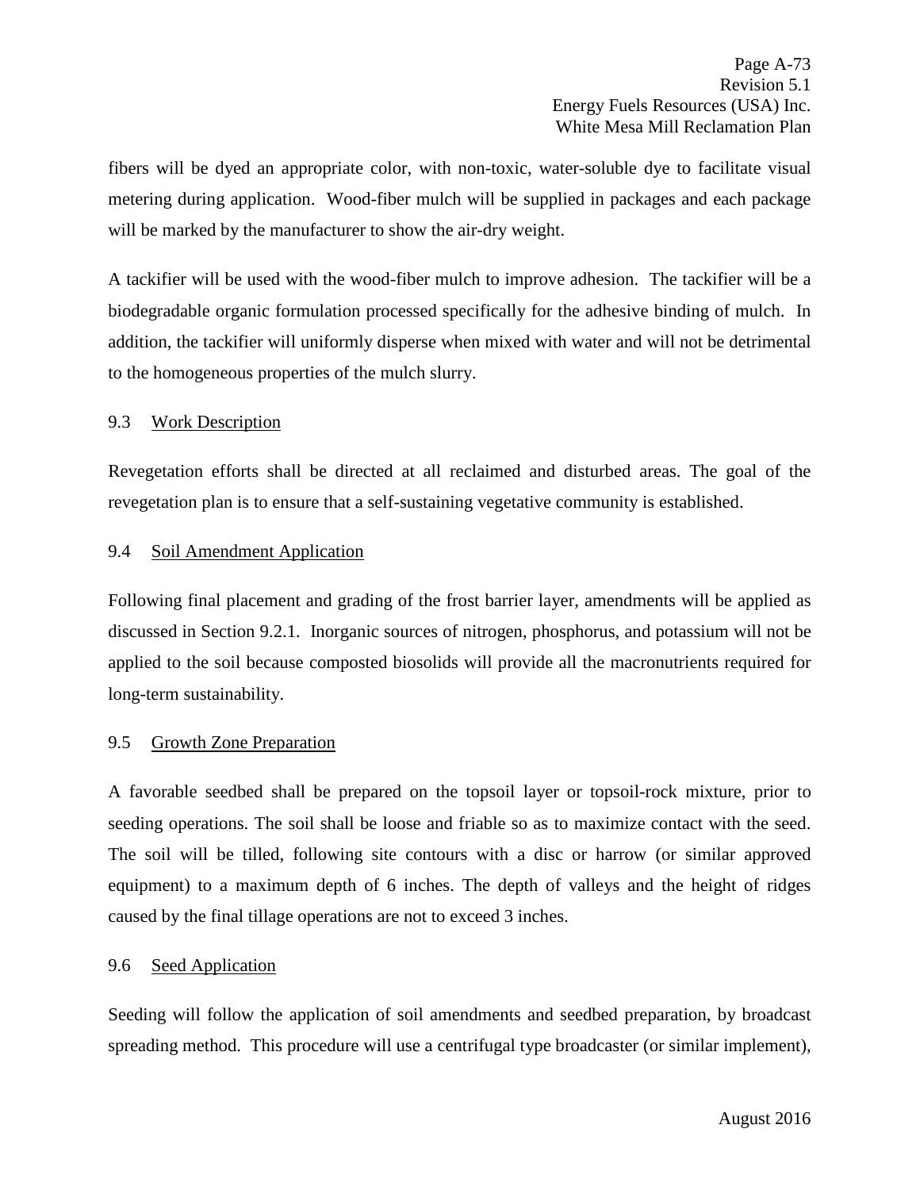fibers will be dyed an appropriate color, with non-toxic, water-soluble dye to facilitate visual metering during application. Wood-fiber mulch will be supplied in packages and each package will be marked by the manufacturer to show the air-dry weight.

A tackifier will be used with the wood-fiber mulch to improve adhesion. The tackifier will be a biodegradable organic formulation processed specifically for the adhesive binding of mulch. In addition, the tackifier will uniformly disperse when mixed with water and will not be detrimental to the homogeneous properties of the mulch slurry.

### 9.3 Work Description

Revegetation efforts shall be directed at all reclaimed and disturbed areas. The goal of the revegetation plan is to ensure that a self-sustaining vegetative community is established.

### 9.4 Soil Amendment Application

Following final placement and grading of the frost barrier layer, amendments will be applied as discussed in Section 9.2.1. Inorganic sources of nitrogen, phosphorus, and potassium will not be applied to the soil because composted biosolids will provide all the macronutrients required for long-term sustainability.

### 9.5 Growth Zone Preparation

A favorable seedbed shall be prepared on the topsoil layer or topsoil-rock mixture, prior to seeding operations. The soil shall be loose and friable so as to maximize contact with the seed. The soil will be tilled, following site contours with a disc or harrow (or similar approved equipment) to a maximum depth of 6 inches. The depth of valleys and the height of ridges caused by the final tillage operations are not to exceed 3 inches.

### 9.6 Seed Application

Seeding will follow the application of soil amendments and seedbed preparation, by broadcast spreading method. This procedure will use a centrifugal type broadcaster (or similar implement),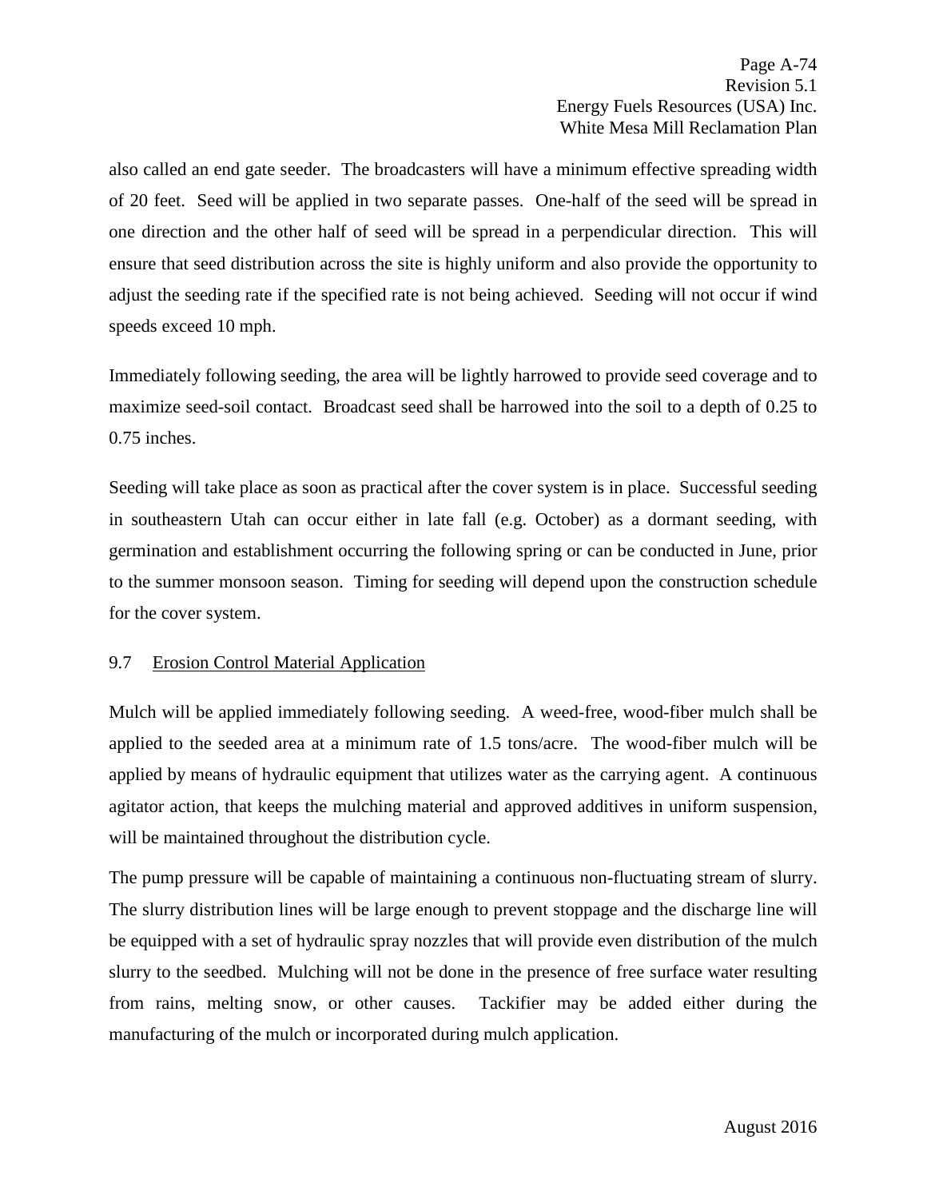also called an end gate seeder. The broadcasters will have a minimum effective spreading width of 20 feet. Seed will be applied in two separate passes. One-half of the seed will be spread in one direction and the other half of seed will be spread in a perpendicular direction. This will ensure that seed distribution across the site is highly uniform and also provide the opportunity to adjust the seeding rate if the specified rate is not being achieved. Seeding will not occur if wind speeds exceed 10 mph.

Immediately following seeding, the area will be lightly harrowed to provide seed coverage and to maximize seed-soil contact. Broadcast seed shall be harrowed into the soil to a depth of 0.25 to 0.75 inches.

Seeding will take place as soon as practical after the cover system is in place. Successful seeding in southeastern Utah can occur either in late fall (e.g. October) as a dormant seeding, with germination and establishment occurring the following spring or can be conducted in June, prior to the summer monsoon season. Timing for seeding will depend upon the construction schedule for the cover system.

### 9.7 Erosion Control Material Application

Mulch will be applied immediately following seeding. A weed-free, wood-fiber mulch shall be applied to the seeded area at a minimum rate of 1.5 tons/acre. The wood-fiber mulch will be applied by means of hydraulic equipment that utilizes water as the carrying agent. A continuous agitator action, that keeps the mulching material and approved additives in uniform suspension, will be maintained throughout the distribution cycle.

The pump pressure will be capable of maintaining a continuous non-fluctuating stream of slurry. The slurry distribution lines will be large enough to prevent stoppage and the discharge line will be equipped with a set of hydraulic spray nozzles that will provide even distribution of the mulch slurry to the seedbed. Mulching will not be done in the presence of free surface water resulting from rains, melting snow, or other causes. Tackifier may be added either during the manufacturing of the mulch or incorporated during mulch application.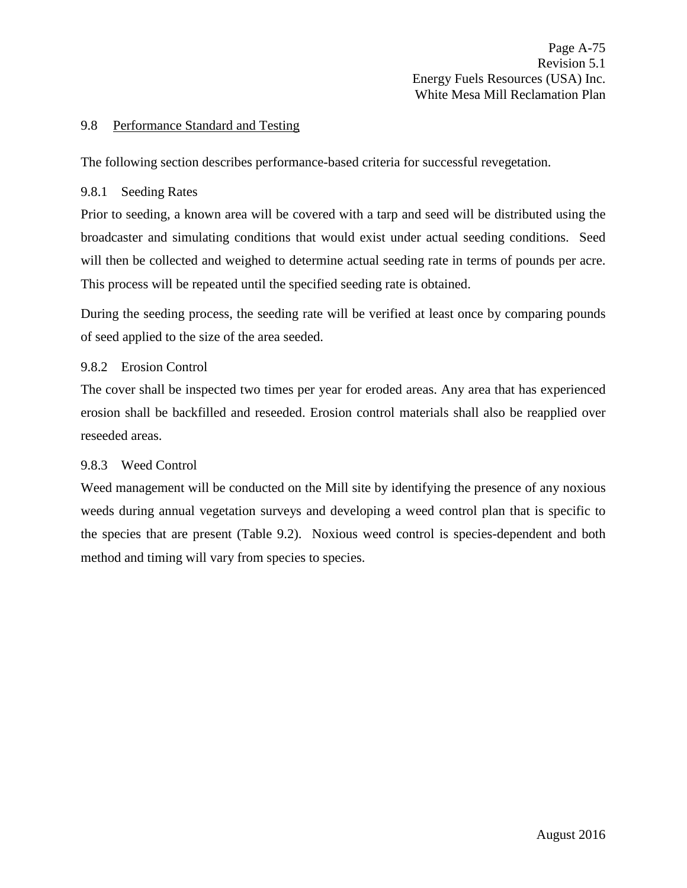## 9.8 Performance Standard and Testing

The following section describes performance-based criteria for successful revegetation.

### 9.8.1 Seeding Rates

Prior to seeding, a known area will be covered with a tarp and seed will be distributed using the broadcaster and simulating conditions that would exist under actual seeding conditions. Seed will then be collected and weighed to determine actual seeding rate in terms of pounds per acre. This process will be repeated until the specified seeding rate is obtained.

During the seeding process, the seeding rate will be verified at least once by comparing pounds of seed applied to the size of the area seeded.

### 9.8.2 Erosion Control

The cover shall be inspected two times per year for eroded areas. Any area that has experienced erosion shall be backfilled and reseeded. Erosion control materials shall also be reapplied over reseeded areas.

### 9.8.3 Weed Control

Weed management will be conducted on the Mill site by identifying the presence of any noxious weeds during annual vegetation surveys and developing a weed control plan that is specific to the species that are present (Table 9.2). Noxious weed control is species-dependent and both method and timing will vary from species to species.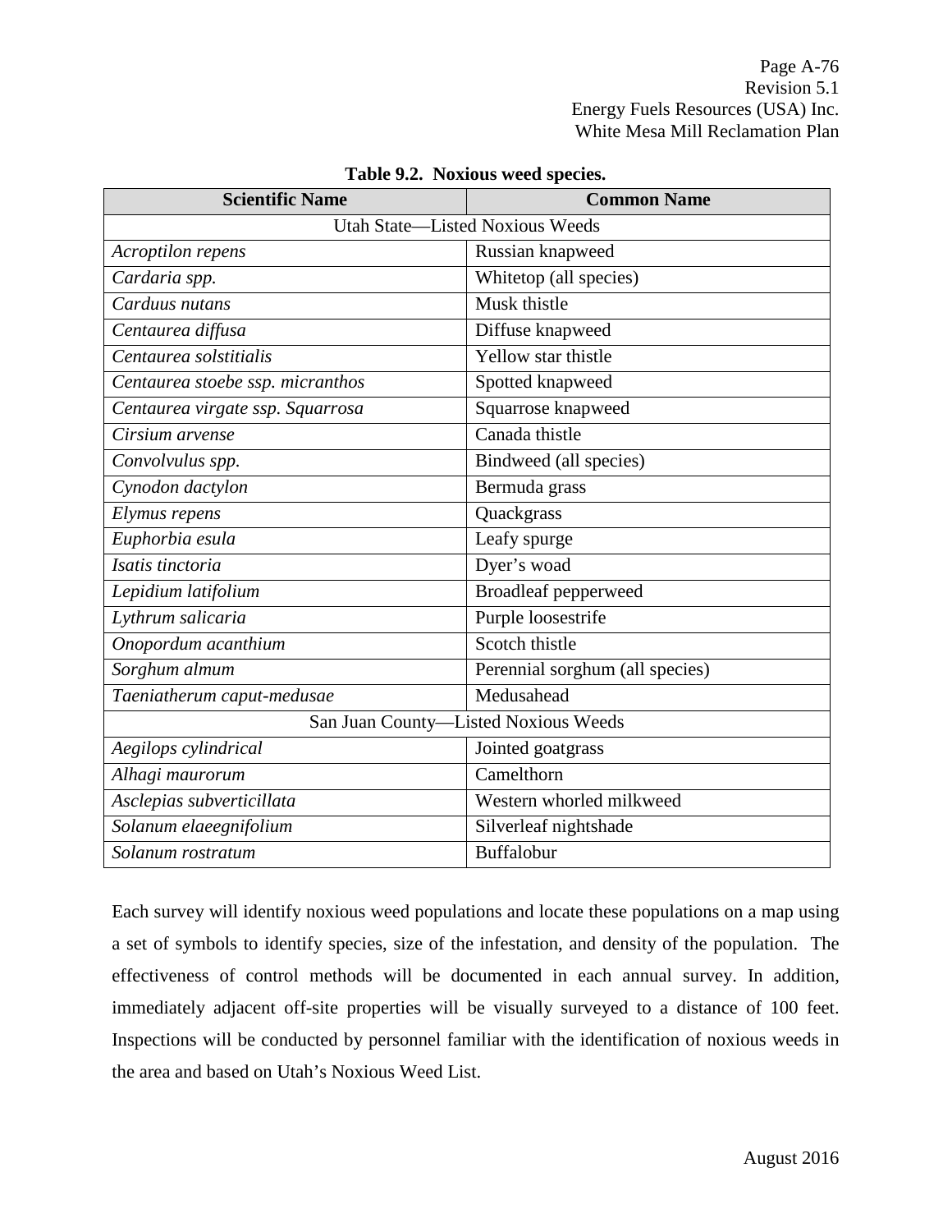**Table 9.2. Noxious weed species.**

| Scientific Name | Common Name |
| --- | --- |
| Utah State—Listed Noxious Weeds | |
| *Acroptilon repens* | Russian knapweed |
| *Cardaria spp.* | Whitetop (all species) |
| *Carduus nutans* | Musk thistle |
| *Centaurea diffusa* | Diffuse knapweed |
| *Centaurea solstitialis* | Yellow star thistle |
| *Centaurea stoebe ssp. micranthos* | Spotted knapweed |
| *Centaurea virgate ssp. Squarrosa* | Squarrose knapweed |
| *Cirsium arvense* | Canada thistle |
| *Convolvulus spp.* | Bindweed (all species) |
| *Cynodon dactylon* | Bermuda grass |
| *Elymus repens* | Quackgrass |
| *Euphorbia esula* | Leafy spurge |
| *Isatis tinctoria* | Dyer's woad |
| *Lepidium latifolium* | Broadleaf pepperweed |
| *Lythrum salicaria* | Purple loosestrife |
| *Onopordum acanthium* | Scotch thistle |
| *Sorghum almum* | Perennial sorghum (all species) |
| *Taeniatherum caput-medusae* | Medusahead |
| San Juan County—Listed Noxious Weeds | |
| *Aegilops cylindrical* | Jointed goatgrass |
| *Alhagi maurorum* | Camelthorn |
| *Asclepias subverticillata* | Western whorled milkweed |
| *Solanum elaeegnifolium* | Silverleaf nightshade |
| *Solanum rostratum* | Buffalobur |

Each survey will identify noxious weed populations and locate these populations on a map using a set of symbols to identify species, size of the infestation, and density of the population. The effectiveness of control methods will be documented in each annual survey. In addition, immediately adjacent off-site properties will be visually surveyed to a distance of 100 feet. Inspections will be conducted by personnel familiar with the identification of noxious weeds in the area and based on Utah's Noxious Weed List.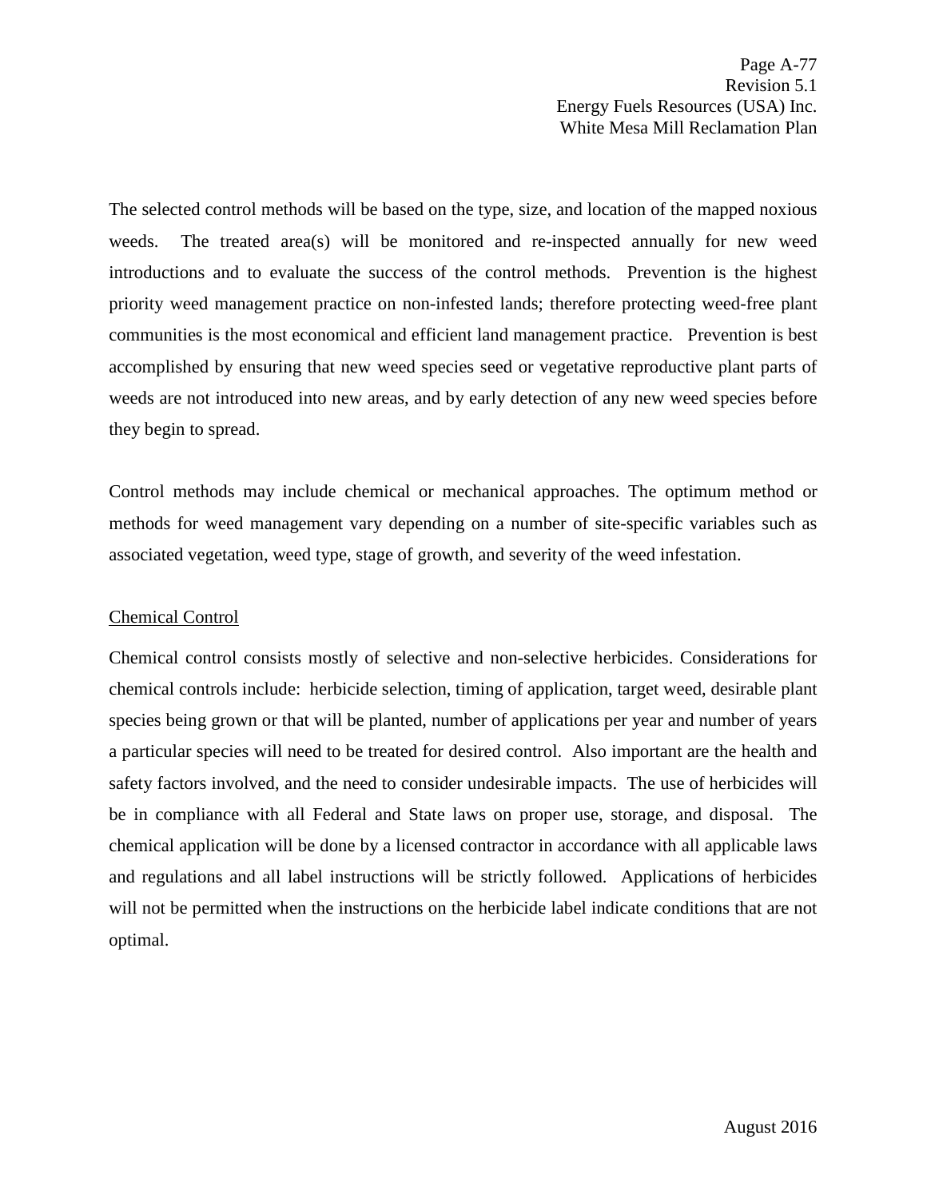The selected control methods will be based on the type, size, and location of the mapped noxious weeds. The treated area(s) will be monitored and re-inspected annually for new weed introductions and to evaluate the success of the control methods. Prevention is the highest priority weed management practice on non-infested lands; therefore protecting weed-free plant communities is the most economical and efficient land management practice. Prevention is best accomplished by ensuring that new weed species seed or vegetative reproductive plant parts of weeds are not introduced into new areas, and by early detection of any new weed species before they begin to spread.

Control methods may include chemical or mechanical approaches. The optimum method or methods for weed management vary depending on a number of site-specific variables such as associated vegetation, weed type, stage of growth, and severity of the weed infestation.

<u>Chemical Control</u>

Chemical control consists mostly of selective and non-selective herbicides. Considerations for chemical controls include: herbicide selection, timing of application, target weed, desirable plant species being grown or that will be planted, number of applications per year and number of years a particular species will need to be treated for desired control. Also important are the health and safety factors involved, and the need to consider undesirable impacts. The use of herbicides will be in compliance with all Federal and State laws on proper use, storage, and disposal. The chemical application will be done by a licensed contractor in accordance with all applicable laws and regulations and all label instructions will be strictly followed. Applications of herbicides will not be permitted when the instructions on the herbicide label indicate conditions that are not optimal.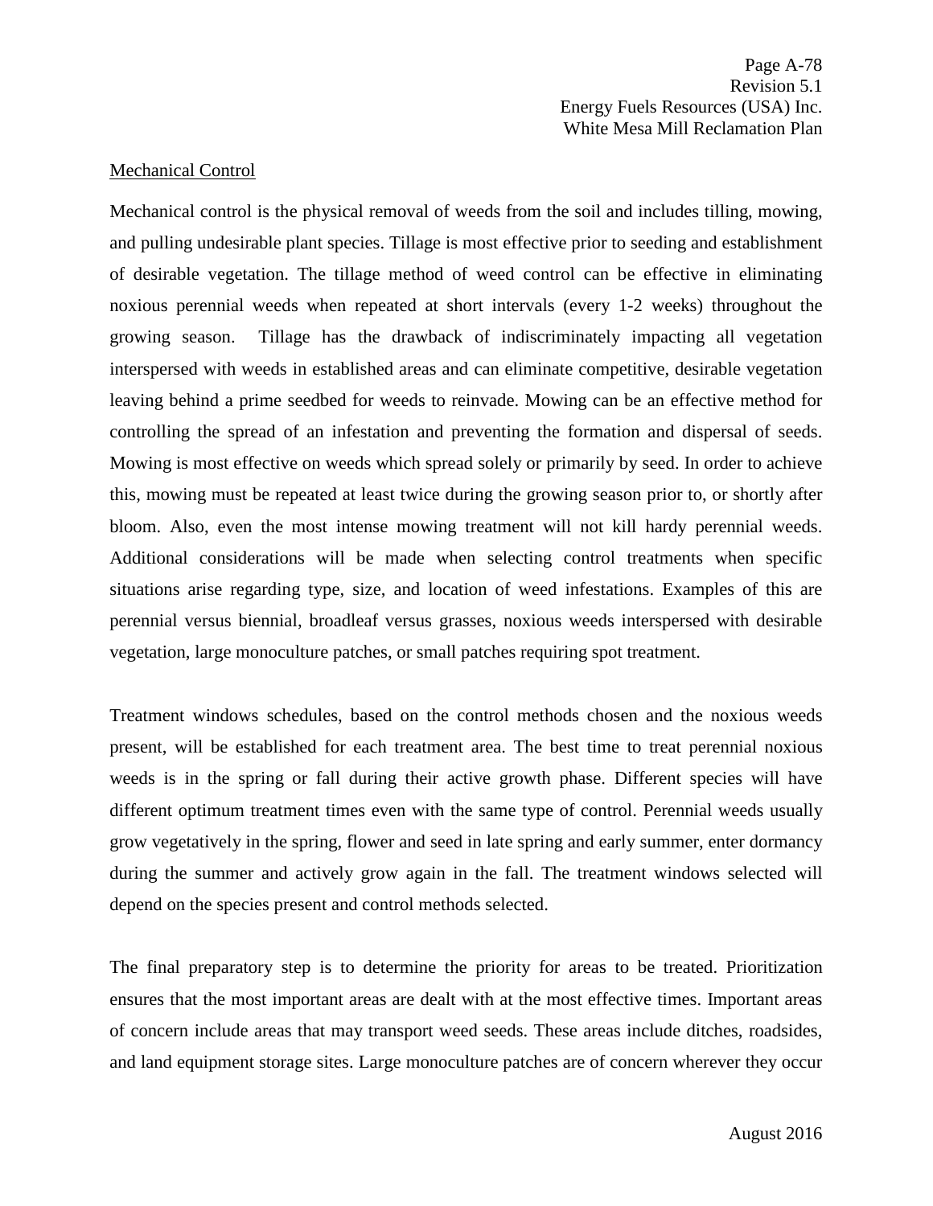Mechanical Control

Mechanical control is the physical removal of weeds from the soil and includes tilling, mowing, and pulling undesirable plant species. Tillage is most effective prior to seeding and establishment of desirable vegetation. The tillage method of weed control can be effective in eliminating noxious perennial weeds when repeated at short intervals (every 1-2 weeks) throughout the growing season. Tillage has the drawback of indiscriminately impacting all vegetation interspersed with weeds in established areas and can eliminate competitive, desirable vegetation leaving behind a prime seedbed for weeds to reinvade. Mowing can be an effective method for controlling the spread of an infestation and preventing the formation and dispersal of seeds. Mowing is most effective on weeds which spread solely or primarily by seed. In order to achieve this, mowing must be repeated at least twice during the growing season prior to, or shortly after bloom. Also, even the most intense mowing treatment will not kill hardy perennial weeds. Additional considerations will be made when selecting control treatments when specific situations arise regarding type, size, and location of weed infestations. Examples of this are perennial versus biennial, broadleaf versus grasses, noxious weeds interspersed with desirable vegetation, large monoculture patches, or small patches requiring spot treatment.

Treatment windows schedules, based on the control methods chosen and the noxious weeds present, will be established for each treatment area. The best time to treat perennial noxious weeds is in the spring or fall during their active growth phase. Different species will have different optimum treatment times even with the same type of control. Perennial weeds usually grow vegetatively in the spring, flower and seed in late spring and early summer, enter dormancy during the summer and actively grow again in the fall. The treatment windows selected will depend on the species present and control methods selected.

The final preparatory step is to determine the priority for areas to be treated. Prioritization ensures that the most important areas are dealt with at the most effective times. Important areas of concern include areas that may transport weed seeds. These areas include ditches, roadsides, and land equipment storage sites. Large monoculture patches are of concern wherever they occur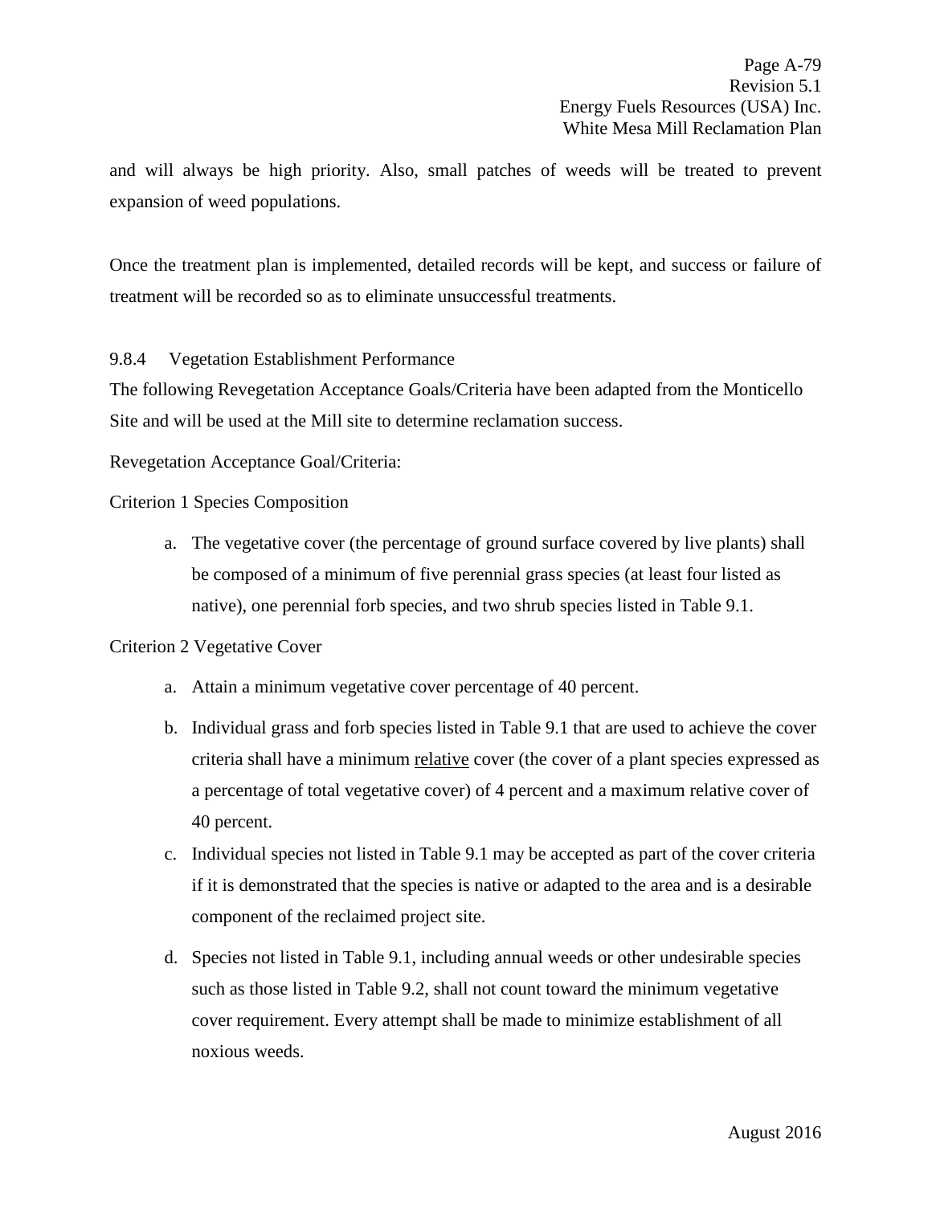and will always be high priority. Also, small patches of weeds will be treated to prevent expansion of weed populations.

Once the treatment plan is implemented, detailed records will be kept, and success or failure of treatment will be recorded so as to eliminate unsuccessful treatments.

### 9.8.4 Vegetation Establishment Performance

The following Revegetation Acceptance Goals/Criteria have been adapted from the Monticello Site and will be used at the Mill site to determine reclamation success.

Revegetation Acceptance Goal/Criteria:

Criterion 1 Species Composition

a. The vegetative cover (the percentage of ground surface covered by live plants) shall be composed of a minimum of five perennial grass species (at least four listed as native), one perennial forb species, and two shrub species listed in Table 9.1.

Criterion 2 Vegetative Cover

a. Attain a minimum vegetative cover percentage of 40 percent.
b. Individual grass and forb species listed in Table 9.1 that are used to achieve the cover criteria shall have a minimum <u>relative</u> cover (the cover of a plant species expressed as a percentage of total vegetative cover) of 4 percent and a maximum relative cover of 40 percent.
c. Individual species not listed in Table 9.1 may be accepted as part of the cover criteria if it is demonstrated that the species is native or adapted to the area and is a desirable component of the reclaimed project site.
d. Species not listed in Table 9.1, including annual weeds or other undesirable species such as those listed in Table 9.2, shall not count toward the minimum vegetative cover requirement. Every attempt shall be made to minimize establishment of all noxious weeds.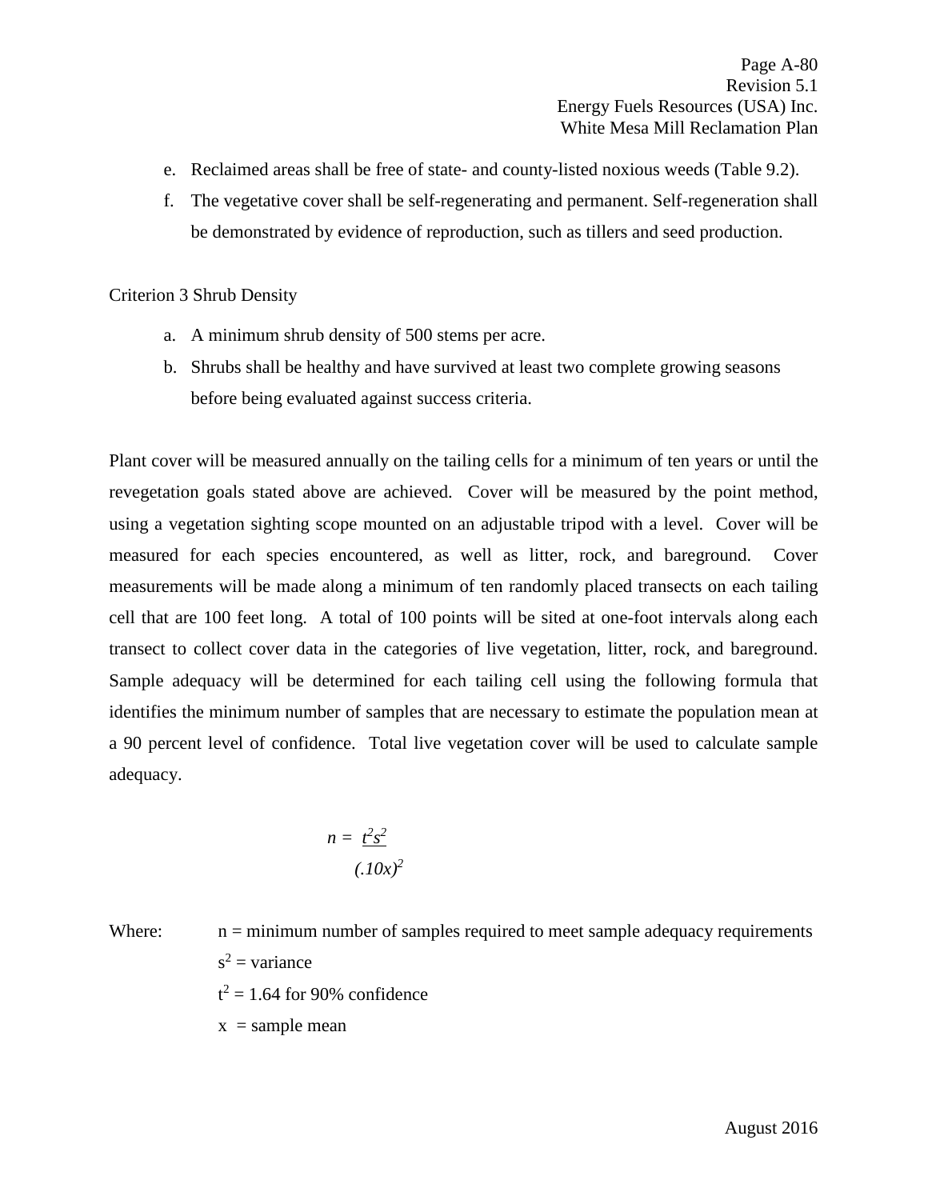e. Reclaimed areas shall be free of state- and county-listed noxious weeds (Table 9.2).
f. The vegetative cover shall be self-regenerating and permanent. Self-regeneration shall be demonstrated by evidence of reproduction, such as tillers and seed production.

Criterion 3 Shrub Density

a. A minimum shrub density of 500 stems per acre.
b. Shrubs shall be healthy and have survived at least two complete growing seasons before being evaluated against success criteria.

Plant cover will be measured annually on the tailing cells for a minimum of ten years or until the revegetation goals stated above are achieved. Cover will be measured by the point method, using a vegetation sighting scope mounted on an adjustable tripod with a level. Cover will be measured for each species encountered, as well as litter, rock, and bareground. Cover measurements will be made along a minimum of ten randomly placed transects on each tailing cell that are 100 feet long. A total of 100 points will be sited at one-foot intervals along each transect to collect cover data in the categories of live vegetation, litter, rock, and bareground. Sample adequacy will be determined for each tailing cell using the following formula that identifies the minimum number of samples that are necessary to estimate the population mean at a 90 percent level of confidence. Total live vegetation cover will be used to calculate sample adequacy.

$$n = \frac{t^2 s^2}{(.10x)^2}$$

Where: $n$ = minimum number of samples required to meet sample adequacy requirements

$s^2$ = variance

$t^2$ = 1.64 for 90% confidence

$x$ = sample mean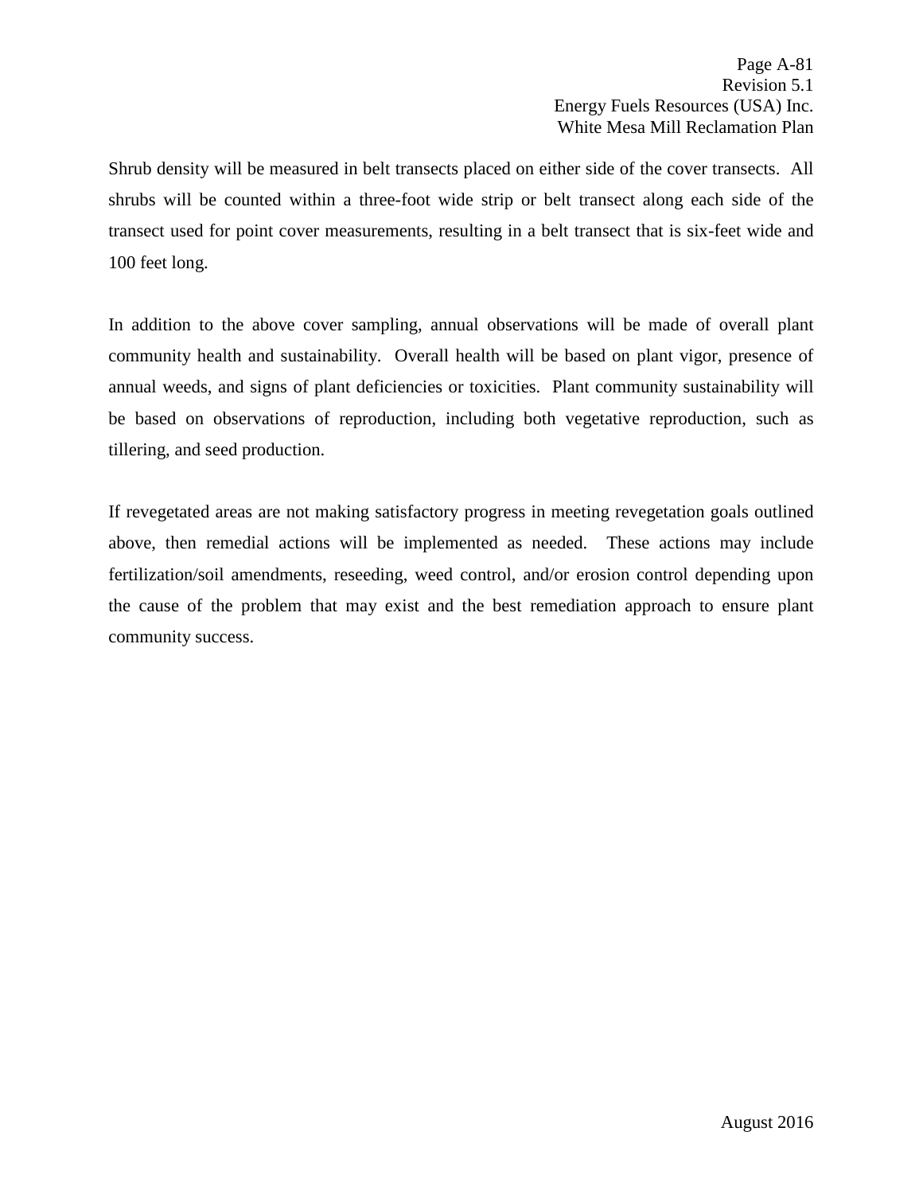Shrub density will be measured in belt transects placed on either side of the cover transects. All shrubs will be counted within a three-foot wide strip or belt transect along each side of the transect used for point cover measurements, resulting in a belt transect that is six-feet wide and 100 feet long.

In addition to the above cover sampling, annual observations will be made of overall plant community health and sustainability. Overall health will be based on plant vigor, presence of annual weeds, and signs of plant deficiencies or toxicities. Plant community sustainability will be based on observations of reproduction, including both vegetative reproduction, such as tillering, and seed production.

If revegetated areas are not making satisfactory progress in meeting revegetation goals outlined above, then remedial actions will be implemented as needed. These actions may include fertilization/soil amendments, reseeding, weed control, and/or erosion control depending upon the cause of the problem that may exist and the best remediation approach to ensure plant community success.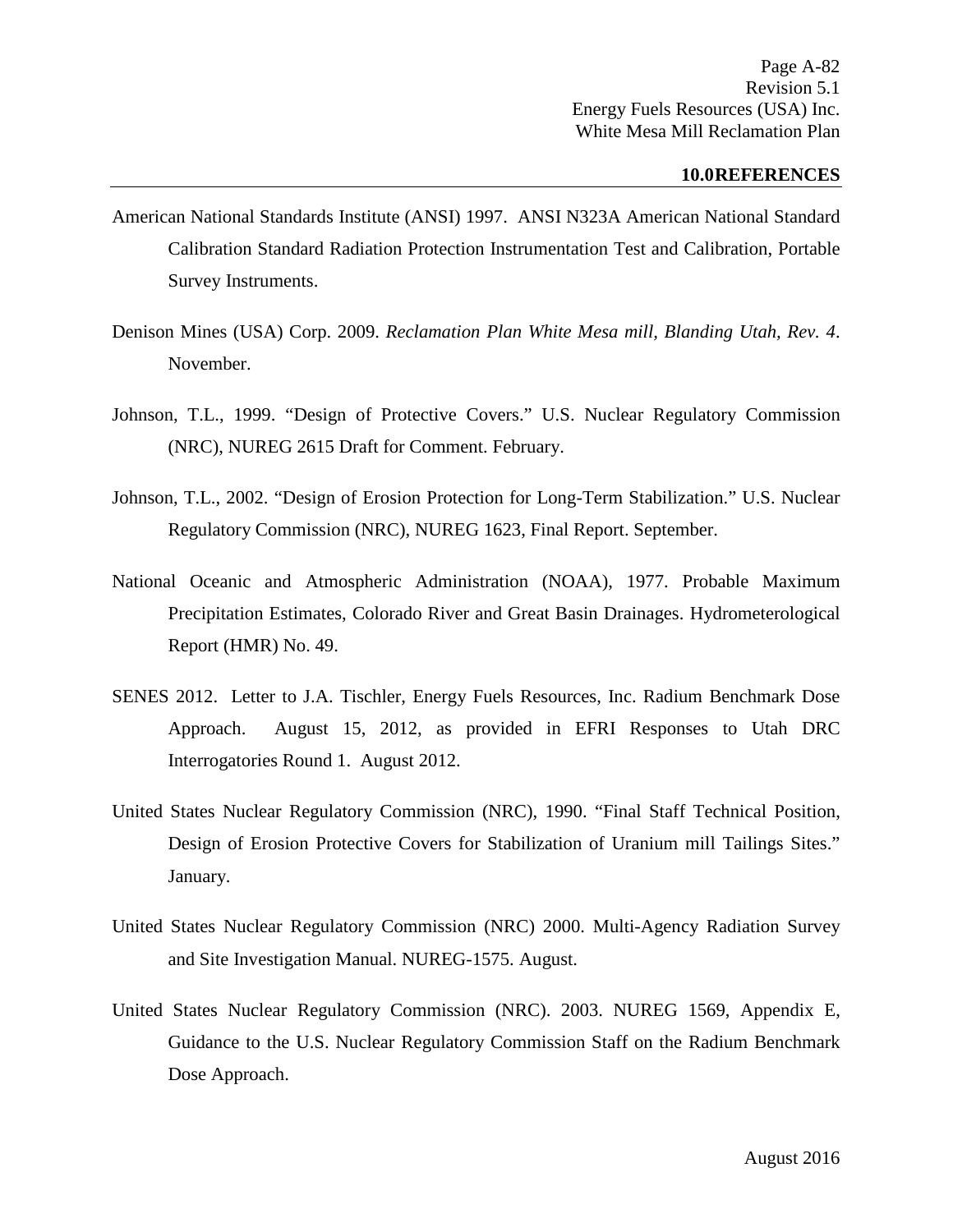## 10.0REFERENCES

American National Standards Institute (ANSI) 1997. ANSI N323A American National Standard Calibration Standard Radiation Protection Instrumentation Test and Calibration, Portable Survey Instruments.

Denison Mines (USA) Corp. 2009. *Reclamation Plan White Mesa mill, Blanding Utah, Rev. 4*. November.

Johnson, T.L., 1999. "Design of Protective Covers." U.S. Nuclear Regulatory Commission (NRC), NUREG 2615 Draft for Comment. February.

Johnson, T.L., 2002. "Design of Erosion Protection for Long-Term Stabilization." U.S. Nuclear Regulatory Commission (NRC), NUREG 1623, Final Report. September.

National Oceanic and Atmospheric Administration (NOAA), 1977. Probable Maximum Precipitation Estimates, Colorado River and Great Basin Drainages. Hydrometerological Report (HMR) No. 49.

SENES 2012. Letter to J.A. Tischler, Energy Fuels Resources, Inc. Radium Benchmark Dose Approach. August 15, 2012, as provided in EFRI Responses to Utah DRC Interrogatories Round 1. August 2012.

United States Nuclear Regulatory Commission (NRC), 1990. "Final Staff Technical Position, Design of Erosion Protective Covers for Stabilization of Uranium mill Tailings Sites." January.

United States Nuclear Regulatory Commission (NRC) 2000. Multi-Agency Radiation Survey and Site Investigation Manual. NUREG-1575. August.

United States Nuclear Regulatory Commission (NRC). 2003. NUREG 1569, Appendix E, Guidance to the U.S. Nuclear Regulatory Commission Staff on the Radium Benchmark Dose Approach.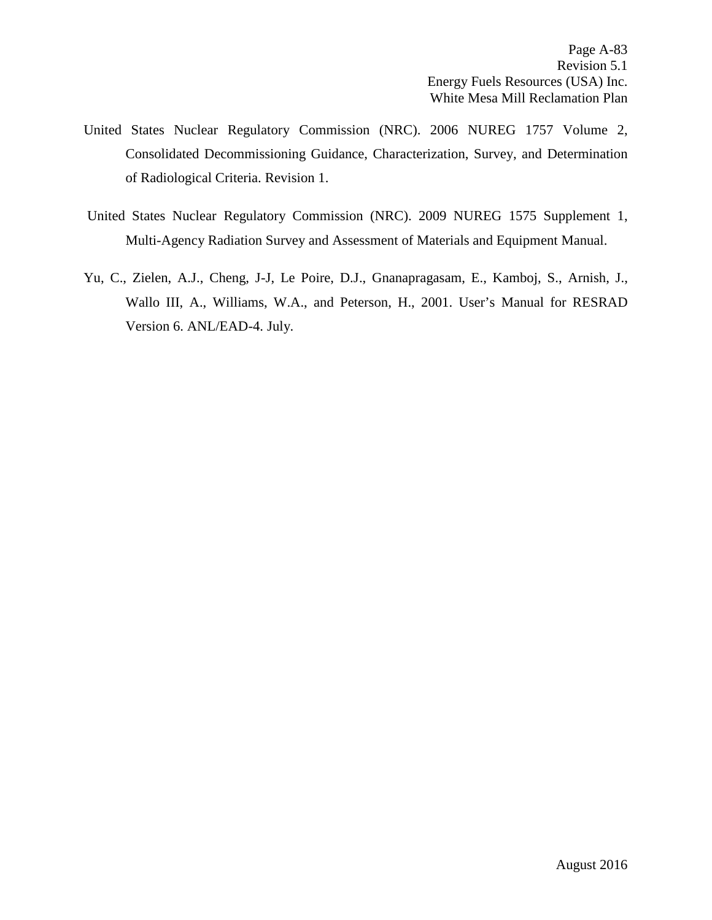United States Nuclear Regulatory Commission (NRC). 2006 NUREG 1757 Volume 2, Consolidated Decommissioning Guidance, Characterization, Survey, and Determination of Radiological Criteria. Revision 1.

United States Nuclear Regulatory Commission (NRC). 2009 NUREG 1575 Supplement 1, Multi-Agency Radiation Survey and Assessment of Materials and Equipment Manual.

Yu, C., Zielen, A.J., Cheng, J-J, Le Poire, D.J., Gnanapragasam, E., Kamboj, S., Arnish, J., Wallo III, A., Williams, W.A., and Peterson, H., 2001. User's Manual for RESRAD Version 6. ANL/EAD-4. July.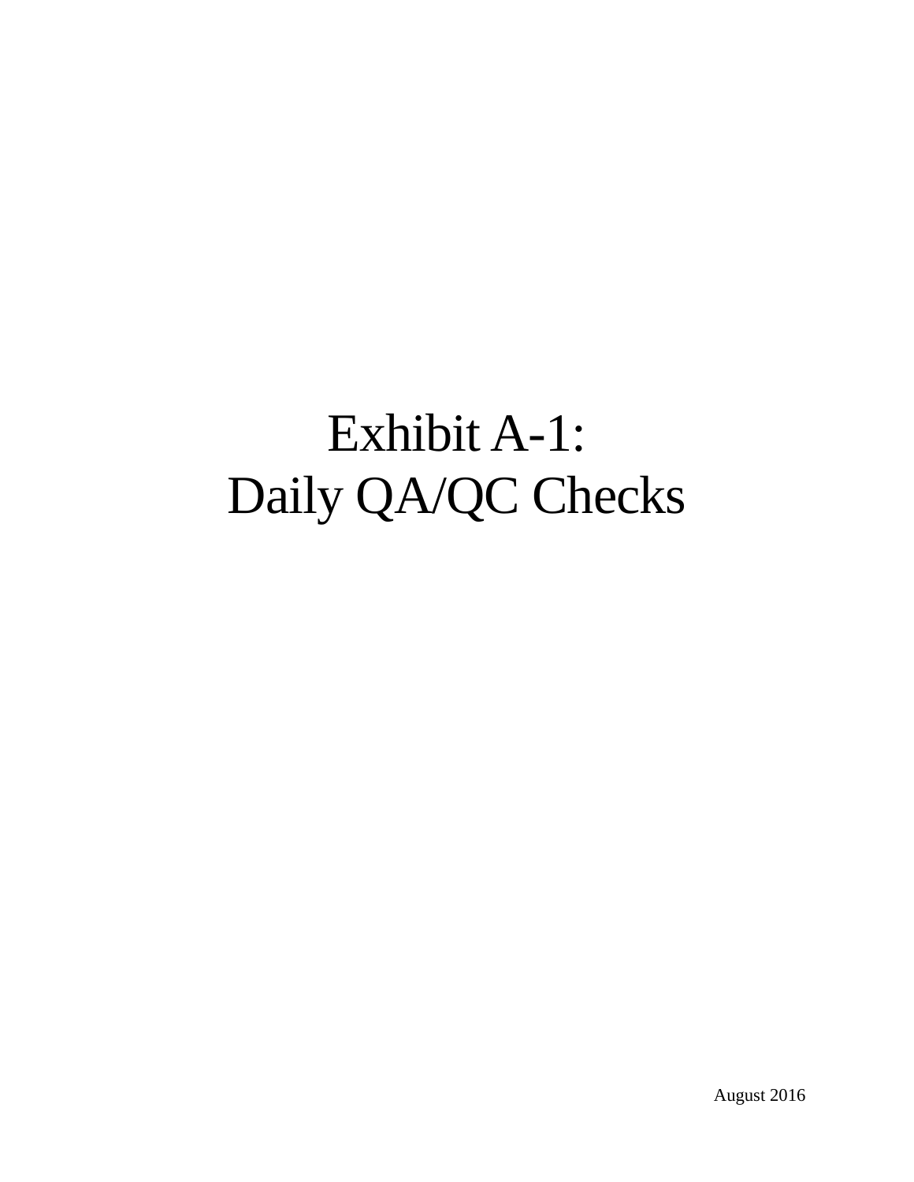# Exhibit A-1: Daily QA/QC Checks

August 2016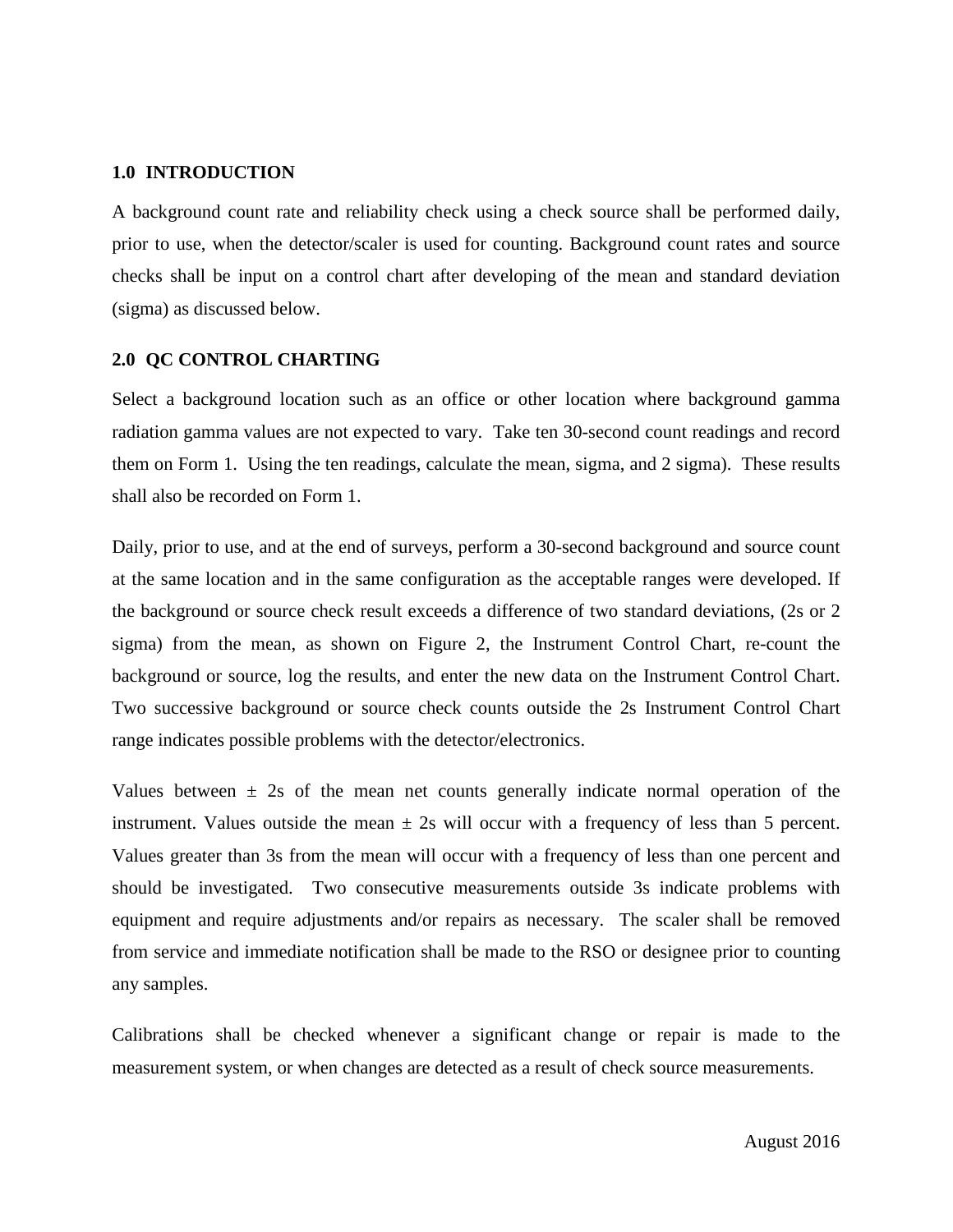## 1.0 INTRODUCTION

A background count rate and reliability check using a check source shall be performed daily, prior to use, when the detector/scaler is used for counting. Background count rates and source checks shall be input on a control chart after developing of the mean and standard deviation (sigma) as discussed below.

## 2.0 QC CONTROL CHARTING

Select a background location such as an office or other location where background gamma radiation gamma values are not expected to vary. Take ten 30-second count readings and record them on Form 1. Using the ten readings, calculate the mean, sigma, and 2 sigma). These results shall also be recorded on Form 1.

Daily, prior to use, and at the end of surveys, perform a 30-second background and source count at the same location and in the same configuration as the acceptable ranges were developed. If the background or source check result exceeds a difference of two standard deviations, (2s or 2 sigma) from the mean, as shown on Figure 2, the Instrument Control Chart, re-count the background or source, log the results, and enter the new data on the Instrument Control Chart. Two successive background or source check counts outside the 2s Instrument Control Chart range indicates possible problems with the detector/electronics.

Values between ± 2s of the mean net counts generally indicate normal operation of the instrument. Values outside the mean ± 2s will occur with a frequency of less than 5 percent. Values greater than 3s from the mean will occur with a frequency of less than one percent and should be investigated. Two consecutive measurements outside 3s indicate problems with equipment and require adjustments and/or repairs as necessary. The scaler shall be removed from service and immediate notification shall be made to the RSO or designee prior to counting any samples.

Calibrations shall be checked whenever a significant change or repair is made to the measurement system, or when changes are detected as a result of check source measurements.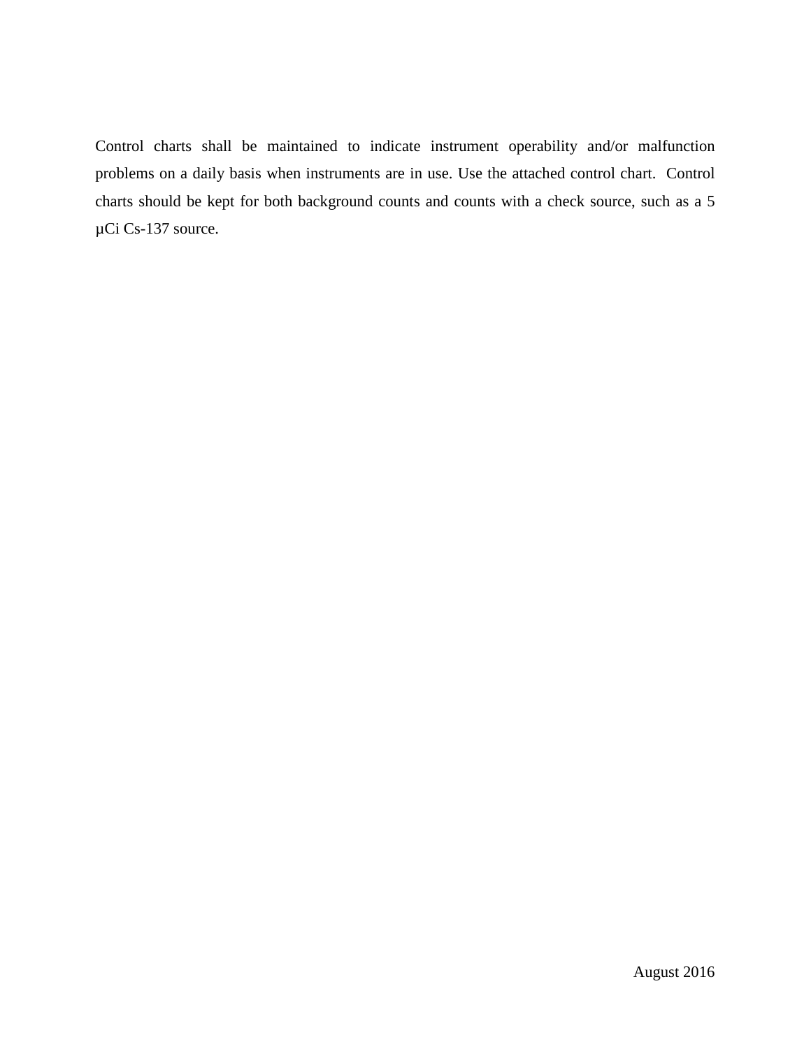Control charts shall be maintained to indicate instrument operability and/or malfunction problems on a daily basis when instruments are in use. Use the attached control chart. Control charts should be kept for both background counts and counts with a check source, such as a 5 µCi Cs-137 source.

August 2016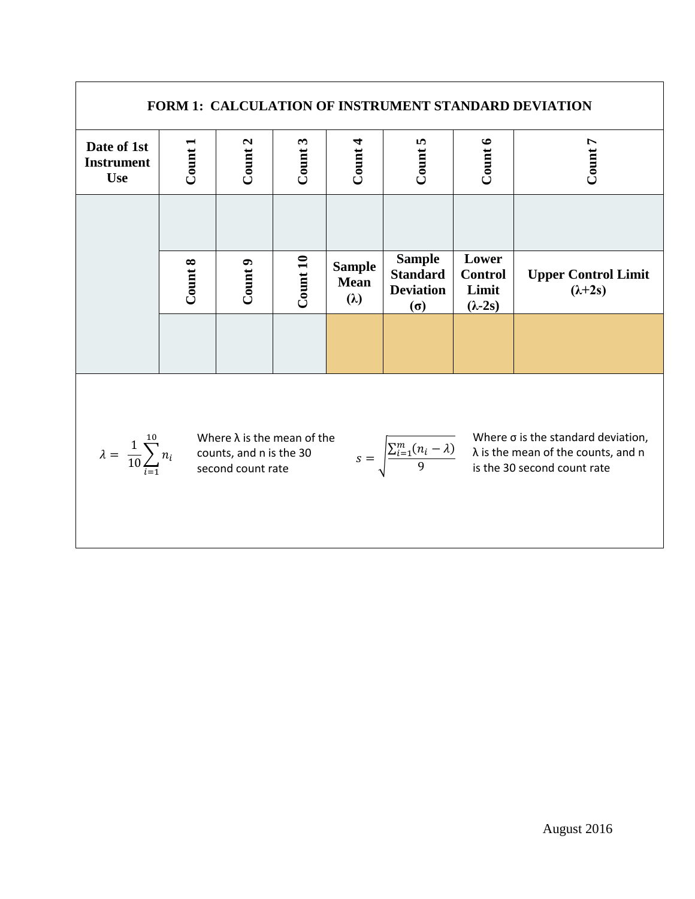## FORM 1: CALCULATION OF INSTRUMENT STANDARD DEVIATION

| Date of 1st Instrument Use | Count 1 | Count 2 | Count 3 | Count 4 | Count 5 | Count 6 | Count 7 |
|---|---|---|---|---|---|---|---|
| | | | | | | | |
| | Count 8 | Count 9 | Count 10 | Sample Mean (λ) | Sample Standard Deviation (σ) | Lower Control Limit (λ-2s) | Upper Control Limit (λ+2s) |
| | | | | | | | |

$$\lambda = \frac{1}{10}\sum_{i=1}^{10} n_i$$

Where λ is the mean of the counts, and n is the 30 second count rate

$$s = \sqrt{\frac{\sum_{i=1}^{m}(n_i - \lambda)}{9}}$$

Where σ is the standard deviation, λ is the mean of the counts, and n is the 30 second count rate

August 2016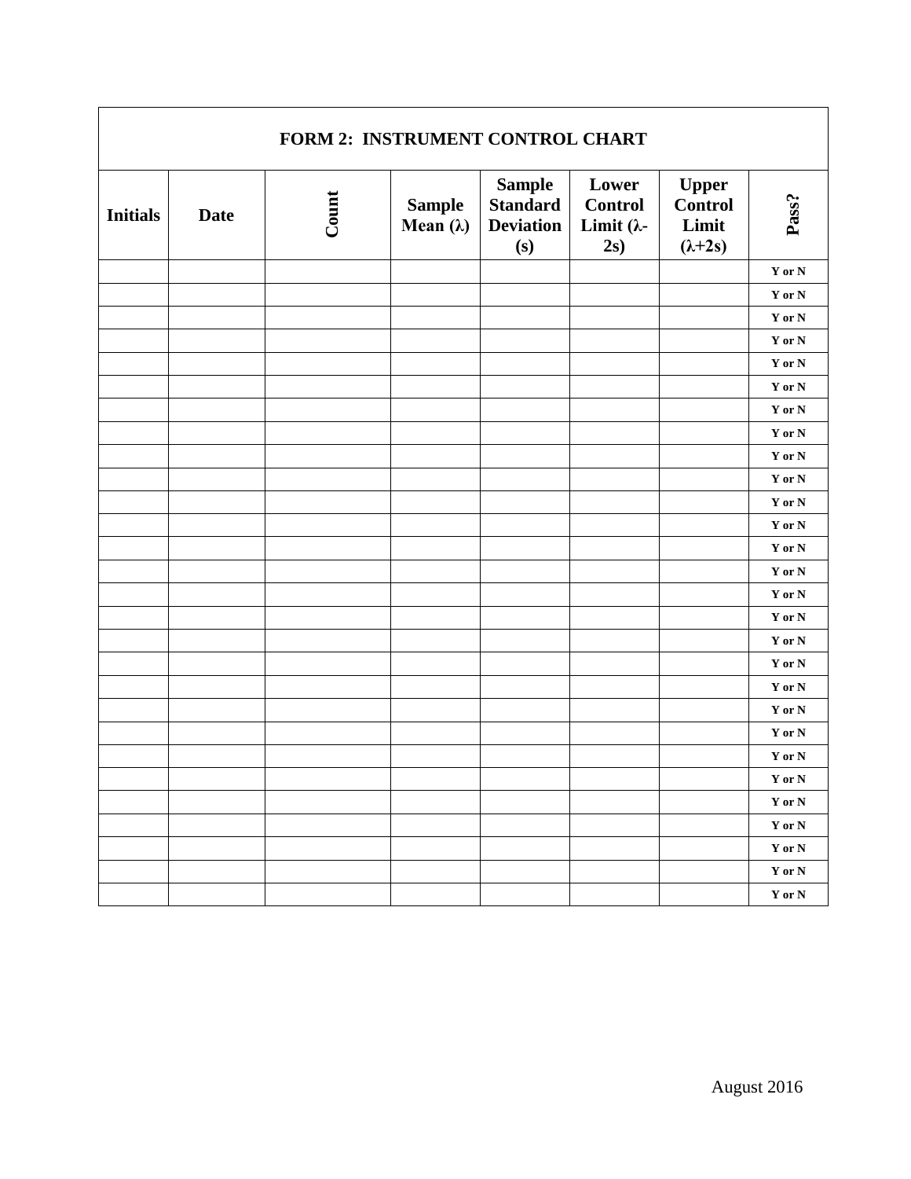## FORM 2: INSTRUMENT CONTROL CHART

| Initials | Date | Count | Sample Mean (λ) | Sample Standard Deviation (s) | Lower Control Limit (λ-2s) | Upper Control Limit (λ+2s) | Pass? |
|---|---|---|---|---|---|---|---|
| | | | | | | | Y or N |
| | | | | | | | Y or N |
| | | | | | | | Y or N |
| | | | | | | | Y or N |
| | | | | | | | Y or N |
| | | | | | | | Y or N |
| | | | | | | | Y or N |
| | | | | | | | Y or N |
| | | | | | | | Y or N |
| | | | | | | | Y or N |
| | | | | | | | Y or N |
| | | | | | | | Y or N |
| | | | | | | | Y or N |
| | | | | | | | Y or N |
| | | | | | | | Y or N |
| | | | | | | | Y or N |
| | | | | | | | Y or N |
| | | | | | | | Y or N |
| | | | | | | | Y or N |
| | | | | | | | Y or N |
| | | | | | | | Y or N |
| | | | | | | | Y or N |
| | | | | | | | Y or N |
| | | | | | | | Y or N |
| | | | | | | | Y or N |
| | | | | | | | Y or N |
| | | | | | | | Y or N |
| | | | | | | | Y or N |

August 2016